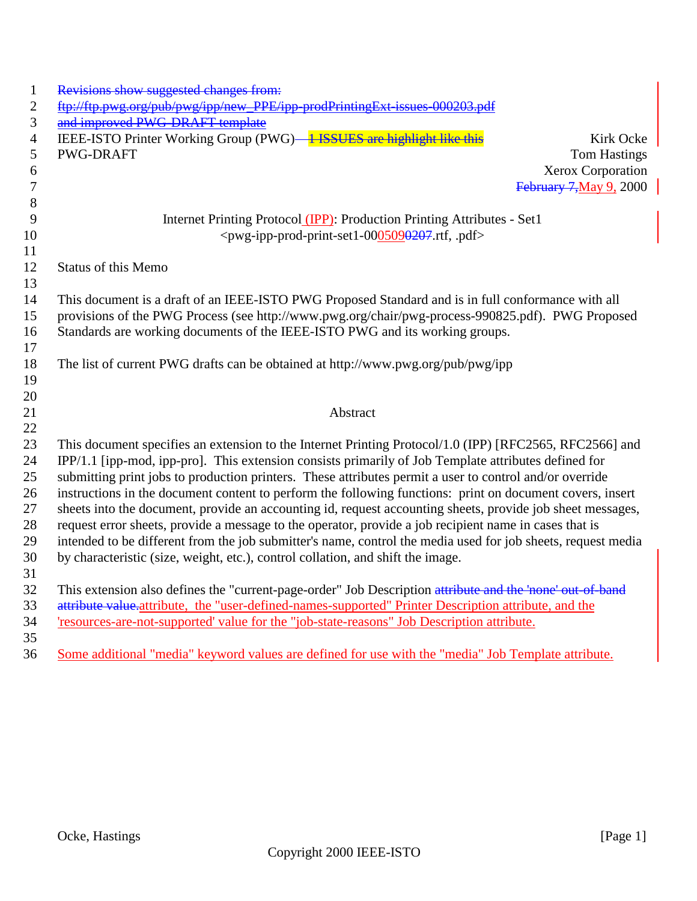~~Revisions show suggested changes from:~~
~~ftp://ftp.pwg.org/pub/pwg/ipp/new_PPE/ipp-prodPrintingExt-issues-000203.pdf~~
~~and improved PWG-DRAFT template~~

IEEE-ISTO Printer Working Group (PWG) ~~1 ISSUES are highlight like this~~
PWG-DRAFT

Kirk Ocke
Tom Hastings
Xerox Corporation
~~February 7,~~ May 9, 2000

# Internet Printing Protocol (IPP): Production Printing Attributes - Set1

<pwg-ipp-prod-print-set1-000509~~0207~~.rtf, .pdf>

## Status of this Memo

This document is a draft of an IEEE-ISTO PWG Proposed Standard and is in full conformance with all provisions of the PWG Process (see http://www.pwg.org/chair/pwg-process-990825.pdf). PWG Proposed Standards are working documents of the IEEE-ISTO PWG and its working groups.

The list of current PWG drafts can be obtained at http://www.pwg.org/pub/pwg/ipp

## Abstract

This document specifies an extension to the Internet Printing Protocol/1.0 (IPP) [RFC2565, RFC2566] and IPP/1.1 [ipp-mod, ipp-pro]. This extension consists primarily of Job Template attributes defined for submitting print jobs to production printers. These attributes permit a user to control and/or override instructions in the document content to perform the following functions: print on document covers, insert sheets into the document, provide an accounting id, request accounting sheets, provide job sheet messages, request error sheets, provide a message to the operator, provide a job recipient name in cases that is intended to be different from the job submitter's name, control the media used for job sheets, request media by characteristic (size, weight, etc.), control collation, and shift the image.

This extension also defines the "current-page-order" Job Description ~~attribute and the 'none' out-of-band attribute value.~~attribute, the "user-defined-names-supported" Printer Description attribute, and the 'resources-are-not-supported' value for the "job-state-reasons" Job Description attribute.

Some additional "media" keyword values are defined for use with the "media" Job Template attribute.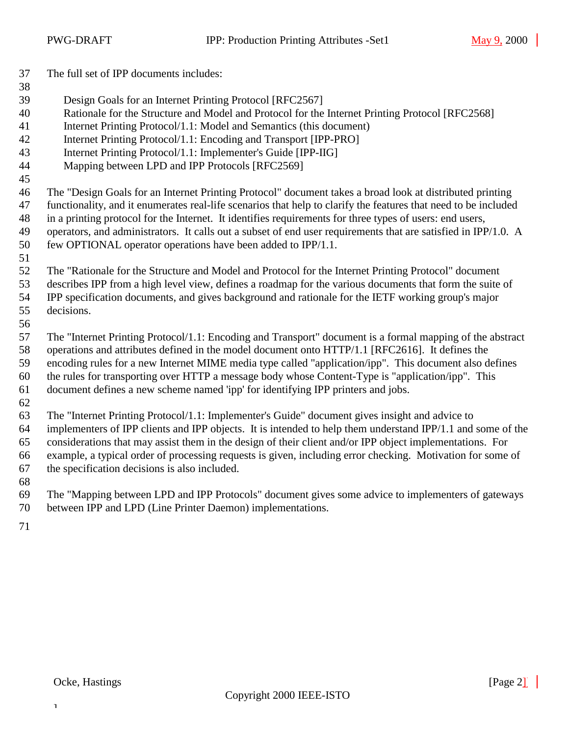The full set of IPP documents includes:

- Design Goals for an Internet Printing Protocol [RFC2567]
- Rationale for the Structure and Model and Protocol for the Internet Printing Protocol [RFC2568]
- Internet Printing Protocol/1.1: Model and Semantics (this document)
- Internet Printing Protocol/1.1: Encoding and Transport [IPP-PRO]
- Internet Printing Protocol/1.1: Implementer's Guide [IPP-IIG]
- Mapping between LPD and IPP Protocols [RFC2569]

The "Design Goals for an Internet Printing Protocol" document takes a broad look at distributed printing functionality, and it enumerates real-life scenarios that help to clarify the features that need to be included in a printing protocol for the Internet. It identifies requirements for three types of users: end users, operators, and administrators. It calls out a subset of end user requirements that are satisfied in IPP/1.0. A few OPTIONAL operator operations have been added to IPP/1.1.

The "Rationale for the Structure and Model and Protocol for the Internet Printing Protocol" document describes IPP from a high level view, defines a roadmap for the various documents that form the suite of IPP specification documents, and gives background and rationale for the IETF working group's major decisions.

The "Internet Printing Protocol/1.1: Encoding and Transport" document is a formal mapping of the abstract operations and attributes defined in the model document onto HTTP/1.1 [RFC2616]. It defines the encoding rules for a new Internet MIME media type called "application/ipp". This document also defines the rules for transporting over HTTP a message body whose Content-Type is "application/ipp". This document defines a new scheme named 'ipp' for identifying IPP printers and jobs.

The "Internet Printing Protocol/1.1: Implementer's Guide" document gives insight and advice to implementers of IPP clients and IPP objects. It is intended to help them understand IPP/1.1 and some of the considerations that may assist them in the design of their client and/or IPP object implementations. For example, a typical order of processing requests is given, including error checking. Motivation for some of the specification decisions is also included.

The "Mapping between LPD and IPP Protocols" document gives some advice to implementers of gateways between IPP and LPD (Line Printer Daemon) implementations.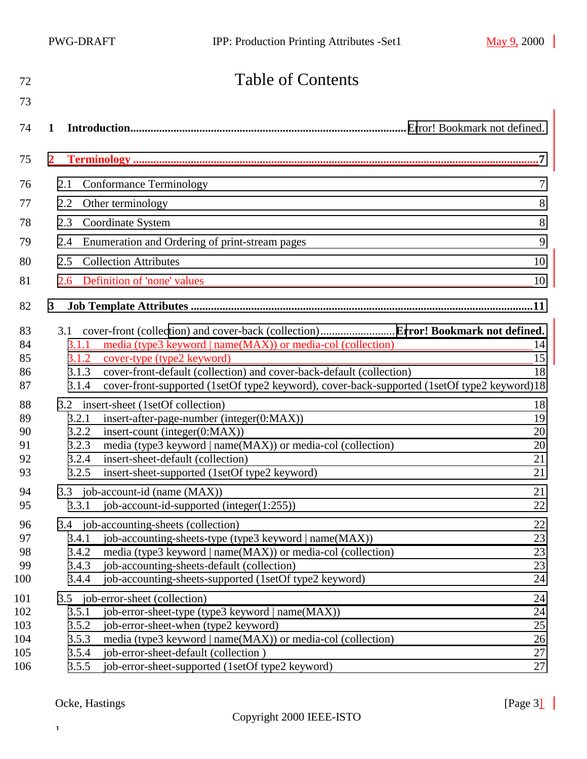# Table of Contents

**1 Introduction.................................................................................................. Error! Bookmark not defined.**

**2 Terminology ..............................................................................................................................7**

2.1 Conformance Terminology 7

2.2 Other terminology 8

2.3 Coordinate System 8

2.4 Enumeration and Ordering of print-stream pages 9

2.5 Collection Attributes 10

2.6 Definition of 'none' values 10

**3 Job Template Attributes .................................................................................................................11**

3.1 cover-front (collection) and cover-back (collection).......................... **Error! Bookmark not defined.**

3.1.1 media (type3 keyword | name(MAX)) or media-col (collection) 14

3.1.2 cover-type (type2 keyword) 15

3.1.3 cover-front-default (collection) and cover-back-default (collection) 18

3.1.4 cover-front-supported (1setOf type2 keyword), cover-back-supported (1setOf type2 keyword) 18

3.2 insert-sheet (1setOf collection) 18

3.2.1 insert-after-page-number (integer(0:MAX)) 19

3.2.2 insert-count (integer(0:MAX)) 20

3.2.3 media (type3 keyword | name(MAX)) or media-col (collection) 20

3.2.4 insert-sheet-default (collection) 21

3.2.5 insert-sheet-supported (1setOf type2 keyword) 21

3.3 job-account-id (name (MAX)) 21

3.3.1 job-account-id-supported (integer(1:255)) 22

3.4 job-accounting-sheets (collection) 22

3.4.1 job-accounting-sheets-type (type3 keyword | name(MAX)) 23

3.4.2 media (type3 keyword | name(MAX)) or media-col (collection) 23

3.4.3 job-accounting-sheets-default (collection) 23

3.4.4 job-accounting-sheets-supported (1setOf type2 keyword) 24

3.5 job-error-sheet (collection) 24

3.5.1 job-error-sheet-type (type3 keyword | name(MAX)) 24

3.5.2 job-error-sheet-when (type2 keyword) 25

3.5.3 media (type3 keyword | name(MAX)) or media-col (collection) 26

3.5.4 job-error-sheet-default (collection ) 27

3.5.5 job-error-sheet-supported (1setOf type2 keyword) 27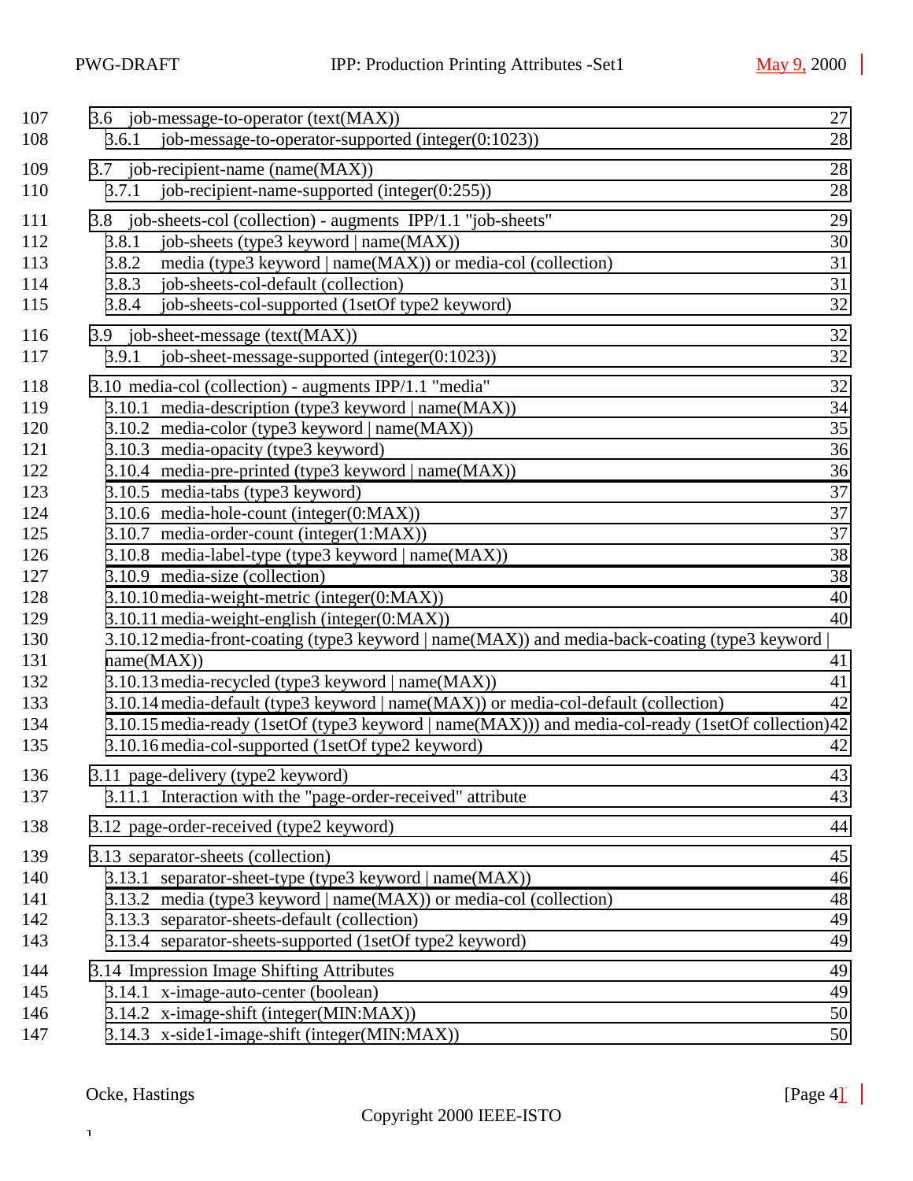107 3.6 job-message-to-operator (text(MAX)) 27
108 3.6.1 job-message-to-operator-supported (integer(0:1023)) 28
109 3.7 job-recipient-name (name(MAX)) 28
110 3.7.1 job-recipient-name-supported (integer(0:255)) 28
111 3.8 job-sheets-col (collection) - augments IPP/1.1 "job-sheets" 29
112 3.8.1 job-sheets (type3 keyword | name(MAX)) 30
113 3.8.2 media (type3 keyword | name(MAX)) or media-col (collection) 31
114 3.8.3 job-sheets-col-default (collection) 31
115 3.8.4 job-sheets-col-supported (1setOf type2 keyword) 32
116 3.9 job-sheet-message (text(MAX)) 32
117 3.9.1 job-sheet-message-supported (integer(0:1023)) 32
118 3.10 media-col (collection) - augments IPP/1.1 "media" 32
119 3.10.1 media-description (type3 keyword | name(MAX)) 34
120 3.10.2 media-color (type3 keyword | name(MAX)) 35
121 3.10.3 media-opacity (type3 keyword) 36
122 3.10.4 media-pre-printed (type3 keyword | name(MAX)) 36
123 3.10.5 media-tabs (type3 keyword) 37
124 3.10.6 media-hole-count (integer(0:MAX)) 37
125 3.10.7 media-order-count (integer(1:MAX)) 37
126 3.10.8 media-label-type (type3 keyword | name(MAX)) 38
127 3.10.9 media-size (collection) 38
128 3.10.10 media-weight-metric (integer(0:MAX)) 40
129 3.10.11 media-weight-english (integer(0:MAX)) 40
130 3.10.12 media-front-coating (type3 keyword | name(MAX)) and media-back-coating (type3 keyword |
131 name(MAX)) 41
132 3.10.13 media-recycled (type3 keyword | name(MAX)) 41
133 3.10.14 media-default (type3 keyword | name(MAX)) or media-col-default (collection) 42
134 3.10.15 media-ready (1setOf (type3 keyword | name(MAX))) and media-col-ready (1setOf collection) 42
135 3.10.16 media-col-supported (1setOf type2 keyword) 42
136 3.11 page-delivery (type2 keyword) 43
137 3.11.1 Interaction with the "page-order-received" attribute 43
138 3.12 page-order-received (type2 keyword) 44
139 3.13 separator-sheets (collection) 45
140 3.13.1 separator-sheet-type (type3 keyword | name(MAX)) 46
141 3.13.2 media (type3 keyword | name(MAX)) or media-col (collection) 48
142 3.13.3 separator-sheets-default (collection) 49
143 3.13.4 separator-sheets-supported (1setOf type2 keyword) 49
144 3.14 Impression Image Shifting Attributes 49
145 3.14.1 x-image-auto-center (boolean) 49
146 3.14.2 x-image-shift (integer(MIN:MAX)) 50
147 3.14.3 x-side1-image-shift (integer(MIN:MAX)) 50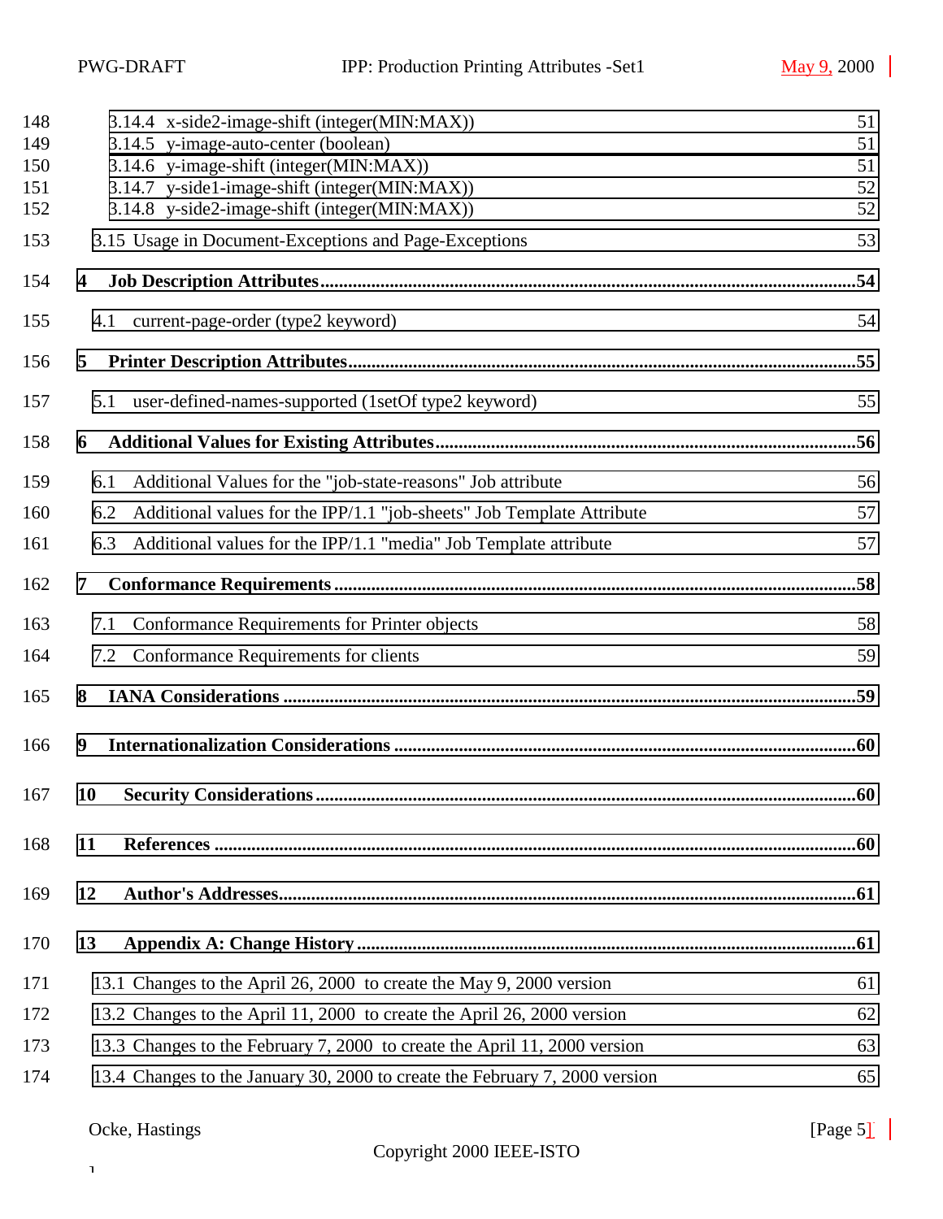148 3.14.4 x-side2-image-shift (integer(MIN:MAX)) 51
149 3.14.5 y-image-auto-center (boolean) 51
150 3.14.6 y-image-shift (integer(MIN:MAX)) 51
151 3.14.7 y-side1-image-shift (integer(MIN:MAX)) 52
152 3.14.8 y-side2-image-shift (integer(MIN:MAX)) 52
153 3.15 Usage in Document-Exceptions and Page-Exceptions 53
154 **4 Job Description Attributes....................................................................................................................54**
155 4.1 current-page-order (type2 keyword) 54
156 **5 Printer Description Attributes..............................................................................................................55**
157 5.1 user-defined-names-supported (1setOf type2 keyword) 55
158 **6 Additional Values for Existing Attributes...........................................................................................56**
159 6.1 Additional Values for the "job-state-reasons" Job attribute 56
160 6.2 Additional values for the IPP/1.1 "job-sheets" Job Template Attribute 57
161 6.3 Additional values for the IPP/1.1 "media" Job Template attribute 57
162 **7 Conformance Requirements ................................................................................................................58**
163 7.1 Conformance Requirements for Printer objects 58
164 7.2 Conformance Requirements for clients 59
165 **8 IANA Considerations ..........................................................................................................................59**
166 **9 Internationalization Considerations ....................................................................................................60**
167 **10 Security Considerations.....................................................................................................................60**
168 **11 References ..........................................................................................................................................60**
169 **12 Author's Addresses.............................................................................................................................61**
170 **13 Appendix A: Change History ............................................................................................................61**
171 13.1 Changes to the April 26, 2000 to create the May 9, 2000 version 61
172 13.2 Changes to the April 11, 2000 to create the April 26, 2000 version 62
173 13.3 Changes to the February 7, 2000 to create the April 11, 2000 version 63
174 13.4 Changes to the January 30, 2000 to create the February 7, 2000 version 65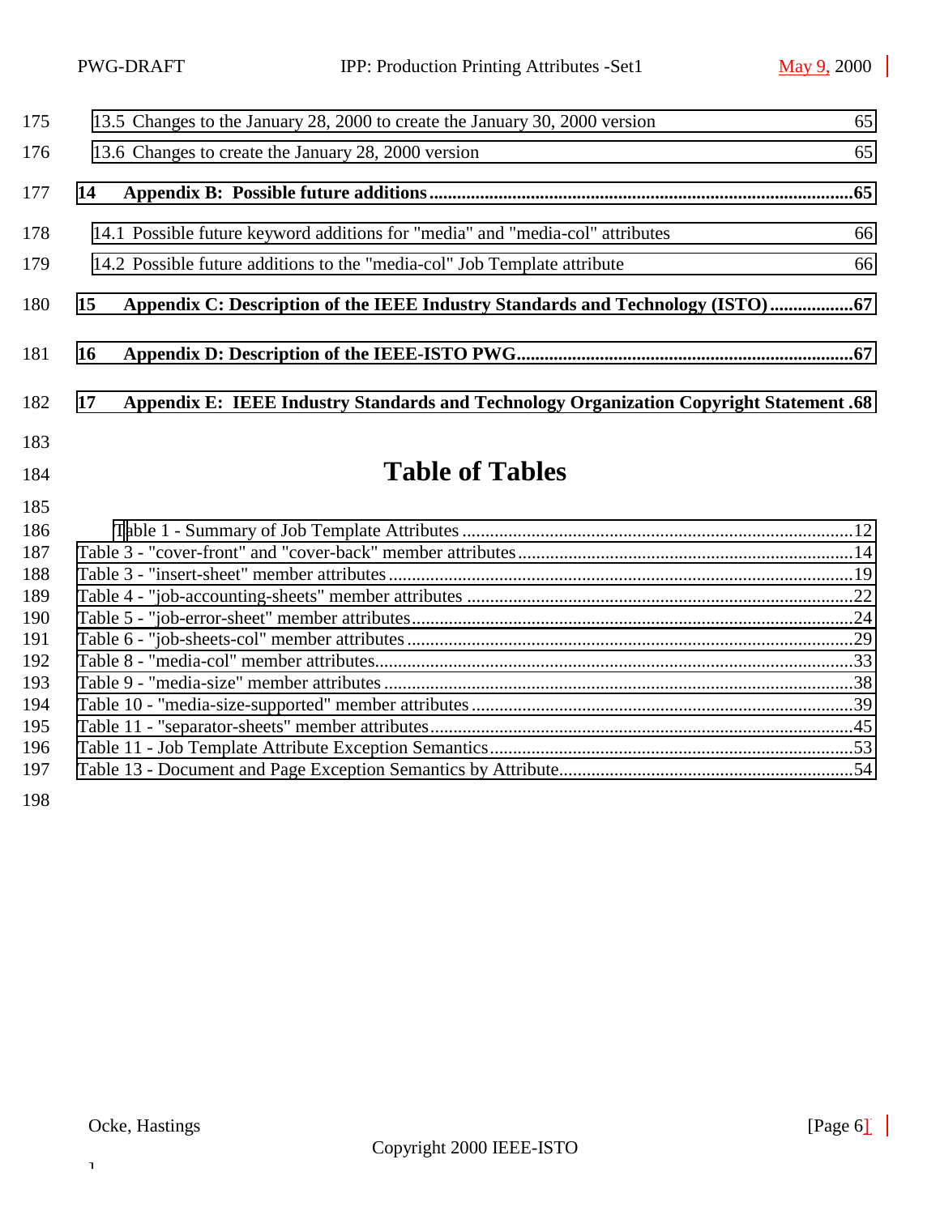13.5 Changes to the January 28, 2000 to create the January 30, 2000 version 65

13.6 Changes to create the January 28, 2000 version 65

**14 Appendix B: Possible future additions ............................................................................................65**

14.1 Possible future keyword additions for "media" and "media-col" attributes 66

14.2 Possible future additions to the "media-col" Job Template attribute 66

**15 Appendix C: Description of the IEEE Industry Standards and Technology (ISTO)..................67**

**16 Appendix D: Description of the IEEE-ISTO PWG.........................................................................67**

**17 Appendix E: IEEE Industry Standards and Technology Organization Copyright Statement .68**

# Table of Tables

Table 1 - Summary of Job Template Attributes ......................................................................................12
Table 3 - "cover-front" and "cover-back" member attributes.........................................................................14
Table 3 - "insert-sheet" member attributes .....................................................................................................19
Table 4 - "job-accounting-sheets" member attributes .....................................................................................22
Table 5 - "job-error-sheet" member attributes................................................................................................24
Table 6 - "job-sheets-col" member attributes .................................................................................................29
Table 8 - "media-col" member attributes........................................................................................................33
Table 9 - "media-size" member attributes ......................................................................................................38
Table 10 - "media-size-supported" member attributes ...................................................................................39
Table 11 - "separator-sheets" member attributes............................................................................................45
Table 11 - Job Template Attribute Exception Semantics................................................................................53
Table 13 - Document and Page Exception Semantics by Attribute................................................................54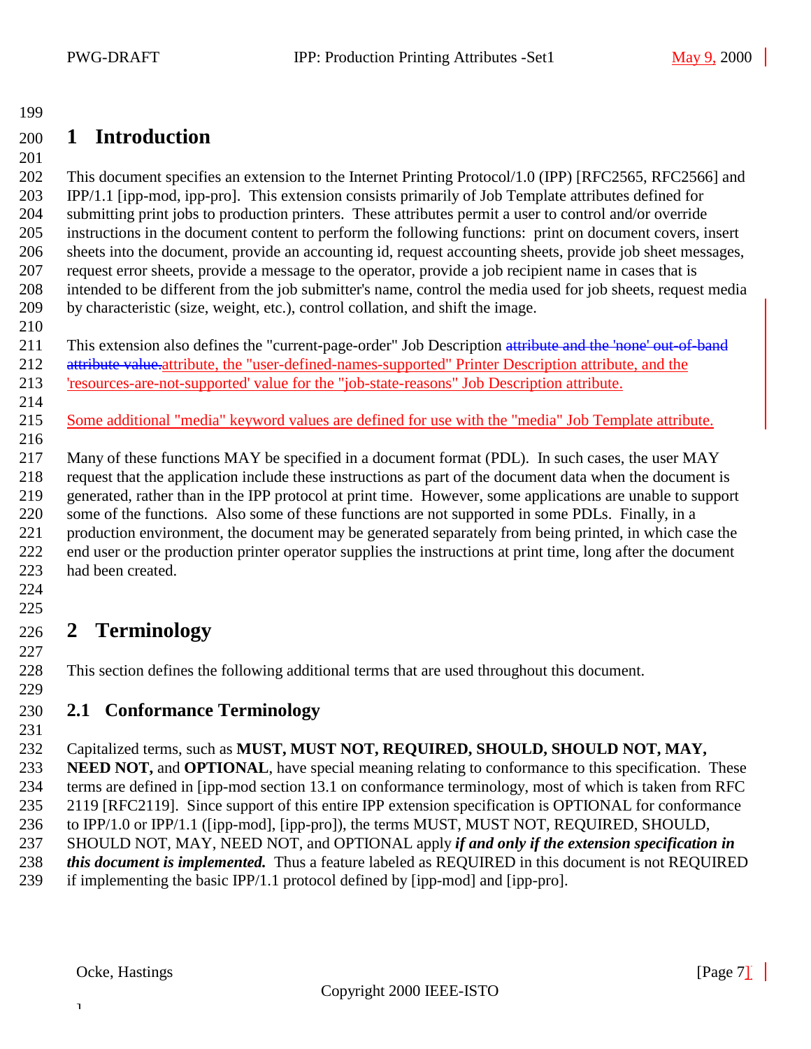# 1 Introduction

This document specifies an extension to the Internet Printing Protocol/1.0 (IPP) [RFC2565, RFC2566] and IPP/1.1 [ipp-mod, ipp-pro]. This extension consists primarily of Job Template attributes defined for submitting print jobs to production printers. These attributes permit a user to control and/or override instructions in the document content to perform the following functions: print on document covers, insert sheets into the document, provide an accounting id, request accounting sheets, provide job sheet messages, request error sheets, provide a message to the operator, provide a job recipient name in cases that is intended to be different from the job submitter's name, control the media used for job sheets, request media by characteristic (size, weight, etc.), control collation, and shift the image.

This extension also defines the "current-page-order" Job Description ~~attribute and the 'none' out-of-band attribute value.~~attribute, the "user-defined-names-supported" Printer Description attribute, and the 'resources-are-not-supported' value for the "job-state-reasons" Job Description attribute.

Some additional "media" keyword values are defined for use with the "media" Job Template attribute.

Many of these functions MAY be specified in a document format (PDL). In such cases, the user MAY request that the application include these instructions as part of the document data when the document is generated, rather than in the IPP protocol at print time. However, some applications are unable to support some of the functions. Also some of these functions are not supported in some PDLs. Finally, in a production environment, the document may be generated separately from being printed, in which case the end user or the production printer operator supplies the instructions at print time, long after the document had been created.

# 2 Terminology

This section defines the following additional terms that are used throughout this document.

## 2.1 Conformance Terminology

Capitalized terms, such as **MUST, MUST NOT, REQUIRED, SHOULD, SHOULD NOT, MAY, NEED NOT,** and **OPTIONAL**, have special meaning relating to conformance to this specification. These terms are defined in [ipp-mod section 13.1 on conformance terminology, most of which is taken from RFC 2119 [RFC2119]. Since support of this entire IPP extension specification is OPTIONAL for conformance to IPP/1.0 or IPP/1.1 ([ipp-mod], [ipp-pro]), the terms MUST, MUST NOT, REQUIRED, SHOULD, SHOULD NOT, MAY, NEED NOT, and OPTIONAL apply ***if and only if the extension specification in this document is implemented.*** Thus a feature labeled as REQUIRED in this document is not REQUIRED if implementing the basic IPP/1.1 protocol defined by [ipp-mod] and [ipp-pro].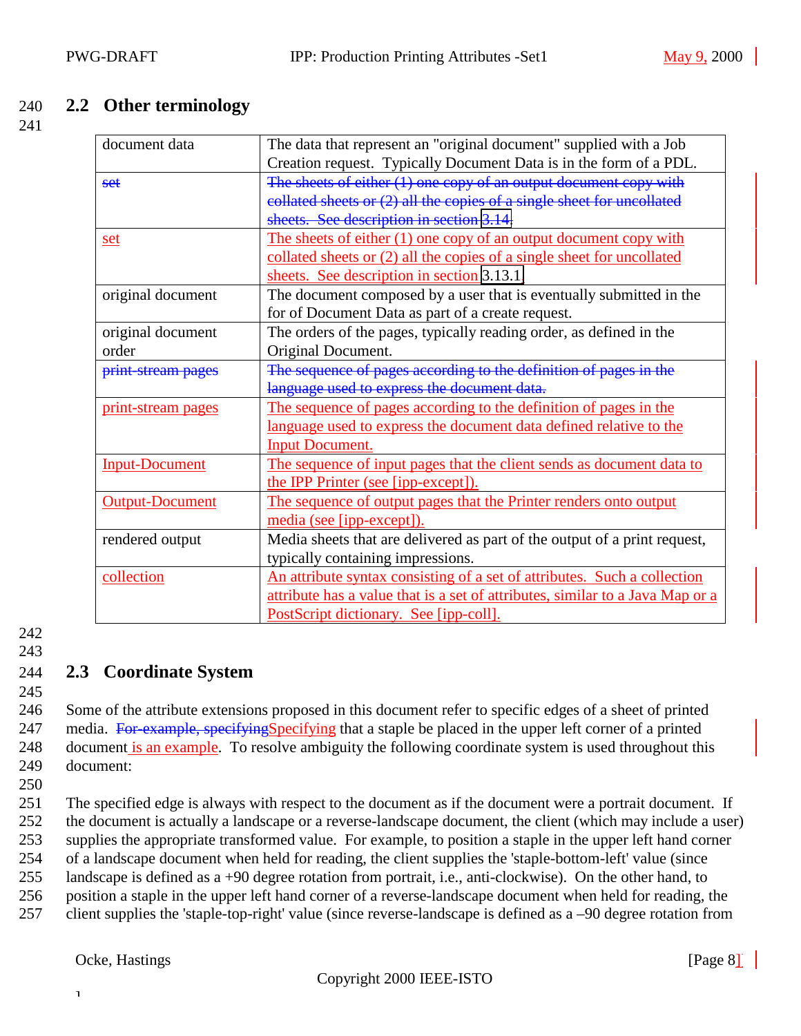## 2.2 Other terminology

| | |
|---|---|
| document data | The data that represent an "original document" supplied with a Job Creation request. Typically Document Data is in the form of a PDL. |
| ~~set~~ | ~~The sheets of either (1) one copy of an output document copy with collated sheets or (2) all the copies of a single sheet for uncollated sheets. See description in section 3.14.~~ |
| set | The sheets of either (1) one copy of an output document copy with collated sheets or (2) all the copies of a single sheet for uncollated sheets. See description in section 3.13.1. |
| original document | The document composed by a user that is eventually submitted in the for of Document Data as part of a create request. |
| original document order | The orders of the pages, typically reading order, as defined in the Original Document. |
| ~~print-stream pages~~ | ~~The sequence of pages according to the definition of pages in the language used to express the document data.~~ |
| print-stream pages | The sequence of pages according to the definition of pages in the language used to express the document data defined relative to the Input Document. |
| Input-Document | The sequence of input pages that the client sends as document data to the IPP Printer (see [ipp-except]). |
| Output-Document | The sequence of output pages that the Printer renders onto output media (see [ipp-except]). |
| rendered output | Media sheets that are delivered as part of the output of a print request, typically containing impressions. |
| collection | An attribute syntax consisting of a set of attributes. Such a collection attribute has a value that is a set of attributes, similar to a Java Map or a PostScript dictionary. See [ipp-coll]. |

## 2.3 Coordinate System

Some of the attribute extensions proposed in this document refer to specific edges of a sheet of printed media. ~~For example, specifying~~Specifying that a staple be placed in the upper left corner of a printed document is an example. To resolve ambiguity the following coordinate system is used throughout this document:

The specified edge is always with respect to the document as if the document were a portrait document. If the document is actually a landscape or a reverse-landscape document, the client (which may include a user) supplies the appropriate transformed value. For example, to position a staple in the upper left hand corner of a landscape document when held for reading, the client supplies the 'staple-bottom-left' value (since landscape is defined as a +90 degree rotation from portrait, i.e., anti-clockwise). On the other hand, to position a staple in the upper left hand corner of a reverse-landscape document when held for reading, the client supplies the 'staple-top-right' value (since reverse-landscape is defined as a –90 degree rotation from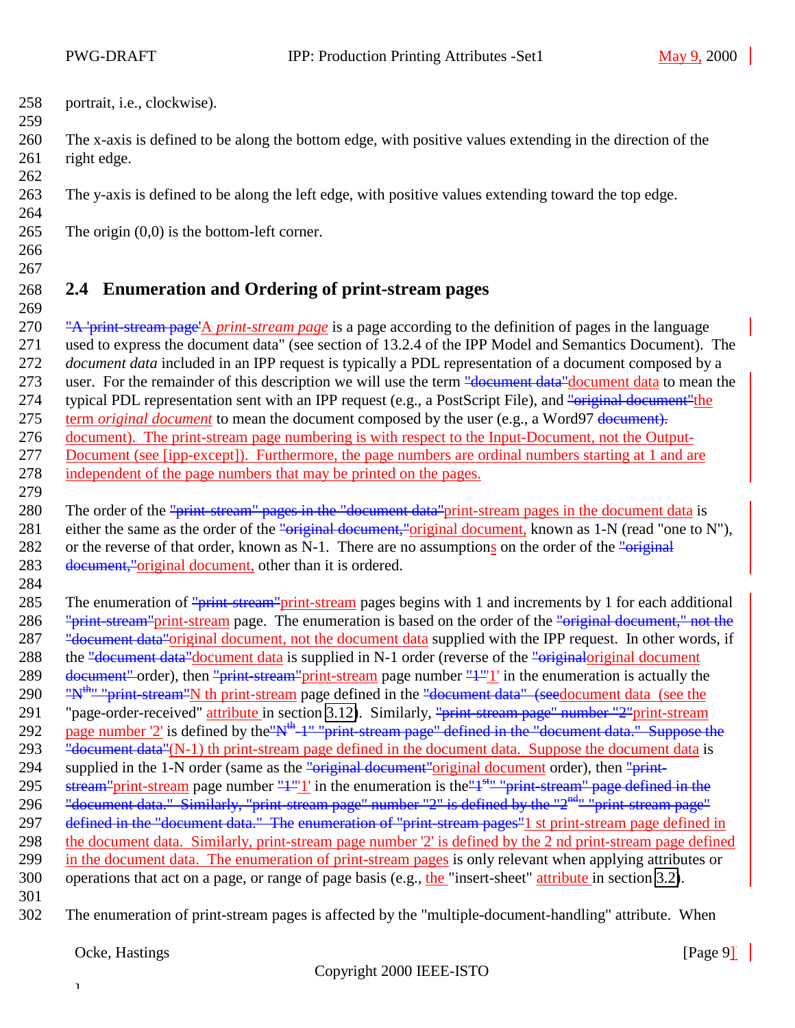portrait, i.e., clockwise).

The x-axis is defined to be along the bottom edge, with positive values extending in the direction of the right edge.

The y-axis is defined to be along the left edge, with positive values extending toward the top edge.

The origin (0,0) is the bottom-left corner.

## 2.4 Enumeration and Ordering of print-stream pages

A *print-stream page* is a page according to the definition of pages in the language used to express the document data" (see section of 13.2.4 of the IPP Model and Semantics Document). The *document data* included in an IPP request is typically a PDL representation of a document composed by a user. For the remainder of this description we will use the term document data to mean the typical PDL representation sent with an IPP request (e.g., a PostScript File), and the term *original document* to mean the document composed by the user (e.g., a Word97 document). The print-stream page numbering is with respect to the Input-Document, not the Output-Document (see [ipp-except]). Furthermore, the page numbers are ordinal numbers starting at 1 and are independent of the page numbers that may be printed on the pages.

The order of the print-stream pages in the document data is either the same as the order of the original document, known as 1-N (read "one to N"), or the reverse of that order, known as N-1. There are no assumptions on the order of the original document, other than it is ordered.

The enumeration of print-stream pages begins with 1 and increments by 1 for each additional print-stream page. The enumeration is based on the order of the original document, not the document data supplied with the IPP request. In other words, if the document data is supplied in N-1 order (reverse of the original document order), then print-stream page number '1' in the enumeration is actually the N th print-stream page defined in the document data (see the "page-order-received" attribute in section 3.12). Similarly, print-stream page number '2' is defined by the (N-1) th print-stream page defined in the document data. Suppose the document data is supplied in the 1-N order (same as the original document order), then print-stream page number '1' in the enumeration is the 1 st print-stream page defined in the document data. Similarly, print-stream page number '2' is defined by the 2 nd print-stream page defined in the document data. The enumeration of print-stream pages is only relevant when applying attributes or operations that act on a page, or range of page basis (e.g., the "insert-sheet" attribute in section 3.2).

The enumeration of print-stream pages is affected by the "multiple-document-handling" attribute. When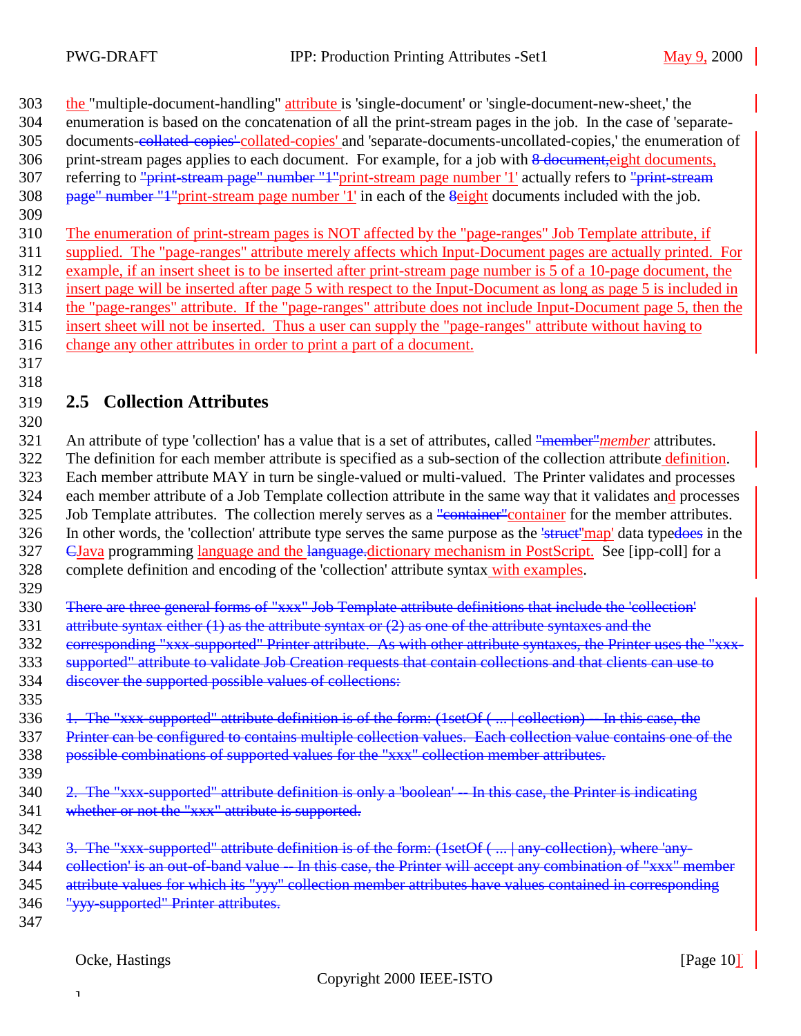the "multiple-document-handling" attribute is 'single-document' or 'single-document-new-sheet,' the enumeration is based on the concatenation of all the print-stream pages in the job. In the case of 'separate-documents-~~collated-copies'~~collated-copies' and 'separate-documents-uncollated-copies,' the enumeration of print-stream pages applies to each document. For example, for a job with ~~8 document,~~eight documents, referring to ~~"print-stream page" number "1"~~print-stream page number '1' actually refers to ~~"print-stream page" number "1"~~print-stream page number '1' in each of the ~~8~~eight documents included with the job.

The enumeration of print-stream pages is NOT affected by the "page-ranges" Job Template attribute, if supplied. The "page-ranges" attribute merely affects which Input-Document pages are actually printed. For example, if an insert sheet is to be inserted after print-stream page number is 5 of a 10-page document, the insert page will be inserted after page 5 with respect to the Input-Document as long as page 5 is included in the "page-ranges" attribute. If the "page-ranges" attribute does not include Input-Document page 5, then the insert sheet will not be inserted. Thus a user can supply the "page-ranges" attribute without having to change any other attributes in order to print a part of a document.

## 2.5 Collection Attributes

An attribute of type 'collection' has a value that is a set of attributes, called ~~"member"~~*member* attributes. The definition for each member attribute is specified as a sub-section of the collection attribute definition. Each member attribute MAY in turn be single-valued or multi-valued. The Printer validates and processes each member attribute of a Job Template collection attribute in the same way that it validates and processes Job Template attributes. The collection merely serves as a ~~"container"~~container for the member attributes. In other words, the 'collection' attribute type serves the same purpose as the ~~'struct'~~'map' data type~~does~~ in the ~~C~~Java programming language and the ~~language.~~dictionary mechanism in PostScript. See [ipp-coll] for a complete definition and encoding of the 'collection' attribute syntax with examples.

~~There are three general forms of "xxx" Job Template attribute definitions that include the 'collection' attribute syntax either (1) as the attribute syntax or (2) as one of the attribute syntaxes and the corresponding "xxx-supported" Printer attribute. As with other attribute syntaxes, the Printer uses the "xxx-supported" attribute to validate Job Creation requests that contain collections and that clients can use to discover the supported possible values of collections:~~

~~1. The "xxx-supported" attribute definition is of the form: (1setOf ( ... | collection) -- In this case, the Printer can be configured to contains multiple collection values. Each collection value contains one of the possible combinations of supported values for the "xxx" collection member attributes.~~

~~2. The "xxx-supported" attribute definition is only a 'boolean' -- In this case, the Printer is indicating whether or not the "xxx" attribute is supported.~~

~~3. The "xxx-supported" attribute definition is of the form: (1setOf ( ... | any-collection), where 'any-collection' is an out-of-band value -- In this case, the Printer will accept any combination of "xxx" member attribute values for which its "yyy" collection member attributes have values contained in corresponding "yyy-supported" Printer attributes.~~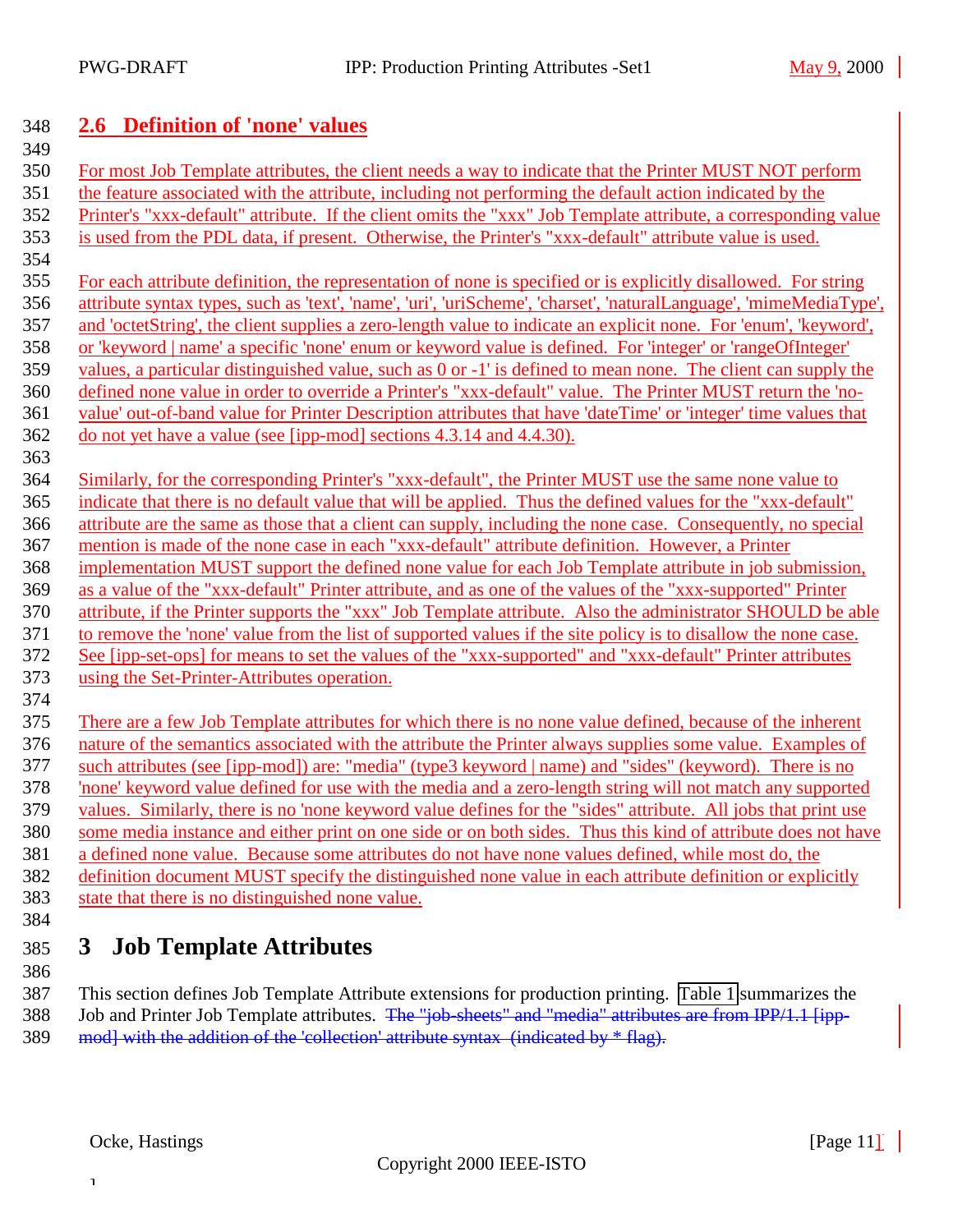## 2.6 Definition of 'none' values

For most Job Template attributes, the client needs a way to indicate that the Printer MUST NOT perform the feature associated with the attribute, including not performing the default action indicated by the Printer's "xxx-default" attribute. If the client omits the "xxx" Job Template attribute, a corresponding value is used from the PDL data, if present. Otherwise, the Printer's "xxx-default" attribute value is used.

For each attribute definition, the representation of none is specified or is explicitly disallowed. For string attribute syntax types, such as 'text', 'name', 'uri', 'uriScheme', 'charset', 'naturalLanguage', 'mimeMediaType', and 'octetString', the client supplies a zero-length value to indicate an explicit none. For 'enum', 'keyword', or 'keyword | name' a specific 'none' enum or keyword value is defined. For 'integer' or 'rangeOfInteger' values, a particular distinguished value, such as 0 or -1' is defined to mean none. The client can supply the defined none value in order to override a Printer's "xxx-default" value. The Printer MUST return the 'no-value' out-of-band value for Printer Description attributes that have 'dateTime' or 'integer' time values that do not yet have a value (see [ipp-mod] sections 4.3.14 and 4.4.30).

Similarly, for the corresponding Printer's "xxx-default", the Printer MUST use the same none value to indicate that there is no default value that will be applied. Thus the defined values for the "xxx-default" attribute are the same as those that a client can supply, including the none case. Consequently, no special mention is made of the none case in each "xxx-default" attribute definition. However, a Printer implementation MUST support the defined none value for each Job Template attribute in job submission, as a value of the "xxx-default" Printer attribute, and as one of the values of the "xxx-supported" Printer attribute, if the Printer supports the "xxx" Job Template attribute. Also the administrator SHOULD be able to remove the 'none' value from the list of supported values if the site policy is to disallow the none case. See [ipp-set-ops] for means to set the values of the "xxx-supported" and "xxx-default" Printer attributes using the Set-Printer-Attributes operation.

There are a few Job Template attributes for which there is no none value defined, because of the inherent nature of the semantics associated with the attribute the Printer always supplies some value. Examples of such attributes (see [ipp-mod]) are: "media" (type3 keyword | name) and "sides" (keyword). There is no 'none' keyword value defined for use with the media and a zero-length string will not match any supported values. Similarly, there is no 'none keyword value defines for the "sides" attribute. All jobs that print use some media instance and either print on one side or on both sides. Thus this kind of attribute does not have a defined none value. Because some attributes do not have none values defined, while most do, the definition document MUST specify the distinguished none value in each attribute definition or explicitly state that there is no distinguished none value.

# 3 Job Template Attributes

This section defines Job Template Attribute extensions for production printing. Table 1 summarizes the Job and Printer Job Template attributes. ~~The "job-sheets" and "media" attributes are from IPP/1.1 [ipp-mod] with the addition of the 'collection' attribute syntax (indicated by * flag).~~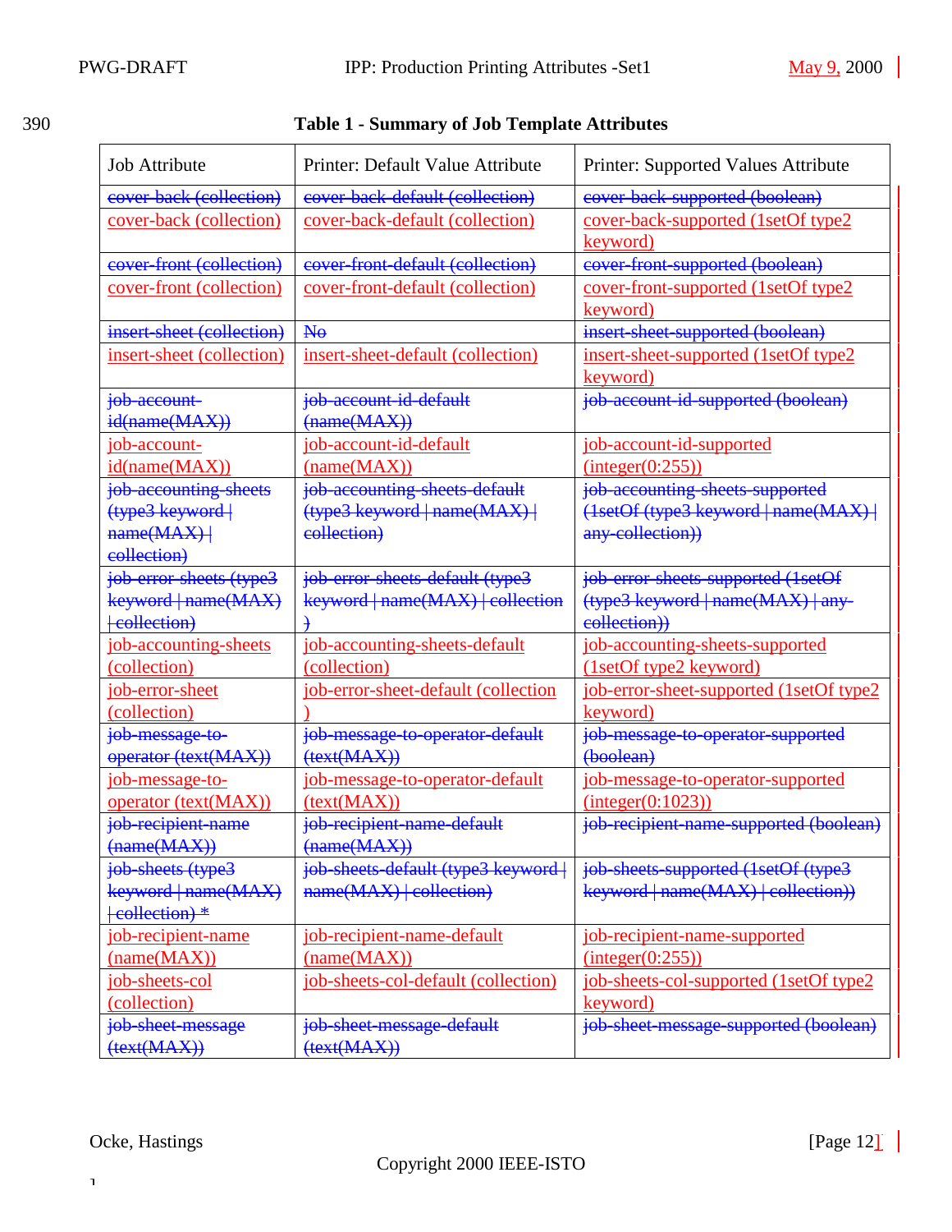**Table 1 - Summary of Job Template Attributes**

| Job Attribute | Printer: Default Value Attribute | Printer: Supported Values Attribute |
|---|---|---|
| ~~cover-back (collection)~~ | ~~cover-back-default (collection)~~ | ~~cover-back-supported (boolean)~~ |
| cover-back (collection) | cover-back-default (collection) | cover-back-supported (1setOf type2 keyword) |
| ~~cover-front (collection)~~ | ~~cover-front-default (collection)~~ | ~~cover-front-supported (boolean)~~ |
| cover-front (collection) | cover-front-default (collection) | cover-front-supported (1setOf type2 keyword) |
| ~~insert-sheet (collection)~~ | ~~No~~ | ~~insert-sheet-supported (boolean)~~ |
| insert-sheet (collection) | insert-sheet-default (collection) | insert-sheet-supported (1setOf type2 keyword) |
| ~~job-account-id(name(MAX))~~ | ~~job-account-id-default (name(MAX))~~ | ~~job-account-id-supported (boolean)~~ |
| job-account-id(name(MAX)) | job-account-id-default (name(MAX)) | job-account-id-supported (integer(0:255)) |
| ~~job-accounting-sheets (type3 keyword \| name(MAX) \| collection)~~ | ~~job-accounting-sheets-default (type3 keyword \| name(MAX) \| collection)~~ | ~~job-accounting-sheets-supported (1setOf (type3 keyword \| name(MAX) \| any-collection))~~ |
| ~~job-error-sheets (type3 keyword \| name(MAX) \| collection)~~ | ~~job-error-sheets-default (type3 keyword \| name(MAX) \| collection )~~ | ~~job-error-sheets-supported (1setOf (type3 keyword \| name(MAX) \| any-collection))~~ |
| job-accounting-sheets (collection) | job-accounting-sheets-default (collection) | job-accounting-sheets-supported (1setOf type2 keyword) |
| job-error-sheet (collection) | job-error-sheet-default (collection ) | job-error-sheet-supported (1setOf type2 keyword) |
| ~~job-message-to-operator (text(MAX))~~ | ~~job-message-to-operator-default (text(MAX))~~ | ~~job-message-to-operator-supported (boolean)~~ |
| job-message-to-operator (text(MAX)) | job-message-to-operator-default (text(MAX)) | job-message-to-operator-supported (integer(0:1023)) |
| ~~job-recipient-name (name(MAX))~~ | ~~job-recipient-name-default (name(MAX))~~ | ~~job-recipient-name-supported (boolean)~~ |
| ~~job-sheets (type3 keyword \| name(MAX) \| collection) *~~ | ~~job-sheets-default (type3 keyword \| name(MAX) \| collection)~~ | ~~job-sheets-supported (1setOf (type3 keyword \| name(MAX) \| collection))~~ |
| job-recipient-name (name(MAX)) | job-recipient-name-default (name(MAX)) | job-recipient-name-supported (integer(0:255)) |
| job-sheets-col (collection) | job-sheets-col-default (collection) | job-sheets-col-supported (1setOf type2 keyword) |
| ~~job-sheet-message (text(MAX))~~ | ~~job-sheet-message-default (text(MAX))~~ | ~~job-sheet-message-supported (boolean)~~ |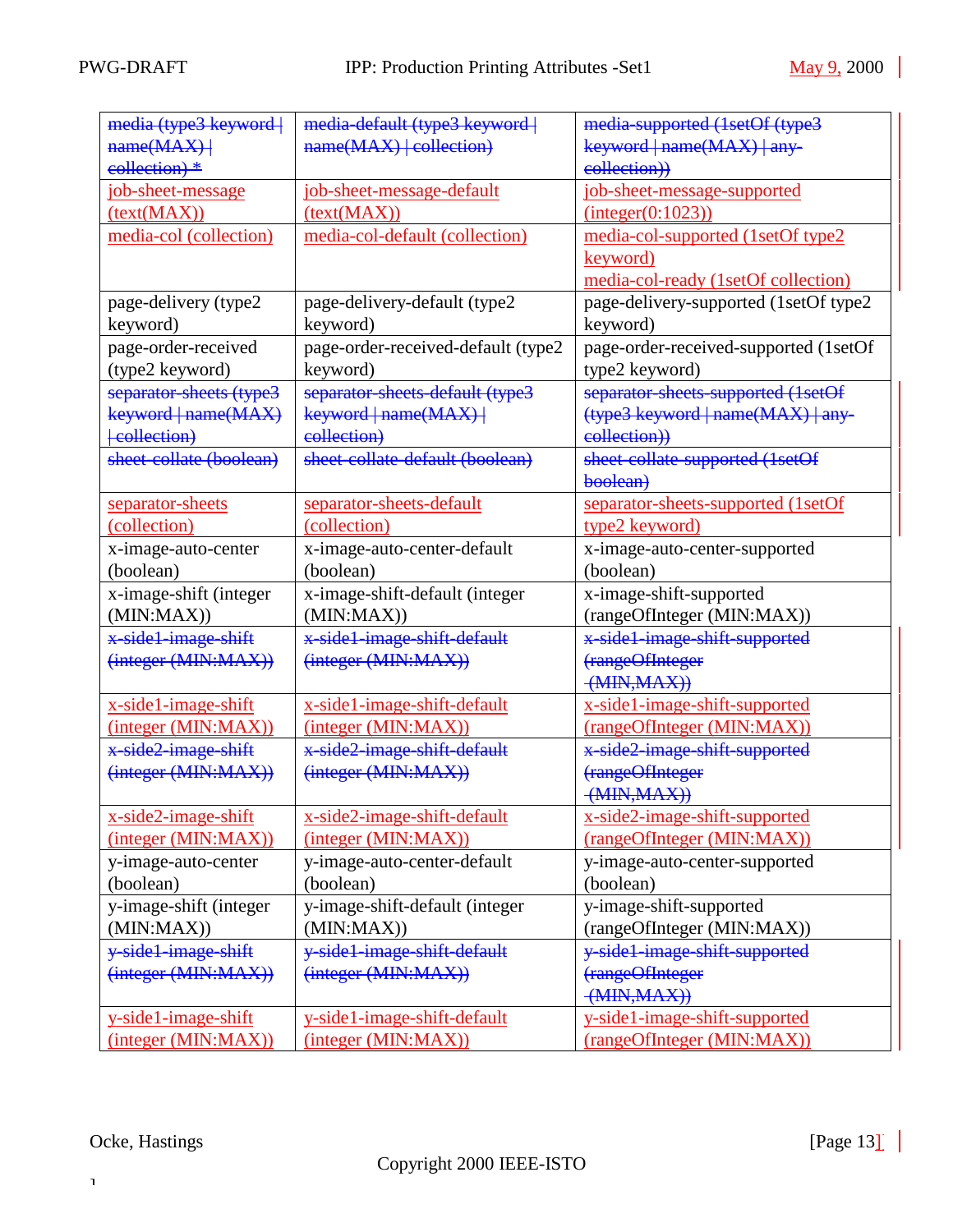| ~~media (type3 keyword \| name(MAX) \| collection) *~~ | ~~media-default (type3 keyword \| name(MAX) \| collection)~~ | ~~media-supported (1setOf (type3 keyword \| name(MAX) \| any-collection))~~ |
|---|---|---|
| job-sheet-message (text(MAX)) | job-sheet-message-default (text(MAX)) | job-sheet-message-supported (integer(0:1023)) |
| media-col (collection) | media-col-default (collection) | media-col-supported (1setOf type2 keyword) media-col-ready (1setOf collection) |
| page-delivery (type2 keyword) | page-delivery-default (type2 keyword) | page-delivery-supported (1setOf type2 keyword) |
| page-order-received (type2 keyword) | page-order-received-default (type2 keyword) | page-order-received-supported (1setOf type2 keyword) |
| ~~separator-sheets (type3 keyword \| name(MAX) \| collection)~~ | ~~separator-sheets-default (type3 keyword \| name(MAX) \| collection)~~ | ~~separator-sheets-supported (1setOf (type3 keyword \| name(MAX) \| any-collection))~~ |
| ~~sheet-collate (boolean)~~ | ~~sheet-collate-default (boolean)~~ | ~~sheet-collate-supported (1setOf boolean)~~ |
| separator-sheets (collection) | separator-sheets-default (collection) | separator-sheets-supported (1setOf type2 keyword) |
| x-image-auto-center (boolean) | x-image-auto-center-default (boolean) | x-image-auto-center-supported (boolean) |
| x-image-shift (integer (MIN:MAX)) | x-image-shift-default (integer (MIN:MAX)) | x-image-shift-supported (rangeOfInteger (MIN:MAX)) |
| ~~x-side1-image-shift (integer (MIN:MAX))~~ | ~~x-side1-image-shift-default (integer (MIN:MAX))~~ | ~~x-side1-image-shift-supported (rangeOfInteger (MIN,MAX))~~ |
| x-side1-image-shift (integer (MIN:MAX)) | x-side1-image-shift-default (integer (MIN:MAX)) | x-side1-image-shift-supported (rangeOfInteger (MIN:MAX)) |
| ~~x-side2-image-shift (integer (MIN:MAX))~~ | ~~x-side2-image-shift-default (integer (MIN:MAX))~~ | ~~x-side2-image-shift-supported (rangeOfInteger (MIN,MAX))~~ |
| x-side2-image-shift (integer (MIN:MAX)) | x-side2-image-shift-default (integer (MIN:MAX)) | x-side2-image-shift-supported (rangeOfInteger (MIN:MAX)) |
| y-image-auto-center (boolean) | y-image-auto-center-default (boolean) | y-image-auto-center-supported (boolean) |
| y-image-shift (integer (MIN:MAX)) | y-image-shift-default (integer (MIN:MAX)) | y-image-shift-supported (rangeOfInteger (MIN:MAX)) |
| ~~y-side1-image-shift (integer (MIN:MAX))~~ | ~~y-side1-image-shift-default (integer (MIN:MAX))~~ | ~~y-side1-image-shift-supported (rangeOfInteger (MIN,MAX))~~ |
| y-side1-image-shift (integer (MIN:MAX)) | y-side1-image-shift-default (integer (MIN:MAX)) | y-side1-image-shift-supported (rangeOfInteger (MIN:MAX)) |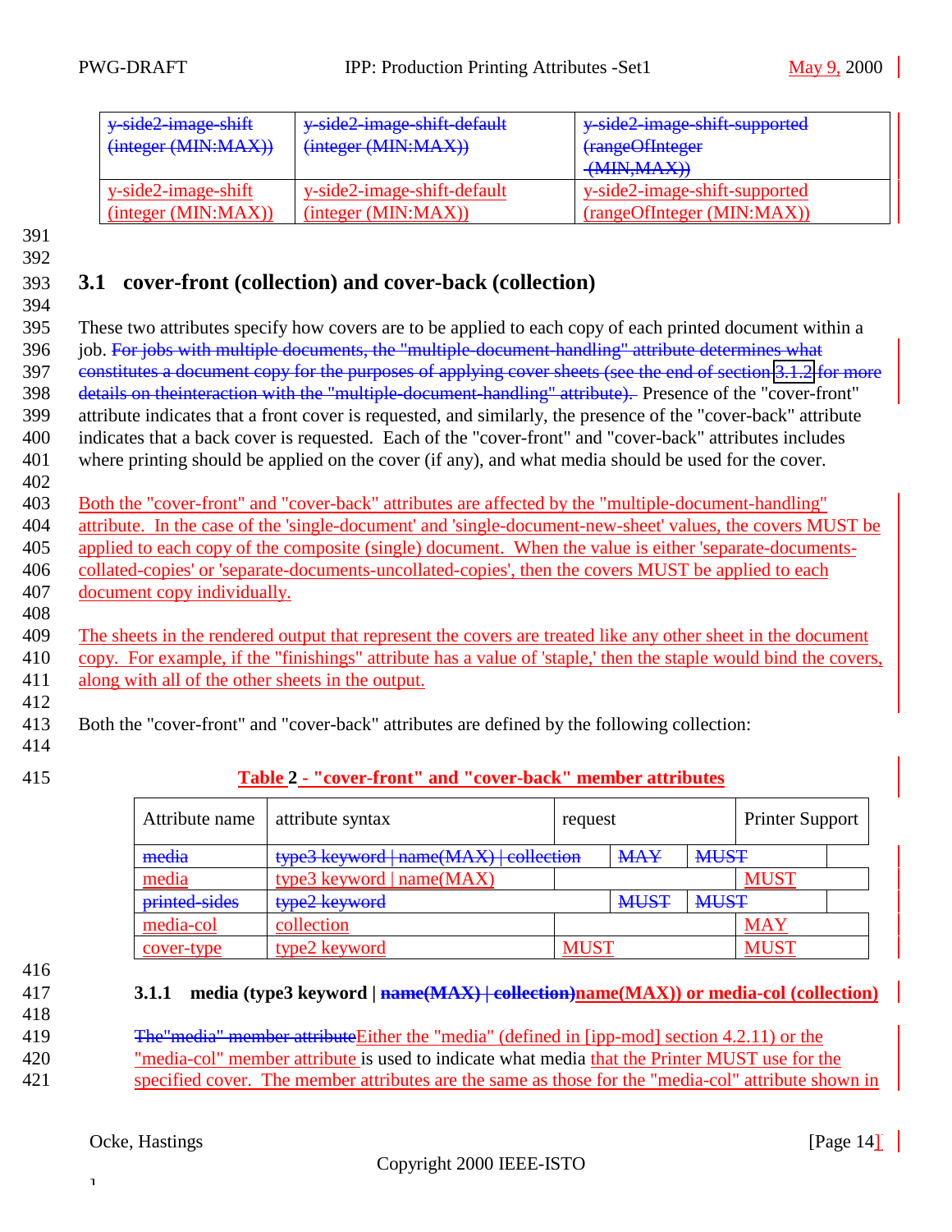| y-side2-image-shift (integer (MIN:MAX)) | y-side2-image-shift-default (integer (MIN:MAX)) | y-side2-image-shift-supported (rangeOfInteger (MIN,MAX)) |
|---|---|---|
| y-side2-image-shift (integer (MIN:MAX)) | y-side2-image-shift-default (integer (MIN:MAX)) | y-side2-image-shift-supported (rangeOfInteger (MIN:MAX)) |

## 3.1 cover-front (collection) and cover-back (collection)

These two attributes specify how covers are to be applied to each copy of each printed document within a job. ~~For jobs with multiple documents, the "multiple-document-handling" attribute determines what constitutes a document copy for the purposes of applying cover sheets (see the end of section 3.1.2 for more details on theinteraction with the "multiple-document-handling" attribute).~~ Presence of the "cover-front" attribute indicates that a front cover is requested, and similarly, the presence of the "cover-back" attribute indicates that a back cover is requested. Each of the "cover-front" and "cover-back" attributes includes where printing should be applied on the cover (if any), and what media should be used for the cover.

Both the "cover-front" and "cover-back" attributes are affected by the "multiple-document-handling" attribute. In the case of the 'single-document' and 'single-document-new-sheet' values, the covers MUST be applied to each copy of the composite (single) document. When the value is either 'separate-documents-collated-copies' or 'separate-documents-uncollated-copies', then the covers MUST be applied to each document copy individually.

The sheets in the rendered output that represent the covers are treated like any other sheet in the document copy. For example, if the "finishings" attribute has a value of 'staple,' then the staple would bind the covers, along with all of the other sheets in the output.

Both the "cover-front" and "cover-back" attributes are defined by the following collection:

**Table 2 - "cover-front" and "cover-back" member attributes**

| Attribute name | attribute syntax | request | Printer Support |
|---|---|---|---|
| ~~media~~ | ~~type3 keyword \| name(MAX) \| collection~~ | ~~MAY~~ | ~~MUST~~ |
| media | type3 keyword \| name(MAX) | | MUST |
| ~~printed-sides~~ | ~~type2 keyword~~ | ~~MUST~~ | ~~MUST~~ |
| media-col | collection | | MAY |
| cover-type | type2 keyword | MUST | MUST |

### 3.1.1 media (type3 keyword | ~~name(MAX) | collection)~~name(MAX)) or media-col (collection)

~~The"media" member attribute~~Either the "media" (defined in [ipp-mod] section 4.2.11) or the "media-col" member attribute is used to indicate what media that the Printer MUST use for the specified cover. The member attributes are the same as those for the "media-col" attribute shown in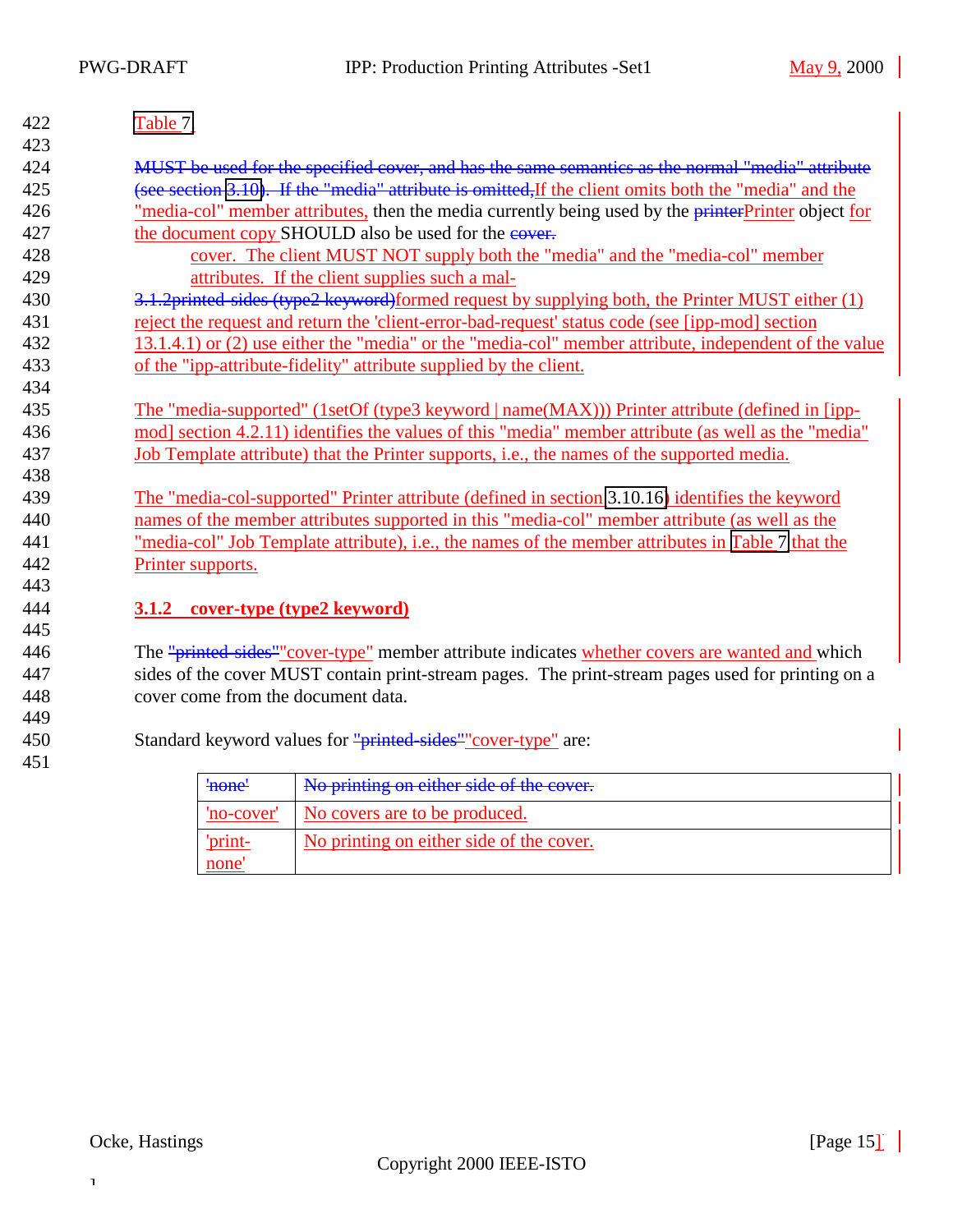Table 7.

~~MUST be used for the specified cover, and has the same semantics as the normal "media" attribute (see section 3.10). If the "media" attribute is omitted,~~If the client omits both the "media" and the "media-col" member attributes, then the media currently being used by the ~~printer~~Printer object for the document copy SHOULD also be used for the ~~cover.~~

cover. The client MUST NOT supply both the "media" and the "media-col" member attributes. If the client supplies such a mal-

~~3.1.2printed-sides (type2 keyword)~~formed request by supplying both, the Printer MUST either (1) reject the request and return the 'client-error-bad-request' status code (see [ipp-mod] section 13.1.4.1) or (2) use either the "media" or the "media-col" member attribute, independent of the value of the "ipp-attribute-fidelity" attribute supplied by the client.

The "media-supported" (1setOf (type3 keyword | name(MAX))) Printer attribute (defined in [ipp-mod] section 4.2.11) identifies the values of this "media" member attribute (as well as the "media" Job Template attribute) that the Printer supports, i.e., the names of the supported media.

The "media-col-supported" Printer attribute (defined in section 3.10.16) identifies the keyword names of the member attributes supported in this "media-col" member attribute (as well as the "media-col" Job Template attribute), i.e., the names of the member attributes in Table 7 that the Printer supports.

### 3.1.2 cover-type (type2 keyword)

The ~~"printed-sides"~~"cover-type" member attribute indicates whether covers are wanted and which sides of the cover MUST contain print-stream pages. The print-stream pages used for printing on a cover come from the document data.

Standard keyword values for ~~"printed-sides"~~"cover-type" are:

| | |
|---|---|
| ~~'none'~~ | ~~No printing on either side of the cover.~~ |
| 'no-cover' | No covers are to be produced. |
| 'print-none' | No printing on either side of the cover. |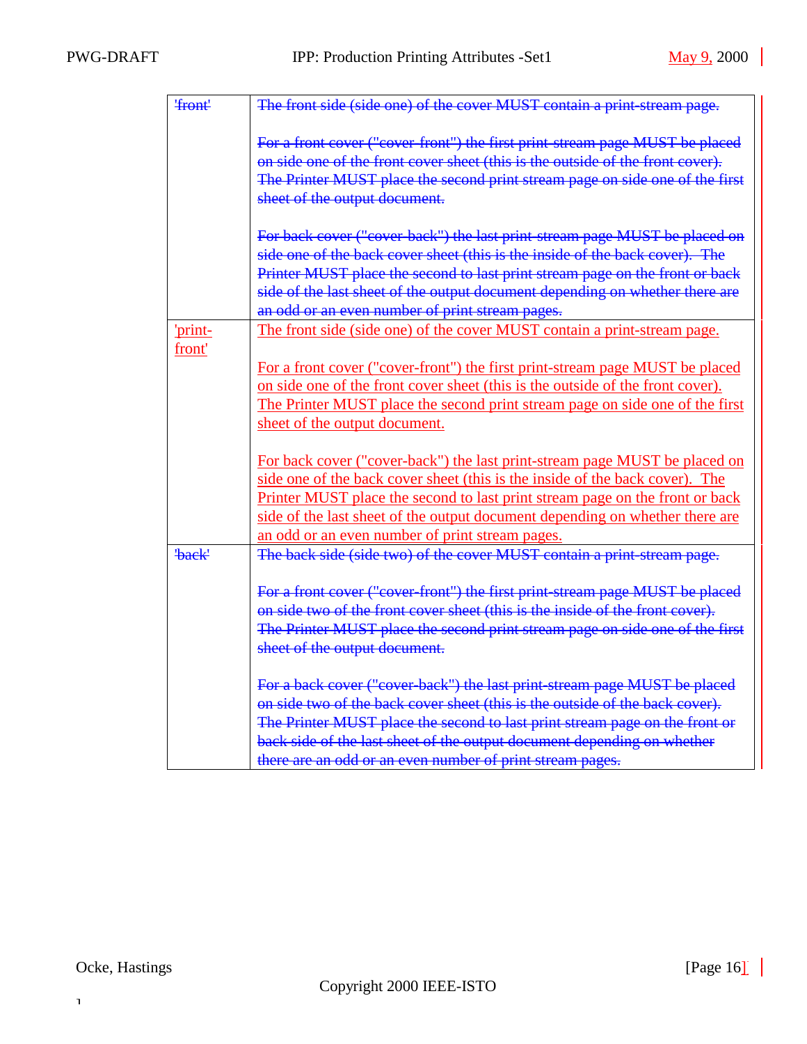| | |
|---|---|
| ~~'front'~~ | ~~The front side (side one) of the cover MUST contain a print-stream page.~~<br><br>~~For a front cover ("cover-front") the first print-stream page MUST be placed on side one of the front cover sheet (this is the outside of the front cover). The Printer MUST place the second print stream page on side one of the first sheet of the output document.~~<br><br>~~For back cover ("cover-back") the last print-stream page MUST be placed on side one of the back cover sheet (this is the inside of the back cover). The Printer MUST place the second to last print stream page on the front or back side of the last sheet of the output document depending on whether there are an odd or an even number of print stream pages.~~ |
| 'print-front' | The front side (side one) of the cover MUST contain a print-stream page.<br><br>For a front cover ("cover-front") the first print-stream page MUST be placed on side one of the front cover sheet (this is the outside of the front cover). The Printer MUST place the second print stream page on side one of the first sheet of the output document.<br><br>For back cover ("cover-back") the last print-stream page MUST be placed on side one of the back cover sheet (this is the inside of the back cover). The Printer MUST place the second to last print stream page on the front or back side of the last sheet of the output document depending on whether there are an odd or an even number of print stream pages. |
| ~~'back'~~ | ~~The back side (side two) of the cover MUST contain a print-stream page.~~<br><br>~~For a front cover ("cover-front") the first print-stream page MUST be placed on side two of the front cover sheet (this is the inside of the front cover). The Printer MUST place the second print stream page on side one of the first sheet of the output document.~~<br><br>~~For a back cover ("cover-back") the last print-stream page MUST be placed on side two of the back cover sheet (this is the outside of the back cover). The Printer MUST place the second to last print stream page on the front or back side of the last sheet of the output document depending on whether there are an odd or an even number of print stream pages.~~ |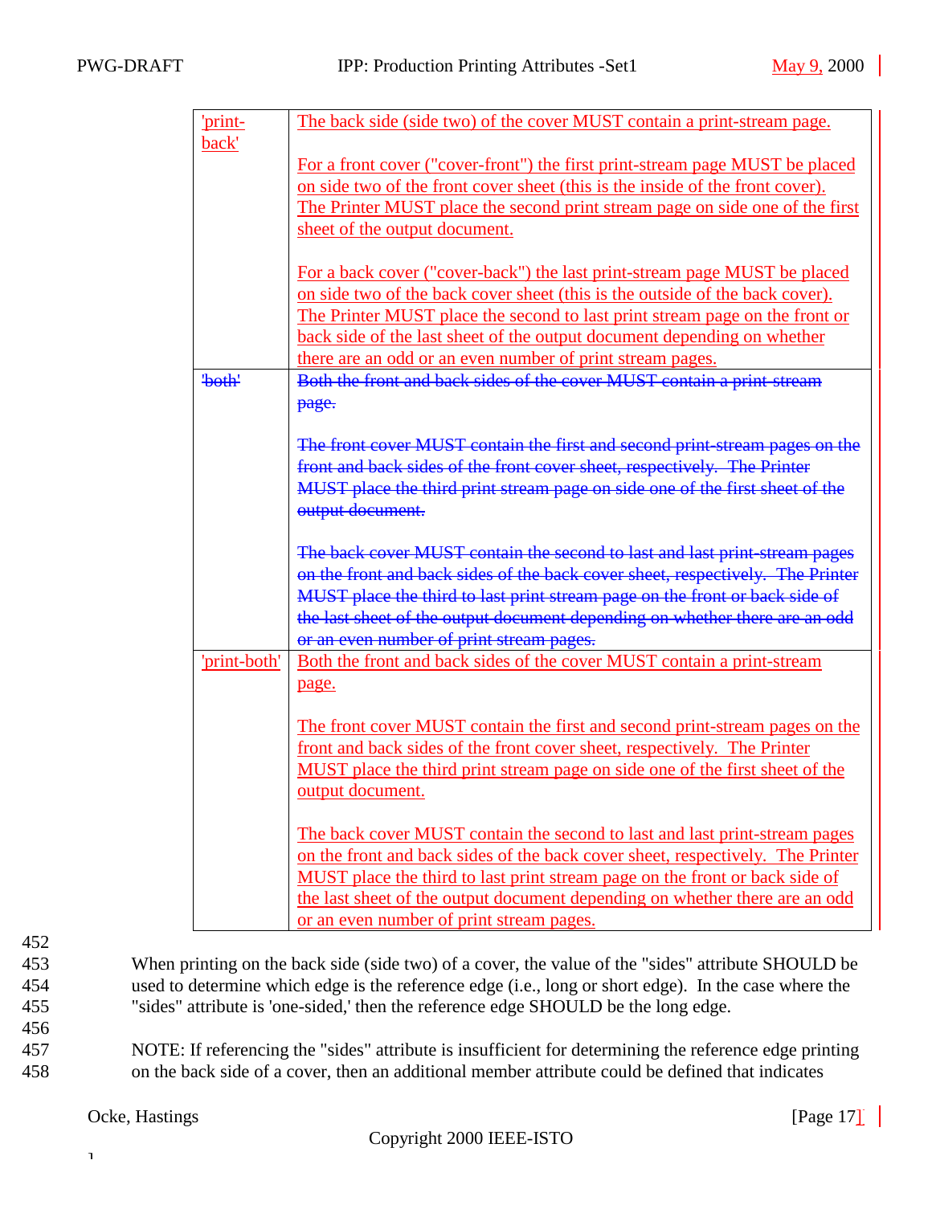| | |
|---|---|
| 'print-back' | The back side (side two) of the cover MUST contain a print-stream page.<br><br>For a front cover ("cover-front") the first print-stream page MUST be placed on side two of the front cover sheet (this is the inside of the front cover). The Printer MUST place the second print stream page on side one of the first sheet of the output document.<br><br>For a back cover ("cover-back") the last print-stream page MUST be placed on side two of the back cover sheet (this is the outside of the back cover). The Printer MUST place the second to last print stream page on the front or back side of the last sheet of the output document depending on whether there are an odd or an even number of print stream pages. |
| ~~'both'~~ | ~~Both the front and back sides of the cover MUST contain a print-stream page.~~<br><br>~~The front cover MUST contain the first and second print-stream pages on the front and back sides of the front cover sheet, respectively. The Printer MUST place the third print stream page on side one of the first sheet of the output document.~~<br><br>~~The back cover MUST contain the second to last and last print-stream pages on the front and back sides of the back cover sheet, respectively. The Printer MUST place the third to last print stream page on the front or back side of the last sheet of the output document depending on whether there are an odd or an even number of print stream pages.~~ |
| 'print-both' | Both the front and back sides of the cover MUST contain a print-stream page.<br><br>The front cover MUST contain the first and second print-stream pages on the front and back sides of the front cover sheet, respectively. The Printer MUST place the third print stream page on side one of the first sheet of the output document.<br><br>The back cover MUST contain the second to last and last print-stream pages on the front and back sides of the back cover sheet, respectively. The Printer MUST place the third to last print stream page on the front or back side of the last sheet of the output document depending on whether there are an odd or an even number of print stream pages. |

When printing on the back side (side two) of a cover, the value of the "sides" attribute SHOULD be used to determine which edge is the reference edge (i.e., long or short edge). In the case where the "sides" attribute is 'one-sided,' then the reference edge SHOULD be the long edge.

NOTE: If referencing the "sides" attribute is insufficient for determining the reference edge printing on the back side of a cover, then an additional member attribute could be defined that indicates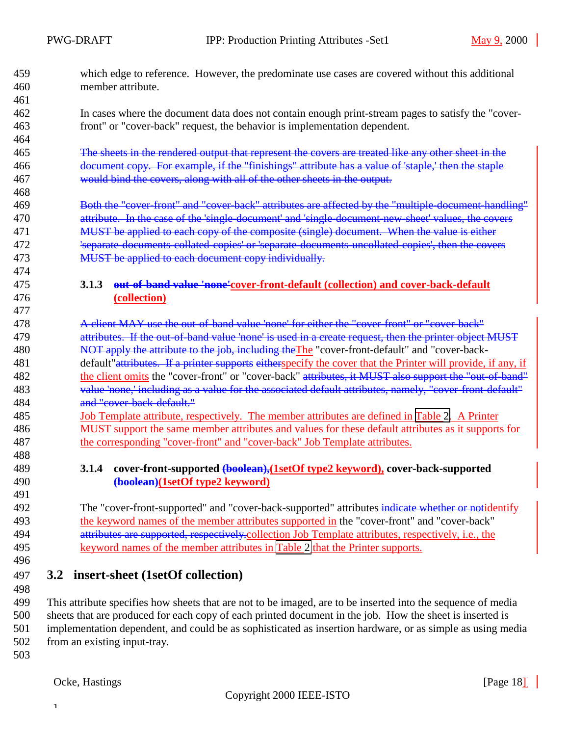which edge to reference. However, the predominate use cases are covered without this additional member attribute.

In cases where the document data does not contain enough print-stream pages to satisfy the "cover-front" or "cover-back" request, the behavior is implementation dependent.

~~The sheets in the rendered output that represent the covers are treated like any other sheet in the document copy. For example, if the "finishings" attribute has a value of 'staple,' then the staple would bind the covers, along with all of the other sheets in the output.~~

~~Both the "cover-front" and "cover-back" attributes are affected by the "multiple-document-handling" attribute. In the case of the 'single-document' and 'single-document-new-sheet' values, the covers MUST be applied to each copy of the composite (single) document. When the value is either 'separate-documents-collated-copies' or 'separate-documents-uncollated-copies', then the covers MUST be applied to each document copy individually.~~

### 3.1.3 ~~out-of-band value 'none'~~cover-front-default (collection) and cover-back-default (collection)

~~A client MAY use the out-of-band value 'none' for either the "cover-front" or "cover-back" attributes. If the out-of-band value 'none' is used in a create request, then the printer object MUST NOT apply the attribute to the job, including the~~The "cover-front-default" and "cover-back-default"~~attributes. If a printer supports either~~specify the cover that the Printer will provide, if any, if the client omits the "cover-front" or "cover-back" ~~attributes, it MUST also support the "out-of-band" value 'none,' including as a value for the associated default attributes, namely, "cover-front-default" and "cover-back-default."~~ Job Template attribute, respectively. The member attributes are defined in Table 2. A Printer MUST support the same member attributes and values for these default attributes as it supports for the corresponding "cover-front" and "cover-back" Job Template attributes.

### 3.1.4 cover-front-supported ~~(boolean),~~(1setOf type2 keyword), cover-back-supported ~~(boolean)~~(1setOf type2 keyword)

The "cover-front-supported" and "cover-back-supported" attributes ~~indicate whether or not~~identify the keyword names of the member attributes supported in the "cover-front" and "cover-back" ~~attributes are supported, respectively.~~collection Job Template attributes, respectively, i.e., the keyword names of the member attributes in Table 2 that the Printer supports.

## 3.2 insert-sheet (1setOf collection)

This attribute specifies how sheets that are not to be imaged, are to be inserted into the sequence of media sheets that are produced for each copy of each printed document in the job. How the sheet is inserted is implementation dependent, and could be as sophisticated as insertion hardware, or as simple as using media from an existing input-tray.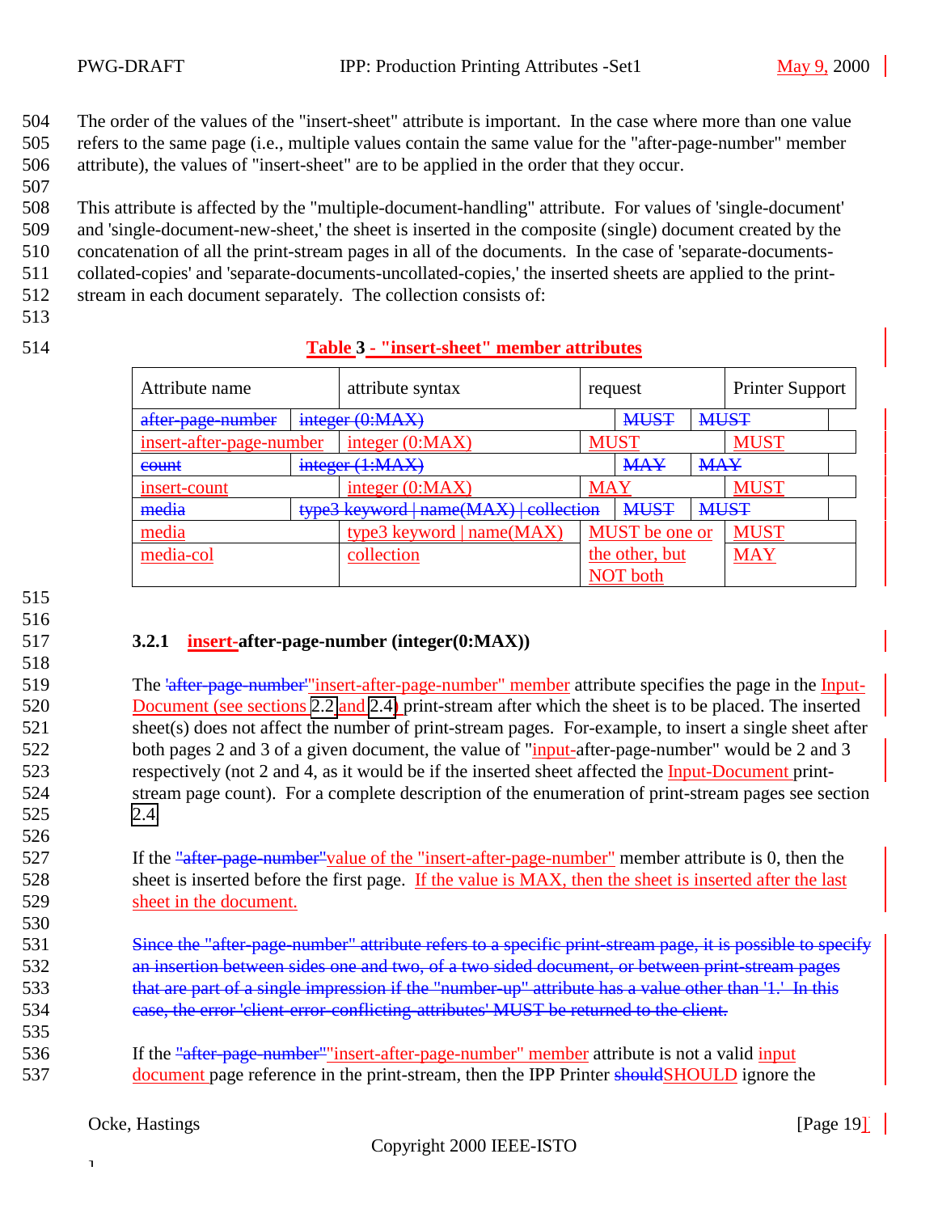The order of the values of the "insert-sheet" attribute is important. In the case where more than one value refers to the same page (i.e., multiple values contain the same value for the "after-page-number" member attribute), the values of "insert-sheet" are to be applied in the order that they occur.

This attribute is affected by the "multiple-document-handling" attribute. For values of 'single-document' and 'single-document-new-sheet,' the sheet is inserted in the composite (single) document created by the concatenation of all the print-stream pages in all of the documents. In the case of 'separate-documents-collated-copies' and 'separate-documents-uncollated-copies,' the inserted sheets are applied to the print-stream in each document separately. The collection consists of:

**Table 3 - "insert-sheet" member attributes**

| Attribute name | attribute syntax | request | Printer Support |
|---|---|---|---|
| ~~after-page-number~~ | ~~integer (0:MAX)~~ | ~~MUST~~ | ~~MUST~~ |
| insert-after-page-number | integer (0:MAX) | MUST | MUST |
| ~~count~~ | ~~integer (1:MAX)~~ | ~~MAY~~ | ~~MAY~~ |
| insert-count | integer (0:MAX) | MAY | MUST |
| ~~media~~ | ~~type3 keyword \| name(MAX) \| collection~~ | ~~MUST~~ | ~~MUST~~ |
| media | type3 keyword \| name(MAX) | MUST be one or the other, but NOT both | MUST |
| media-col | collection | | MAY |

### 3.2.1 insert-after-page-number (integer(0:MAX))

The ~~'after-page-number'~~"insert-after-page-number" member attribute specifies the page in the Input-Document (see sections 2.2 and 2.4) print-stream after which the sheet is to be placed. The inserted sheet(s) does not affect the number of print-stream pages. For-example, to insert a single sheet after both pages 2 and 3 of a given document, the value of "input-after-page-number" would be 2 and 3 respectively (not 2 and 4, as it would be if the inserted sheet affected the Input-Document print-stream page count). For a complete description of the enumeration of print-stream pages see section 2.4

If the ~~"after-page-number"~~value of the "insert-after-page-number" member attribute is 0, then the sheet is inserted before the first page. If the value is MAX, then the sheet is inserted after the last sheet in the document.

~~Since the "after-page-number" attribute refers to a specific print-stream page, it is possible to specify an insertion between sides one and two, of a two sided document, or between print-stream pages that are part of a single impression if the "number-up" attribute has a value other than '1.' In this case, the error 'client-error-conflicting-attributes' MUST be returned to the client.~~

If the ~~"after-page-number"~~"insert-after-page-number" member attribute is not a valid input document page reference in the print-stream, then the IPP Printer ~~should~~SHOULD ignore the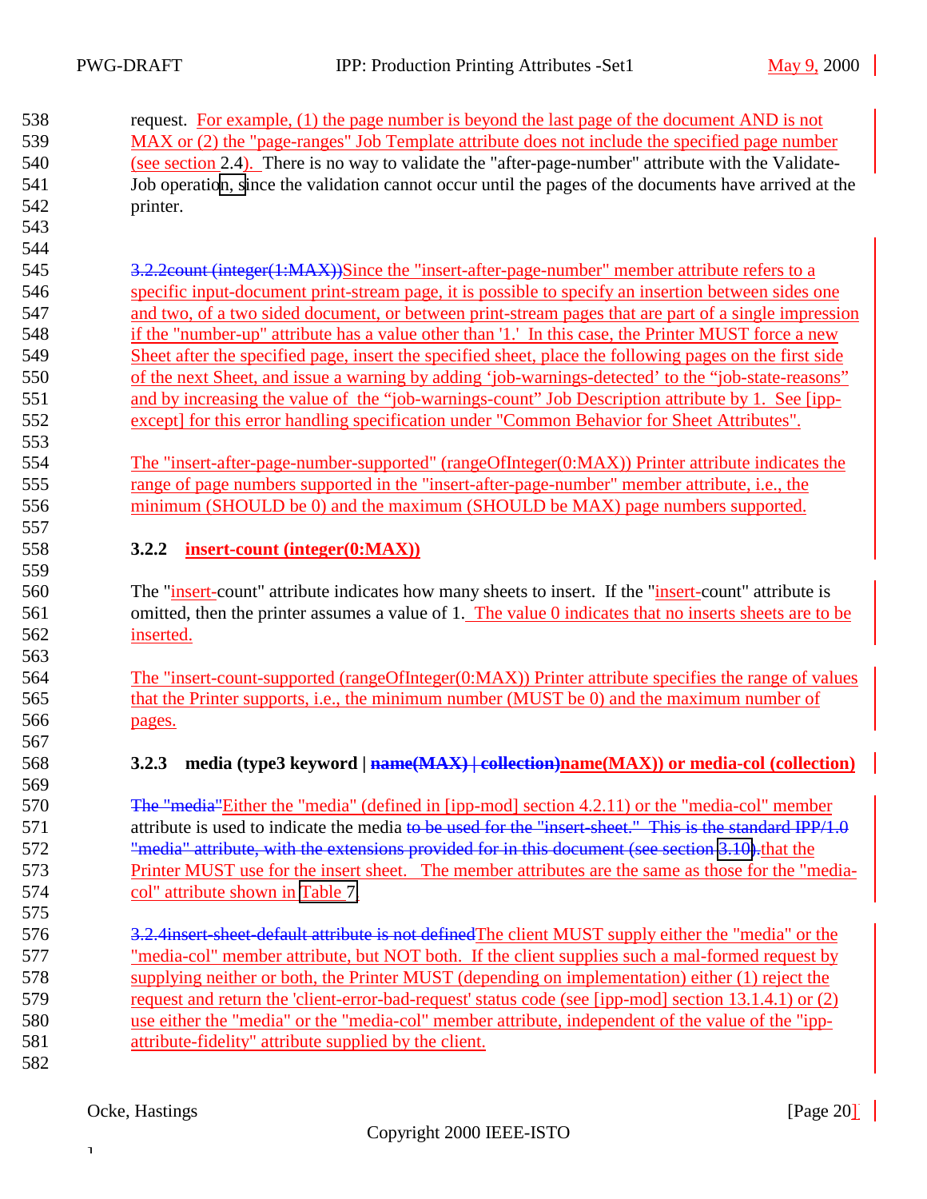request. For example, (1) the page number is beyond the last page of the document AND is not MAX or (2) the "page-ranges" Job Template attribute does not include the specified page number (see section 2.4). There is no way to validate the "after-page-number" attribute with the Validate-Job operation, since the validation cannot occur until the pages of the documents have arrived at the printer.

~~3.2.2count (integer(1:MAX))~~Since the "insert-after-page-number" member attribute refers to a specific input-document print-stream page, it is possible to specify an insertion between sides one and two, of a two sided document, or between print-stream pages that are part of a single impression if the "number-up" attribute has a value other than '1.' In this case, the Printer MUST force a new Sheet after the specified page, insert the specified sheet, place the following pages on the first side of the next Sheet, and issue a warning by adding 'job-warnings-detected' to the "job-state-reasons" and by increasing the value of the "job-warnings-count" Job Description attribute by 1. See [ipp-except] for this error handling specification under "Common Behavior for Sheet Attributes".

The "insert-after-page-number-supported" (rangeOfInteger(0:MAX)) Printer attribute indicates the range of page numbers supported in the "insert-after-page-number" member attribute, i.e., the minimum (SHOULD be 0) and the maximum (SHOULD be MAX) page numbers supported.

### 3.2.2 insert-count (integer(0:MAX))

The "insert-count" attribute indicates how many sheets to insert. If the "insert-count" attribute is omitted, then the printer assumes a value of 1. The value 0 indicates that no inserts sheets are to be inserted.

The "insert-count-supported (rangeOfInteger(0:MAX)) Printer attribute specifies the range of values that the Printer supports, i.e., the minimum number (MUST be 0) and the maximum number of pages.

### 3.2.3 media (type3 keyword | ~~name(MAX) | collection)~~name(MAX)) or media-col (collection)

~~The "media"~~Either the "media" (defined in [ipp-mod] section 4.2.11) or the "media-col" member attribute is used to indicate the media ~~to be used for the "insert-sheet." This is the standard IPP/1.0 "media" attribute, with the extensions provided for in this document (see section 3.10)~~.that the Printer MUST use for the insert sheet. The member attributes are the same as those for the "media-col" attribute shown in Table 7.

~~3.2.4insert-sheet-default attribute is not defined~~The client MUST supply either the "media" or the "media-col" member attribute, but NOT both. If the client supplies such a mal-formed request by supplying neither or both, the Printer MUST (depending on implementation) either (1) reject the request and return the 'client-error-bad-request' status code (see [ipp-mod] section 13.1.4.1) or (2) use either the "media" or the "media-col" member attribute, independent of the value of the "ipp-attribute-fidelity" attribute supplied by the client.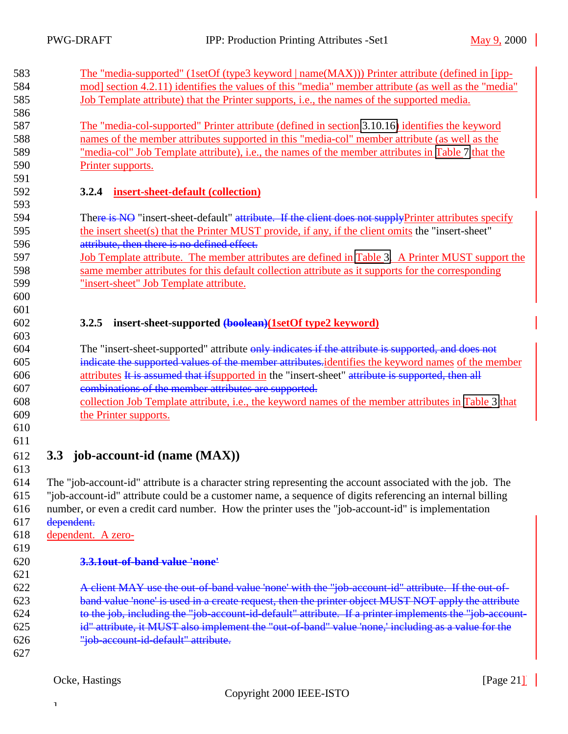The "media-supported" (1setOf (type3 keyword | name(MAX))) Printer attribute (defined in [ipp-mod] section 4.2.11) identifies the values of this "media" member attribute (as well as the "media" Job Template attribute) that the Printer supports, i.e., the names of the supported media.

The "media-col-supported" Printer attribute (defined in section 3.10.16) identifies the keyword names of the member attributes supported in this "media-col" member attribute (as well as the "media-col" Job Template attribute), i.e., the names of the member attributes in Table 7 that the Printer supports.

### 3.2.4 insert-sheet-default (collection)

There ~~re is NO~~ "insert-sheet-default" ~~attribute. If the client does not supply~~Printer attributes specify the insert sheet(s) that the Printer MUST provide, if any, if the client omits the "insert-sheet" ~~attribute, then there is no defined effect.~~
Job Template attribute. The member attributes are defined in Table 3. A Printer MUST support the same member attributes for this default collection attribute as it supports for the corresponding "insert-sheet" Job Template attribute.

### 3.2.5 insert-sheet-supported ~~(boolean)~~(1setOf type2 keyword)

The "insert-sheet-supported" attribute ~~only indicates if the attribute is supported, and does not indicate the supported values of the member attributes.~~identifies the keyword names of the member attributes ~~It is assumed that if~~supported in the "insert-sheet" ~~attribute is supported, then all combinations of the member attributes are supported.~~
collection Job Template attribute, i.e., the keyword names of the member attributes in Table 3 that the Printer supports.

## 3.3 job-account-id (name (MAX))

The "job-account-id" attribute is a character string representing the account associated with the job. The "job-account-id" attribute could be a customer name, a sequence of digits referencing an internal billing number, or even a credit card number. How the printer uses the "job-account-id" is implementation ~~dependent.~~
dependent. A zero-

### ~~3.3.1out-of-band value 'none'~~

~~A client MAY use the out-of-band value 'none' with the "job-account-id" attribute. If the out-of-band value 'none' is used in a create request, then the printer object MUST NOT apply the attribute to the job, including the "job-account-id-default" attribute. If a printer implements the "job-account-id" attribute, it MUST also implement the "out-of-band" value 'none,' including as a value for the "job-account-id-default" attribute.~~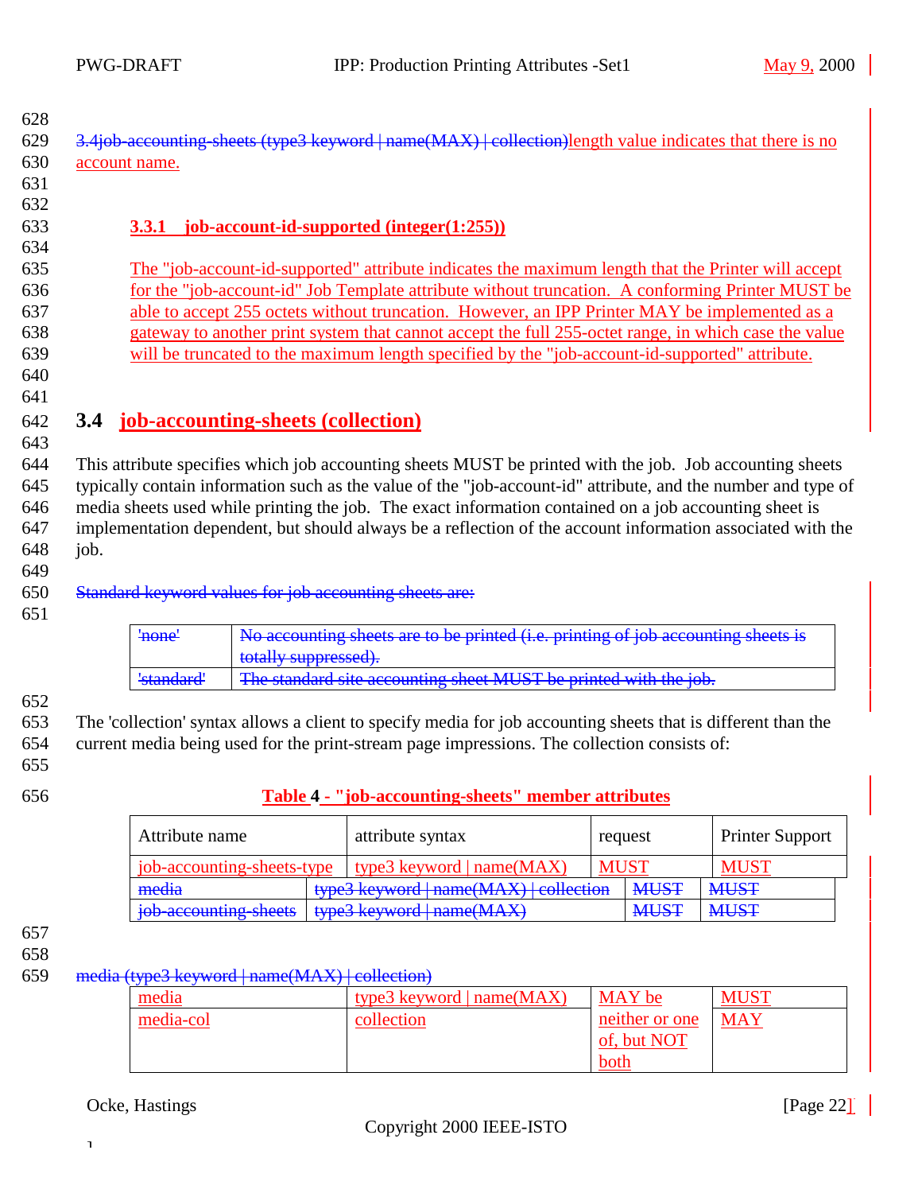3.4job-accounting-sheets (type3 keyword | name(MAX) | collection)length value indicates that there is no account name.

#### 3.3.1 job-account-id-supported (integer(1:255))

The "job-account-id-supported" attribute indicates the maximum length that the Printer will accept for the "job-account-id" Job Template attribute without truncation. A conforming Printer MUST be able to accept 255 octets without truncation. However, an IPP Printer MAY be implemented as a gateway to another print system that cannot accept the full 255-octet range, in which case the value will be truncated to the maximum length specified by the "job-account-id-supported" attribute.

## 3.4 job-accounting-sheets (collection)

This attribute specifies which job accounting sheets MUST be printed with the job. Job accounting sheets typically contain information such as the value of the "job-account-id" attribute, and the number and type of media sheets used while printing the job. The exact information contained on a job accounting sheet is implementation dependent, but should always be a reflection of the account information associated with the job.

Standard keyword values for job accounting sheets are:

| | |
|---|---|
| 'none' | No accounting sheets are to be printed (i.e. printing of job accounting sheets is totally suppressed). |
| 'standard' | The standard site accounting sheet MUST be printed with the job. |

The 'collection' syntax allows a client to specify media for job accounting sheets that is different than the current media being used for the print-stream page impressions. The collection consists of:

**Table 4 - "job-accounting-sheets" member attributes**

| Attribute name | attribute syntax | request | Printer Support |
|---|---|---|---|
| job-accounting-sheets-type | type3 keyword \| name(MAX) | MUST | MUST |
| media | type3 keyword \| name(MAX) \| collection | MUST | MUST |
| job-accounting-sheets | type3 keyword \| name(MAX) | MUST | MUST |
| media | type3 keyword \| name(MAX) | MAY be neither or one of, but NOT both | MUST |
| media-col | collection | | MAY |

media (type3 keyword | name(MAX) | collection)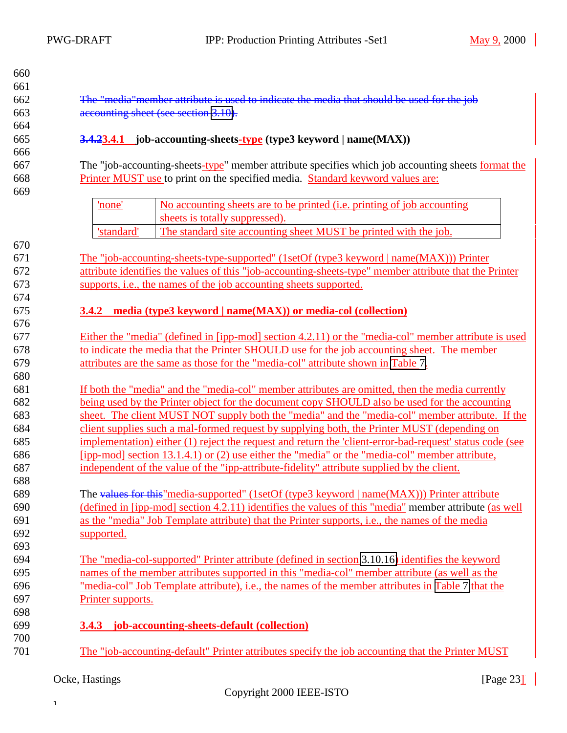The "media"member attribute is used to indicate the media that should be used for the job accounting sheet (see section 3.10).

### 3.4.2 3.4.1 job-accounting-sheets-type (type3 keyword | name(MAX))

The "job-accounting-sheets-type" member attribute specifies which job accounting sheets format the Printer MUST use to print on the specified media. Standard keyword values are:

| 'none' | No accounting sheets are to be printed (i.e. printing of job accounting sheets is totally suppressed). |
|---|---|
| 'standard' | The standard site accounting sheet MUST be printed with the job. |

The "job-accounting-sheets-type-supported" (1setOf (type3 keyword | name(MAX))) Printer attribute identifies the values of this "job-accounting-sheets-type" member attribute that the Printer supports, i.e., the names of the job accounting sheets supported.

### 3.4.2 media (type3 keyword | name(MAX)) or media-col (collection)

Either the "media" (defined in [ipp-mod] section 4.2.11) or the "media-col" member attribute is used to indicate the media that the Printer SHOULD use for the job accounting sheet. The member attributes are the same as those for the "media-col" attribute shown in Table 7.

If both the "media" and the "media-col" member attributes are omitted, then the media currently being used by the Printer object for the document copy SHOULD also be used for the accounting sheet. The client MUST NOT supply both the "media" and the "media-col" member attribute. If the client supplies such a mal-formed request by supplying both, the Printer MUST (depending on implementation) either (1) reject the request and return the 'client-error-bad-request' status code (see [ipp-mod] section 13.1.4.1) or (2) use either the "media" or the "media-col" member attribute, independent of the value of the "ipp-attribute-fidelity" attribute supplied by the client.

The values for this"media-supported" (1setOf (type3 keyword | name(MAX))) Printer attribute (defined in [ipp-mod] section 4.2.11) identifies the values of this "media" member attribute (as well as the "media" Job Template attribute) that the Printer supports, i.e., the names of the media supported.

The "media-col-supported" Printer attribute (defined in section 3.10.16) identifies the keyword names of the member attributes supported in this "media-col" member attribute (as well as the "media-col" Job Template attribute), i.e., the names of the member attributes in Table 7 that the Printer supports.

### 3.4.3 job-accounting-sheets-default (collection)

The "job-accounting-default" Printer attributes specify the job accounting that the Printer MUST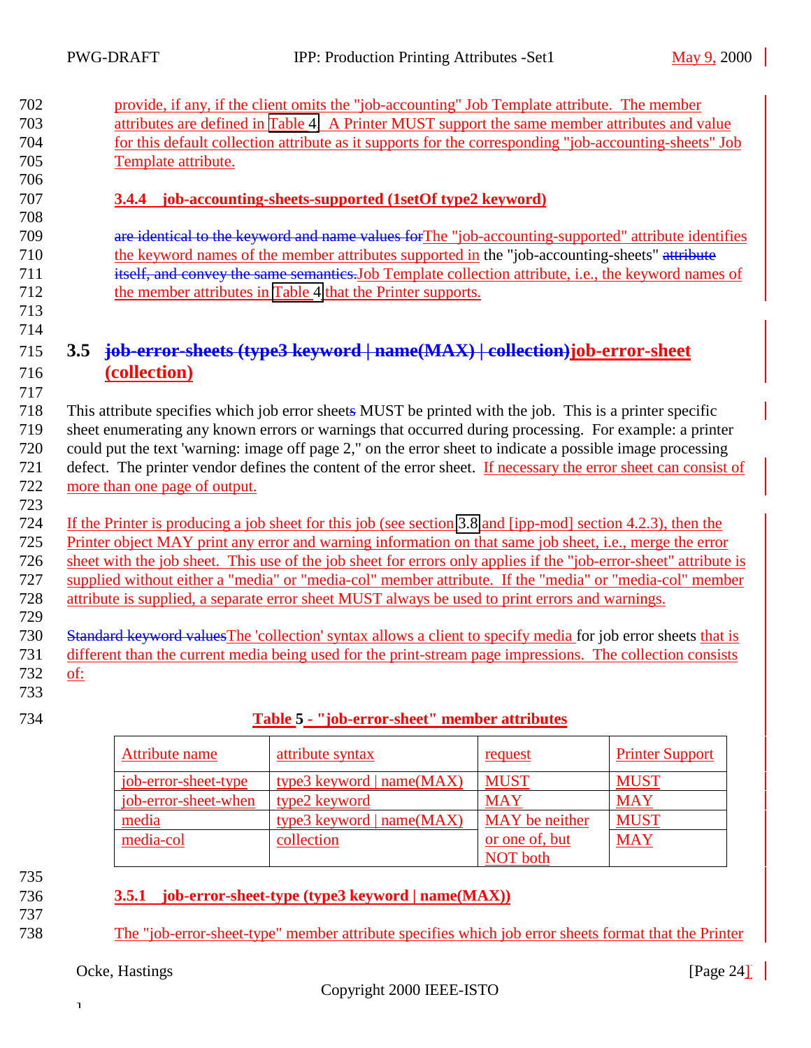provide, if any, if the client omits the "job-accounting" Job Template attribute. The member attributes are defined in Table 4. A Printer MUST support the same member attributes and value for this default collection attribute as it supports for the corresponding "job-accounting-sheets" Job Template attribute.

### 3.4.4 job-accounting-sheets-supported (1setOf type2 keyword)

~~are identical to the keyword and name values for~~The "job-accounting-supported" attribute identifies the keyword names of the member attributes supported in the "job-accounting-sheets" ~~attribute itself, and convey the same semantics.~~Job Template collection attribute, i.e., the keyword names of the member attributes in Table 4 that the Printer supports.

## 3.5 ~~job-error-sheets (type3 keyword | name(MAX) | collection)~~job-error-sheet (collection)

This attribute specifies which job error sheet~~s~~ MUST be printed with the job. This is a printer specific sheet enumerating any known errors or warnings that occurred during processing. For example: a printer could put the text 'warning: image off page 2," on the error sheet to indicate a possible image processing defect. The printer vendor defines the content of the error sheet. If necessary the error sheet can consist of more than one page of output.

If the Printer is producing a job sheet for this job (see section 3.8 and [ipp-mod] section 4.2.3), then the Printer object MAY print any error and warning information on that same job sheet, i.e., merge the error sheet with the job sheet. This use of the job sheet for errors only applies if the "job-error-sheet" attribute is supplied without either a "media" or "media-col" member attribute. If the "media" or "media-col" member attribute is supplied, a separate error sheet MUST always be used to print errors and warnings.

~~Standard keyword values~~The 'collection' syntax allows a client to specify media for job error sheets that is different than the current media being used for the print-stream page impressions. The collection consists of:

**Table 5 - "job-error-sheet" member attributes**

| Attribute name | attribute syntax | request | Printer Support |
|---|---|---|---|
| job-error-sheet-type | type3 keyword \| name(MAX) | MUST | MUST |
| job-error-sheet-when | type2 keyword | MAY | MAY |
| media | type3 keyword \| name(MAX) | MAY be neither or one of, but NOT both | MUST |
| media-col | collection | | MAY |

### 3.5.1 job-error-sheet-type (type3 keyword | name(MAX))

The "job-error-sheet-type" member attribute specifies which job error sheets format that the Printer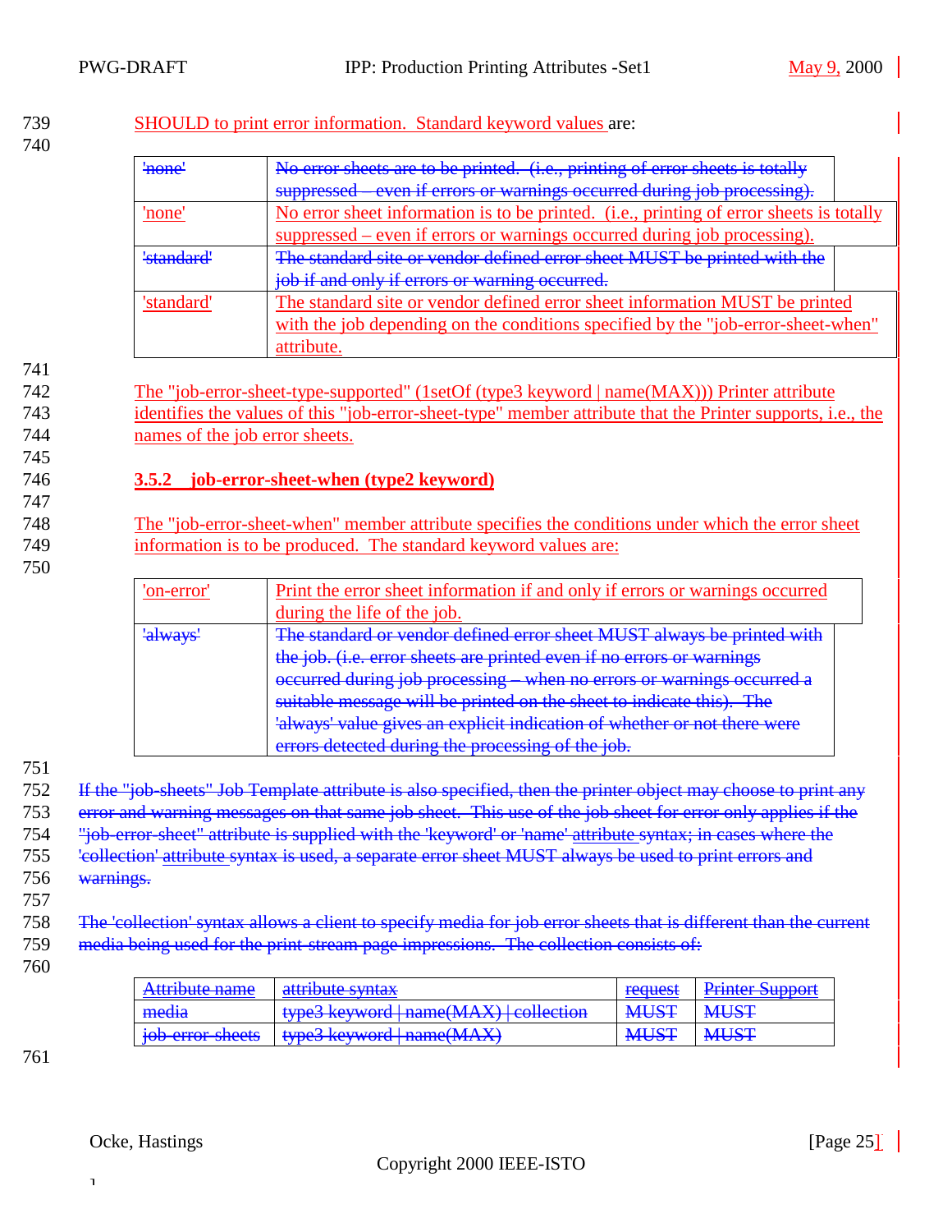SHOULD to print error information. Standard keyword values are:

| | |
|---|---|
| ~~'none'~~ | ~~No error sheets are to be printed. (i.e., printing of error sheets is totally suppressed – even if errors or warnings occurred during job processing).~~ |
| 'none' | No error sheet information is to be printed. (i.e., printing of error sheets is totally suppressed – even if errors or warnings occurred during job processing). |
| ~~'standard'~~ | ~~The standard site or vendor defined error sheet MUST be printed with the job if and only if errors or warning occurred.~~ |
| 'standard' | The standard site or vendor defined error sheet information MUST be printed with the job depending on the conditions specified by the "job-error-sheet-when" attribute. |

The "job-error-sheet-type-supported" (1setOf (type3 keyword | name(MAX))) Printer attribute identifies the values of this "job-error-sheet-type" member attribute that the Printer supports, i.e., the names of the job error sheets.

### 3.5.2 job-error-sheet-when (type2 keyword)

The "job-error-sheet-when" member attribute specifies the conditions under which the error sheet information is to be produced. The standard keyword values are:

| | |
|---|---|
| 'on-error' | Print the error sheet information if and only if errors or warnings occurred during the life of the job. |
| ~~'always'~~ | ~~The standard or vendor defined error sheet MUST always be printed with the job. (i.e. error sheets are printed even if no errors or warnings occurred during job processing – when no errors or warnings occurred a suitable message will be printed on the sheet to indicate this). The 'always' value gives an explicit indication of whether or not there were errors detected during the processing of the job.~~ |

~~If the "job-sheets" Job Template attribute is also specified, then the printer object may choose to print any error and warning messages on that same job sheet. This use of the job sheet for error only applies if the "job-error-sheet" attribute is supplied with the 'keyword' or 'name' attribute syntax; in cases where the 'collection' attribute syntax is used, a separate error sheet MUST always be used to print errors and warnings.~~

~~The 'collection' syntax allows a client to specify media for job error sheets that is different than the current media being used for the print-stream page impressions. The collection consists of:~~

| ~~Attribute name~~ | ~~attribute syntax~~ | ~~request~~ | ~~Printer Support~~ |
|---|---|---|---|
| ~~media~~ | ~~type3 keyword \| name(MAX) \| collection~~ | ~~MUST~~ | ~~MUST~~ |
| ~~job-error-sheets~~ | ~~type3 keyword \| name(MAX)~~ | ~~MUST~~ | ~~MUST~~ |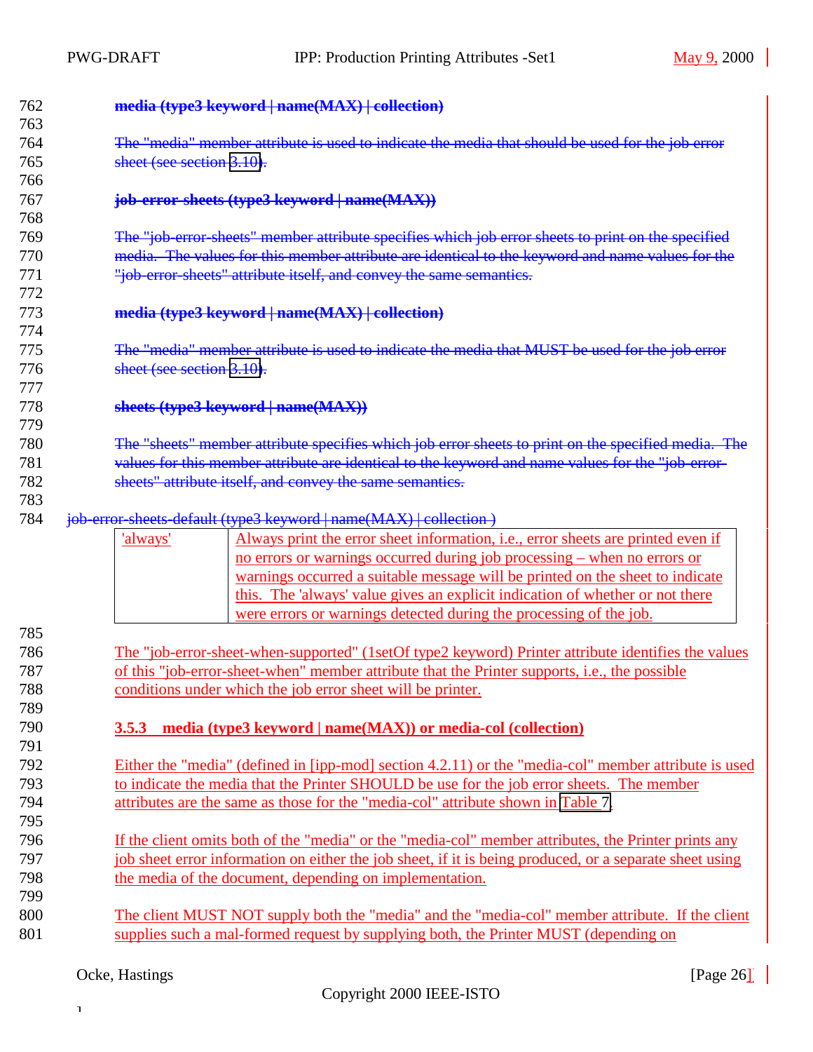**media (type3 keyword | name(MAX) | collection)**

The "media" member attribute is used to indicate the media that should be used for the job error sheet (see section 3.10).

**job-error-sheets (type3 keyword | name(MAX))**

The "job-error-sheets" member attribute specifies which job error sheets to print on the specified media. The values for this member attribute are identical to the keyword and name values for the "job-error-sheets" attribute itself, and convey the same semantics.

**media (type3 keyword | name(MAX) | collection)**

The "media" member attribute is used to indicate the media that MUST be used for the job error sheet (see section 3.10).

**sheets (type3 keyword | name(MAX))**

The "sheets" member attribute specifies which job error sheets to print on the specified media. The values for this member attribute are identical to the keyword and name values for the "job-error-sheets" attribute itself, and convey the same semantics.

job-error-sheets-default (type3 keyword | name(MAX) | collection )

| | |
|---|---|
| 'always' | Always print the error sheet information, i.e., error sheets are printed even if no errors or warnings occurred during job processing – when no errors or warnings occurred a suitable message will be printed on the sheet to indicate this. The 'always' value gives an explicit indication of whether or not there were errors or warnings detected during the processing of the job. |

The "job-error-sheet-when-supported" (1setOf type2 keyword) Printer attribute identifies the values of this "job-error-sheet-when" member attribute that the Printer supports, i.e., the possible conditions under which the job error sheet will be printer.

### 3.5.3 media (type3 keyword | name(MAX)) or media-col (collection)

Either the "media" (defined in [ipp-mod] section 4.2.11) or the "media-col" member attribute is used to indicate the media that the Printer SHOULD be use for the job error sheets. The member attributes are the same as those for the "media-col" attribute shown in Table 7.

If the client omits both of the "media" or the "media-col" member attributes, the Printer prints any job sheet error information on either the job sheet, if it is being produced, or a separate sheet using the media of the document, depending on implementation.

The client MUST NOT supply both the "media" and the "media-col" member attribute. If the client supplies such a mal-formed request by supplying both, the Printer MUST (depending on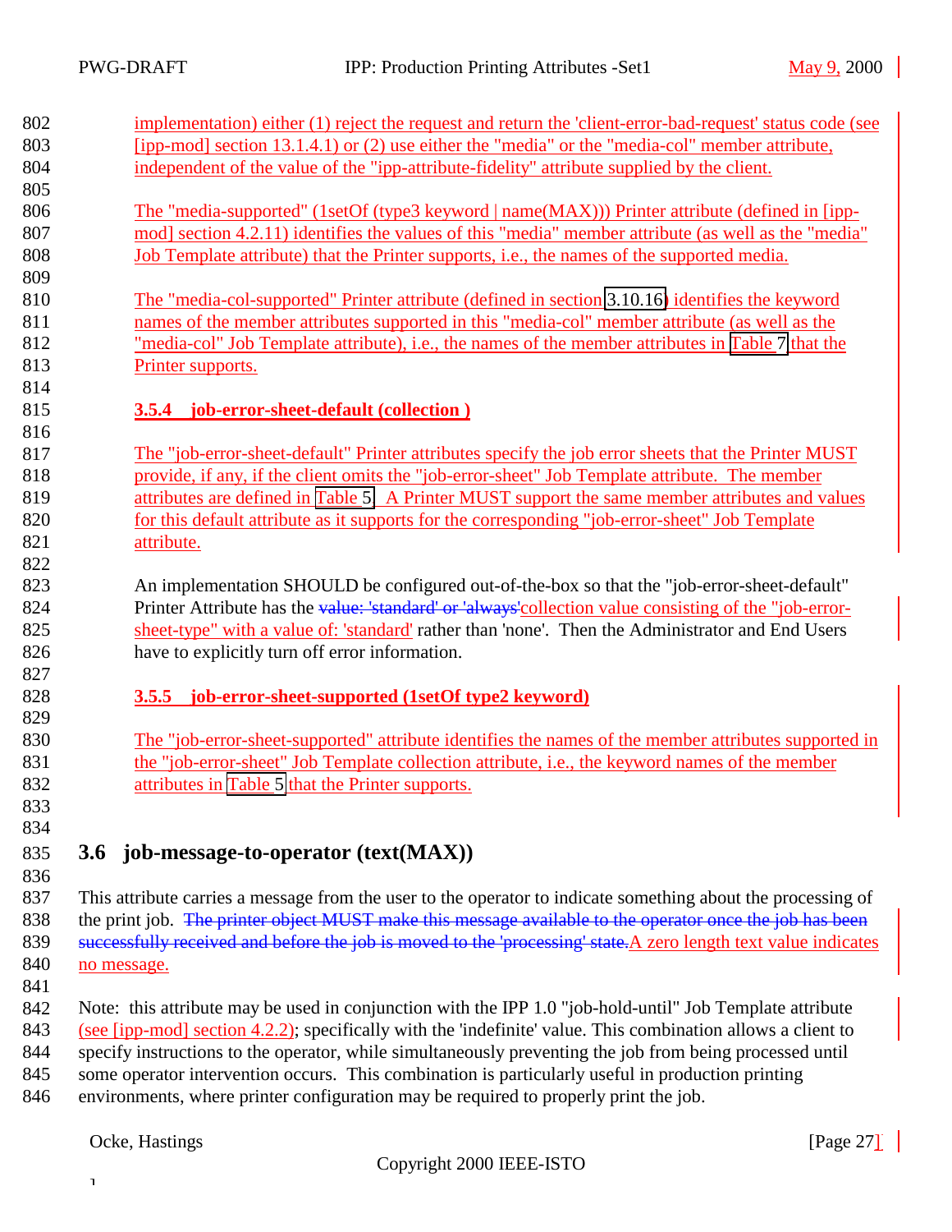implementation) either (1) reject the request and return the 'client-error-bad-request' status code (see [ipp-mod] section 13.1.4.1) or (2) use either the "media" or the "media-col" member attribute, independent of the value of the "ipp-attribute-fidelity" attribute supplied by the client.

The "media-supported" (1setOf (type3 keyword | name(MAX))) Printer attribute (defined in [ipp-mod] section 4.2.11) identifies the values of this "media" member attribute (as well as the "media" Job Template attribute) that the Printer supports, i.e., the names of the supported media.

The "media-col-supported" Printer attribute (defined in section 3.10.16) identifies the keyword names of the member attributes supported in this "media-col" member attribute (as well as the "media-col" Job Template attribute), i.e., the names of the member attributes in Table 7 that the Printer supports.

#### 3.5.4 job-error-sheet-default (collection )

The "job-error-sheet-default" Printer attributes specify the job error sheets that the Printer MUST provide, if any, if the client omits the "job-error-sheet" Job Template attribute. The member attributes are defined in Table 5. A Printer MUST support the same member attributes and values for this default attribute as it supports for the corresponding "job-error-sheet" Job Template attribute.

An implementation SHOULD be configured out-of-the-box so that the "job-error-sheet-default" Printer Attribute has the ~~value: 'standard' or 'always'~~collection value consisting of the "job-error-sheet-type" with a value of: 'standard' rather than 'none'. Then the Administrator and End Users have to explicitly turn off error information.

#### 3.5.5 job-error-sheet-supported (1setOf type2 keyword)

The "job-error-sheet-supported" attribute identifies the names of the member attributes supported in the "job-error-sheet" Job Template collection attribute, i.e., the keyword names of the member attributes in Table 5 that the Printer supports.

## 3.6 job-message-to-operator (text(MAX))

This attribute carries a message from the user to the operator to indicate something about the processing of the print job. ~~The printer object MUST make this message available to the operator once the job has been successfully received and before the job is moved to the 'processing' state.~~A zero length text value indicates no message.

Note: this attribute may be used in conjunction with the IPP 1.0 "job-hold-until" Job Template attribute (see [ipp-mod] section 4.2.2); specifically with the 'indefinite' value. This combination allows a client to specify instructions to the operator, while simultaneously preventing the job from being processed until some operator intervention occurs. This combination is particularly useful in production printing environments, where printer configuration may be required to properly print the job.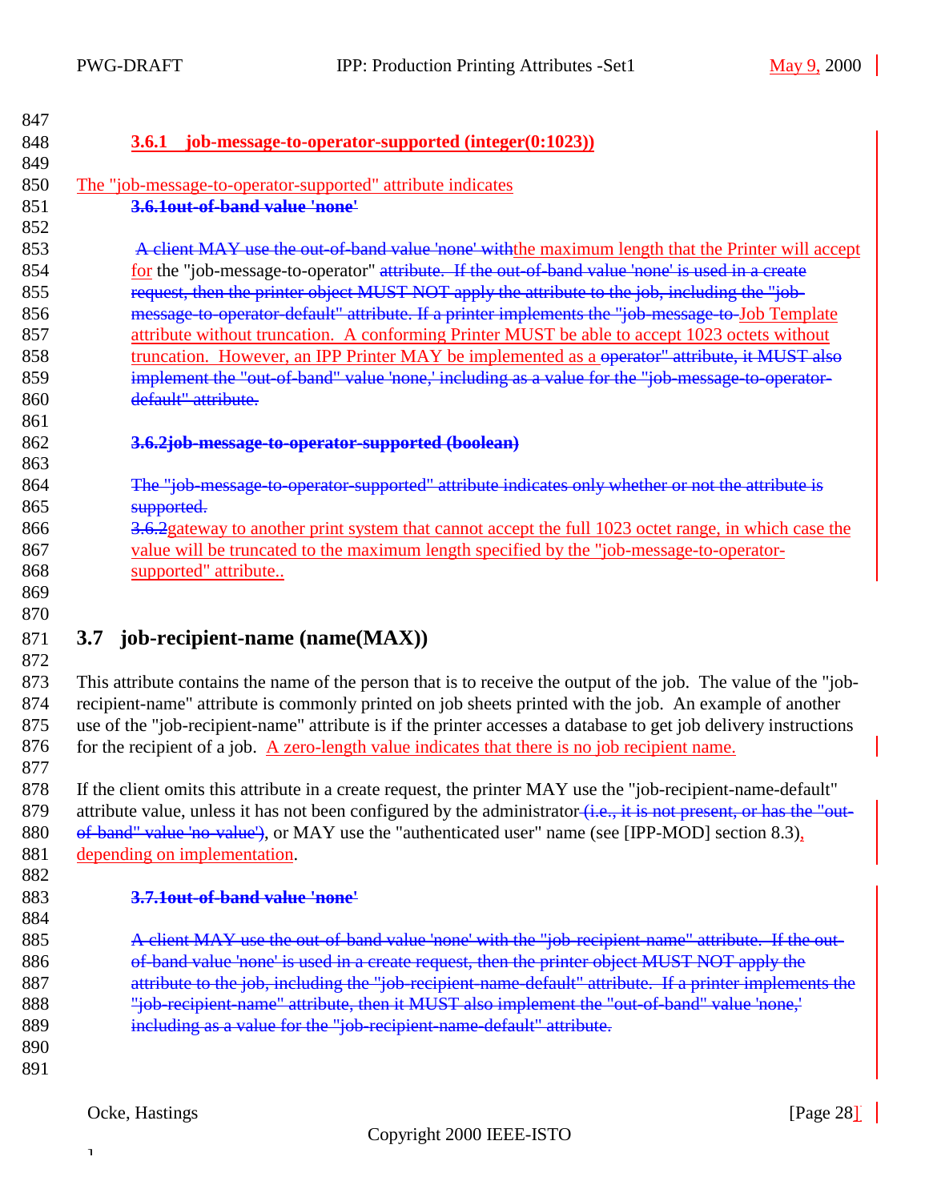#### 3.6.1 job-message-to-operator-supported (integer(0:1023))

The "job-message-to-operator-supported" attribute indicates

~~**3.6.1out-of-band value 'none'**~~

~~A client MAY use the out-of-band value 'none' with~~the maximum length that the Printer will accept for the "job-message-to-operator" ~~attribute. If the out-of-band value 'none' is used in a create request, then the printer object MUST NOT apply the attribute to the job, including the "job-message-to-operator-default" attribute. If a printer implements the "job-message-to-~~Job Template attribute without truncation. A conforming Printer MUST be able to accept 1023 octets without truncation. However, an IPP Printer MAY be implemented as a ~~operator" attribute, it MUST also implement the "out-of-band" value 'none,' including as a value for the "job-message-to-operator-default" attribute.~~

~~**3.6.2job-message-to-operator-supported (boolean)**~~

~~The "job-message-to-operator-supported" attribute indicates only whether or not the attribute is supported.~~

~~3.6.2~~gateway to another print system that cannot accept the full 1023 octet range, in which case the value will be truncated to the maximum length specified by the "job-message-to-operator-supported" attribute..

## 3.7 job-recipient-name (name(MAX))

This attribute contains the name of the person that is to receive the output of the job. The value of the "job-recipient-name" attribute is commonly printed on job sheets printed with the job. An example of another use of the "job-recipient-name" attribute is if the printer accesses a database to get job delivery instructions for the recipient of a job. A zero-length value indicates that there is no job recipient name.

If the client omits this attribute in a create request, the printer MAY use the "job-recipient-name-default" attribute value, unless it has not been configured by the administrator~~ (i.e., it is not present, or has the "out-of-band" value 'no-value')~~, or MAY use the "authenticated user" name (see [IPP-MOD] section 8.3), depending on implementation.

~~**3.7.1out-of-band value 'none'**~~

~~A client MAY use the out-of-band value 'none' with the "job-recipient-name" attribute. If the out-of-band value 'none' is used in a create request, then the printer object MUST NOT apply the attribute to the job, including the "job-recipient-name-default" attribute. If a printer implements the "job-recipient-name" attribute, then it MUST also implement the "out-of-band" value 'none,' including as a value for the "job-recipient-name-default" attribute.~~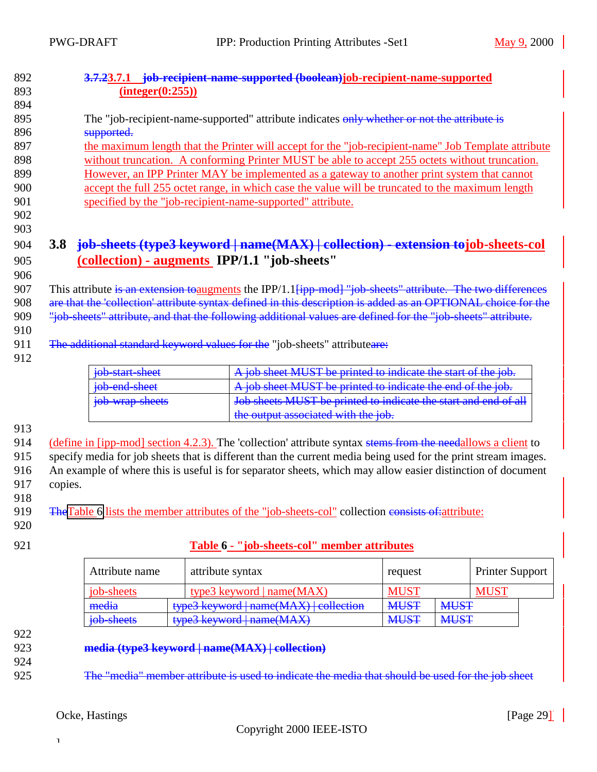892 ~~3.7.2~~3.7.1 ~~job-recipient-name-supported (boolean)~~job-recipient-name-supported
893 (integer(0:255))

894

895 The "job-recipient-name-supported" attribute indicates ~~only whether or not the attribute is~~
896 ~~supported.~~
897 the maximum length that the Printer will accept for the "job-recipient-name" Job Template attribute
898 without truncation. A conforming Printer MUST be able to accept 255 octets without truncation.
899 However, an IPP Printer MAY be implemented as a gateway to another print system that cannot
900 accept the full 255 octet range, in which case the value will be truncated to the maximum length
901 specified by the "job-recipient-name-supported" attribute.

902

903

## 904 3.8 ~~job-sheets (type3 keyword | name(MAX) | collection) - extension to~~job-sheets-col
## 905 (collection) - augments IPP/1.1 "job-sheets"

906

907 This attribute ~~is an extension to~~augments the IPP/1.1~~[ipp-mod] "job-sheets" attribute. The two differences~~
908 ~~are that the 'collection' attribute syntax defined in this description is added as an OPTIONAL choice for the~~
909 ~~"job-sheets" attribute, and that the following additional values are defined for the "job-sheets" attribute.~~

910

911 ~~The additional standard keyword values for the~~ "job-sheets" attribute~~are:~~

912

| ~~job-start-sheet~~ | ~~A job sheet MUST be printed to indicate the start of the job.~~ |
|---|---|
| ~~job-end-sheet~~ | ~~A job sheet MUST be printed to indicate the end of the job.~~ |
| ~~job-wrap-sheets~~ | ~~Job sheets MUST be printed to indicate the start and end of all the output associated with the job.~~ |

913

914 (define in [ipp-mod] section 4.2.3). The 'collection' attribute syntax ~~stems from the need~~allows a client to
915 specify media for job sheets that is different than the current media being used for the print stream images.
916 An example of where this is useful is for separator sheets, which may allow easier distinction of document
917 copies.

918

919 ~~The~~Table 6 lists the member attributes of the "job-sheets-col" collection ~~consists of:~~attribute:

920

921 **Table 6 - "job-sheets-col" member attributes**

| Attribute name | attribute syntax | request | Printer Support |
|---|---|---|---|
| job-sheets | type3 keyword \| name(MAX) | MUST | MUST |
| ~~media~~ | ~~type3 keyword \| name(MAX) \| collection~~ | ~~MUST~~ | ~~MUST~~ |
| ~~job-sheets~~ | ~~type3 keyword \| name(MAX)~~ | ~~MUST~~ | ~~MUST~~ |

922

923 ~~**media (type3 keyword | name(MAX) | collection)**~~

924

925 ~~The "media" member attribute is used to indicate the media that should be used for the job sheet~~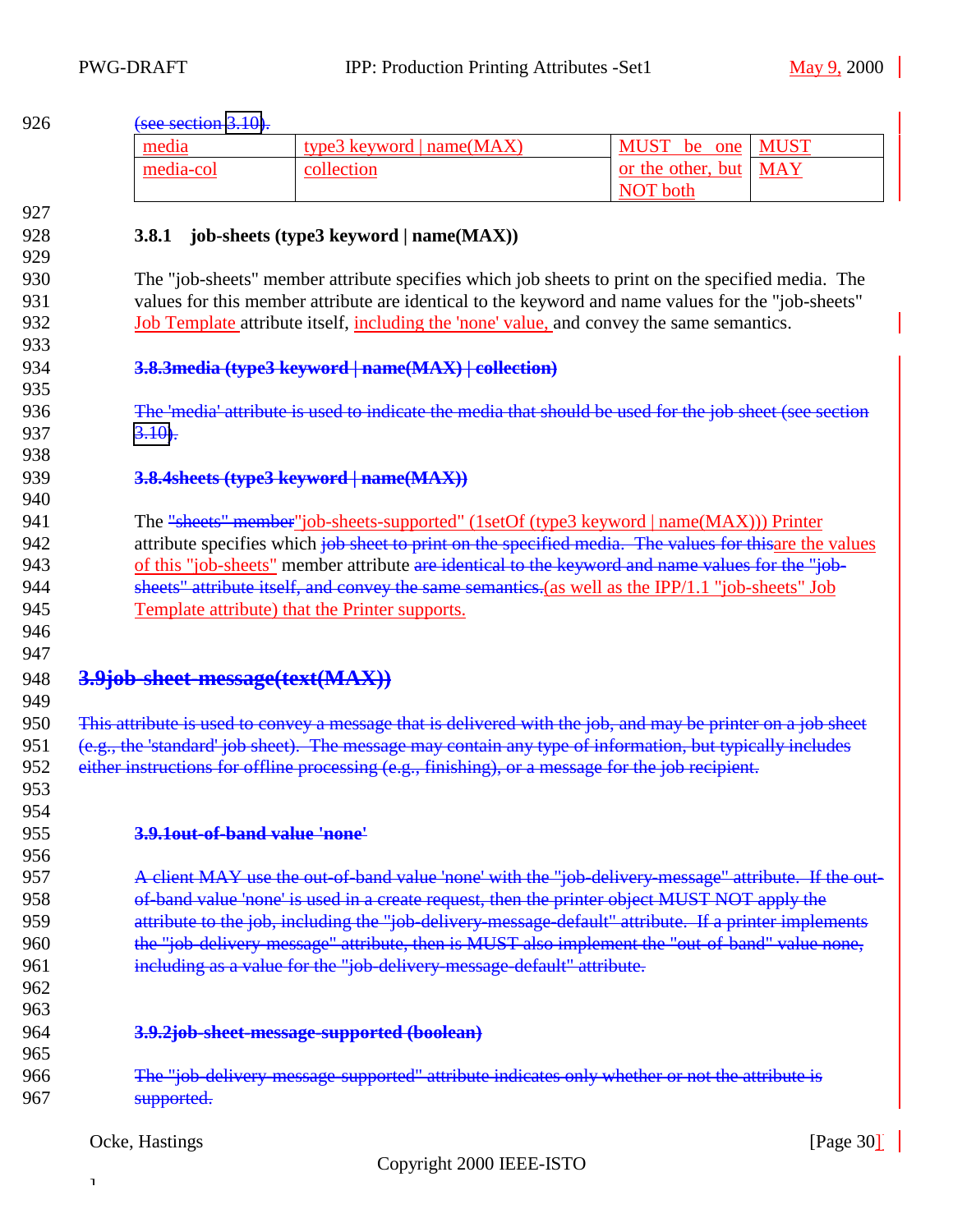(see section 3.10).

| media | type3 keyword \| name(MAX) | MUST be one or the other, but NOT both | MUST |
|---|---|---|---|
| media-col | collection | | MAY |

### 3.8.1 job-sheets (type3 keyword | name(MAX))

The "job-sheets" member attribute specifies which job sheets to print on the specified media. The values for this member attribute are identical to the keyword and name values for the "job-sheets" Job Template attribute itself, including the 'none' value, and convey the same semantics.

### ~~3.8.3 media (type3 keyword | name(MAX) | collection)~~

~~The 'media' attribute is used to indicate the media that should be used for the job sheet (see section 3.10).~~

### ~~3.8.4 sheets (type3 keyword | name(MAX))~~

The ~~"sheets" member~~"job-sheets-supported" (1setOf (type3 keyword | name(MAX))) Printer attribute specifies which ~~job sheet to print on the specified media. The values for this~~are the values of this "job-sheets" member attribute ~~are identical to the keyword and name values for the "job-sheets" attribute itself, and convey the same semantics.~~(as well as the IPP/1.1 "job-sheets" Job Template attribute) that the Printer supports.

## ~~3.9 job-sheet-message(text(MAX))~~

~~This attribute is used to convey a message that is delivered with the job, and may be printer on a job sheet (e.g., the 'standard' job sheet). The message may contain any type of information, but typically includes either instructions for offline processing (e.g., finishing), or a message for the job recipient.~~

### ~~3.9.1 out-of-band value 'none'~~

~~A client MAY use the out-of-band value 'none' with the "job-delivery-message" attribute. If the out-of-band value 'none' is used in a create request, then the printer object MUST NOT apply the attribute to the job, including the "job-delivery-message-default" attribute. If a printer implements the "job-delivery-message" attribute, then is MUST also implement the "out-of-band" value none, including as a value for the "job-delivery-message-default" attribute.~~

### ~~3.9.2 job-sheet-message-supported (boolean)~~

~~The "job-delivery-message-supported" attribute indicates only whether or not the attribute is supported.~~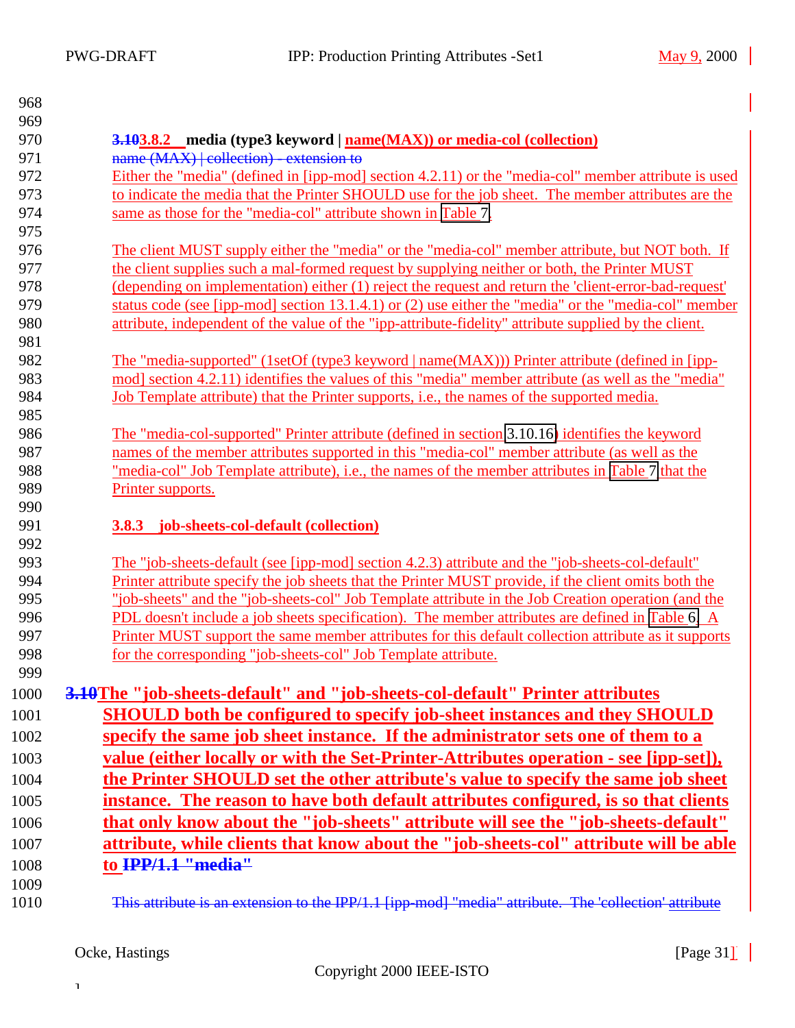### 3.103.8.2 media (type3 keyword | name(MAX)) or media-col (collection)

name (MAX) | collection) - extension to

Either the "media" (defined in [ipp-mod] section 4.2.11) or the "media-col" member attribute is used to indicate the media that the Printer SHOULD use for the job sheet. The member attributes are the same as those for the "media-col" attribute shown in Table 7.

The client MUST supply either the "media" or the "media-col" member attribute, but NOT both. If the client supplies such a mal-formed request by supplying neither or both, the Printer MUST (depending on implementation) either (1) reject the request and return the 'client-error-bad-request' status code (see [ipp-mod] section 13.1.4.1) or (2) use either the "media" or the "media-col" member attribute, independent of the value of the "ipp-attribute-fidelity" attribute supplied by the client.

The "media-supported" (1setOf (type3 keyword | name(MAX))) Printer attribute (defined in [ipp-mod] section 4.2.11) identifies the values of this "media" member attribute (as well as the "media" Job Template attribute) that the Printer supports, i.e., the names of the supported media.

The "media-col-supported" Printer attribute (defined in section 3.10.16) identifies the keyword names of the member attributes supported in this "media-col" member attribute (as well as the "media-col" Job Template attribute), i.e., the names of the member attributes in Table 7 that the Printer supports.

### 3.8.3 job-sheets-col-default (collection)

The "job-sheets-default (see [ipp-mod] section 4.2.3) attribute and the "job-sheets-col-default" Printer attribute specify the job sheets that the Printer MUST provide, if the client omits both the "job-sheets" and the "job-sheets-col" Job Template attribute in the Job Creation operation (and the PDL doesn't include a job sheets specification). The member attributes are defined in Table 6. A Printer MUST support the same member attributes for this default collection attribute as it supports for the corresponding "job-sheets-col" Job Template attribute.

**3.10The "job-sheets-default" and "job-sheets-col-default" Printer attributes SHOULD both be configured to specify job-sheet instances and they SHOULD specify the same job sheet instance. If the administrator sets one of them to a value (either locally or with the Set-Printer-Attributes operation - see [ipp-set]), the Printer SHOULD set the other attribute's value to specify the same job sheet instance. The reason to have both default attributes configured, is so that clients that only know about the "job-sheets" attribute will see the "job-sheets-default" attribute, while clients that know about the "job-sheets-col" attribute will be able to IPP/1.1 "media"**

This attribute is an extension to the IPP/1.1 [ipp-mod] "media" attribute. The 'collection' attribute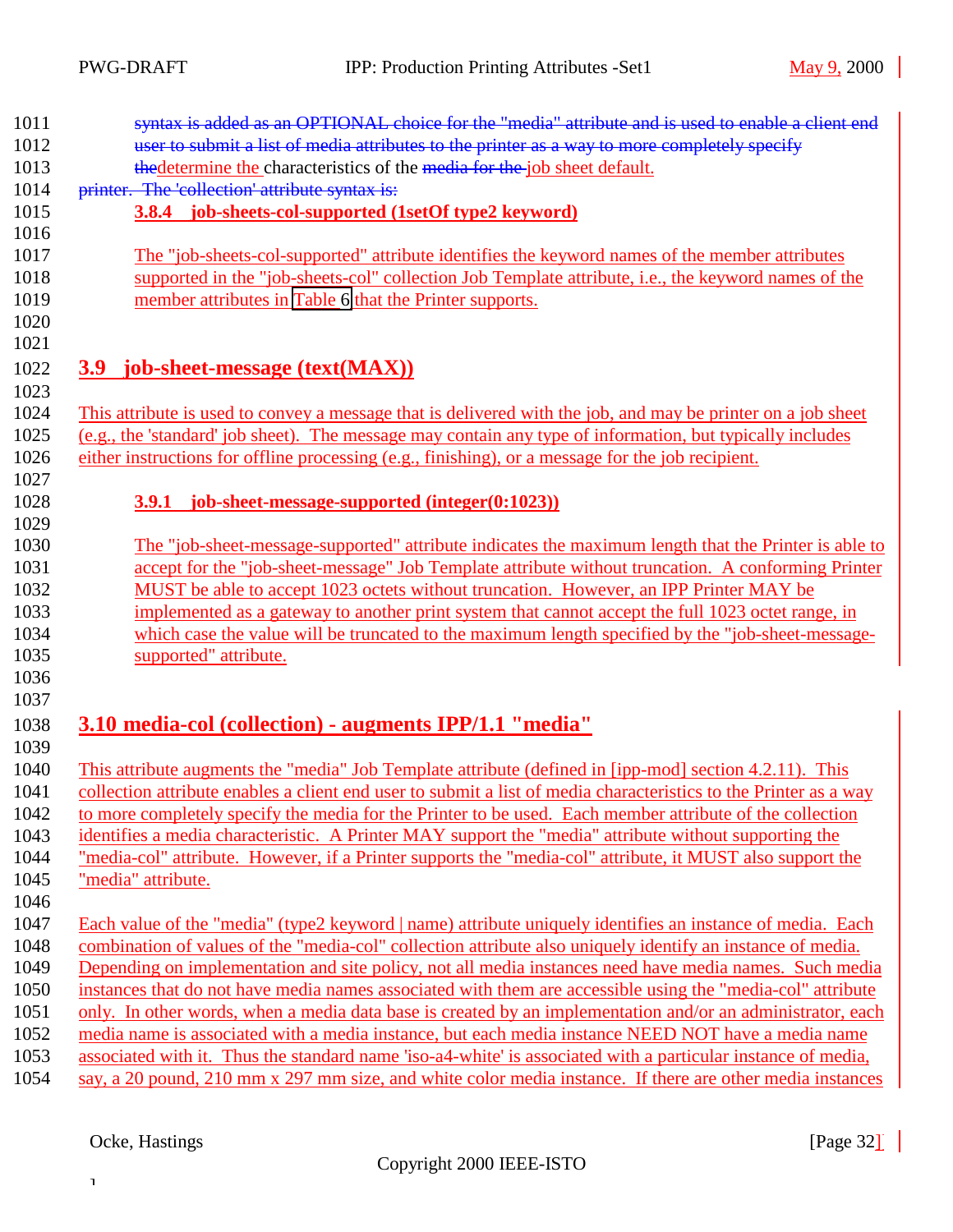syntax is added as an OPTIONAL choice for the "media" attribute and is used to enable a client end user to submit a list of media attributes to the printer as a way to more completely specify thedetermine the characteristics of the media for the job sheet default. printer. The 'collection' attribute syntax is:

### 3.8.4 job-sheets-col-supported (1setOf type2 keyword)

The "job-sheets-col-supported" attribute identifies the keyword names of the member attributes supported in the "job-sheets-col" collection Job Template attribute, i.e., the keyword names of the member attributes in Table 6 that the Printer supports.

## 3.9 job-sheet-message (text(MAX))

This attribute is used to convey a message that is delivered with the job, and may be printer on a job sheet (e.g., the 'standard' job sheet). The message may contain any type of information, but typically includes either instructions for offline processing (e.g., finishing), or a message for the job recipient.

### 3.9.1 job-sheet-message-supported (integer(0:1023))

The "job-sheet-message-supported" attribute indicates the maximum length that the Printer is able to accept for the "job-sheet-message" Job Template attribute without truncation. A conforming Printer MUST be able to accept 1023 octets without truncation. However, an IPP Printer MAY be implemented as a gateway to another print system that cannot accept the full 1023 octet range, in which case the value will be truncated to the maximum length specified by the "job-sheet-message-supported" attribute.

## 3.10 media-col (collection) - augments IPP/1.1 "media"

This attribute augments the "media" Job Template attribute (defined in [ipp-mod] section 4.2.11). This collection attribute enables a client end user to submit a list of media characteristics to the Printer as a way to more completely specify the media for the Printer to be used. Each member attribute of the collection identifies a media characteristic. A Printer MAY support the "media" attribute without supporting the "media-col" attribute. However, if a Printer supports the "media-col" attribute, it MUST also support the "media" attribute.

Each value of the "media" (type2 keyword | name) attribute uniquely identifies an instance of media. Each combination of values of the "media-col" collection attribute also uniquely identify an instance of media. Depending on implementation and site policy, not all media instances need have media names. Such media instances that do not have media names associated with them are accessible using the "media-col" attribute only. In other words, when a media data base is created by an implementation and/or an administrator, each media name is associated with a media instance, but each media instance NEED NOT have a media name associated with it. Thus the standard name 'iso-a4-white' is associated with a particular instance of media, say, a 20 pound, 210 mm x 297 mm size, and white color media instance. If there are other media instances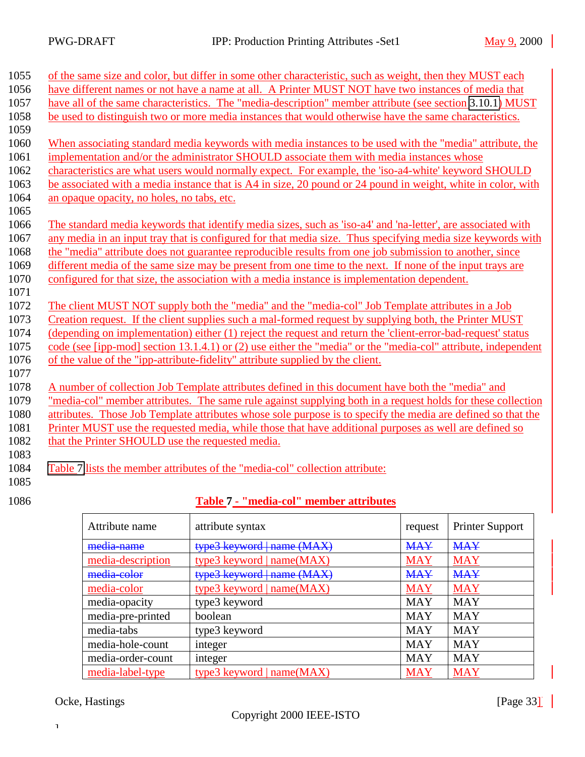of the same size and color, but differ in some other characteristic, such as weight, then they MUST each have different names or not have a name at all. A Printer MUST NOT have two instances of media that have all of the same characteristics. The "media-description" member attribute (see section 3.10.1) MUST be used to distinguish two or more media instances that would otherwise have the same characteristics.

When associating standard media keywords with media instances to be used with the "media" attribute, the implementation and/or the administrator SHOULD associate them with media instances whose characteristics are what users would normally expect. For example, the 'iso-a4-white' keyword SHOULD be associated with a media instance that is A4 in size, 20 pound or 24 pound in weight, white in color, with an opaque opacity, no holes, no tabs, etc.

The standard media keywords that identify media sizes, such as 'iso-a4' and 'na-letter', are associated with any media in an input tray that is configured for that media size. Thus specifying media size keywords with the "media" attribute does not guarantee reproducible results from one job submission to another, since different media of the same size may be present from one time to the next. If none of the input trays are configured for that size, the association with a media instance is implementation dependent.

The client MUST NOT supply both the "media" and the "media-col" Job Template attributes in a Job Creation request. If the client supplies such a mal-formed request by supplying both, the Printer MUST (depending on implementation) either (1) reject the request and return the 'client-error-bad-request' status code (see [ipp-mod] section 13.1.4.1) or (2) use either the "media" or the "media-col" attribute, independent of the value of the "ipp-attribute-fidelity" attribute supplied by the client.

A number of collection Job Template attributes defined in this document have both the "media" and "media-col" member attributes. The same rule against supplying both in a request holds for these collection attributes. Those Job Template attributes whose sole purpose is to specify the media are defined so that the Printer MUST use the requested media, while those that have additional purposes as well are defined so that the Printer SHOULD use the requested media.

Table 7 lists the member attributes of the "media-col" collection attribute:

**Table 7 - "media-col" member attributes**

| Attribute name | attribute syntax | request | Printer Support |
|---|---|---|---|
| ~~media-name~~ | ~~type3 keyword \| name (MAX)~~ | ~~MAY~~ | ~~MAY~~ |
| media-description | type3 keyword \| name(MAX) | MAY | MAY |
| ~~media-color~~ | ~~type3 keyword \| name (MAX)~~ | ~~MAY~~ | ~~MAY~~ |
| media-color | type3 keyword \| name(MAX) | MAY | MAY |
| media-opacity | type3 keyword | MAY | MAY |
| media-pre-printed | boolean | MAY | MAY |
| media-tabs | type3 keyword | MAY | MAY |
| media-hole-count | integer | MAY | MAY |
| media-order-count | integer | MAY | MAY |
| media-label-type | type3 keyword \| name(MAX) | MAY | MAY |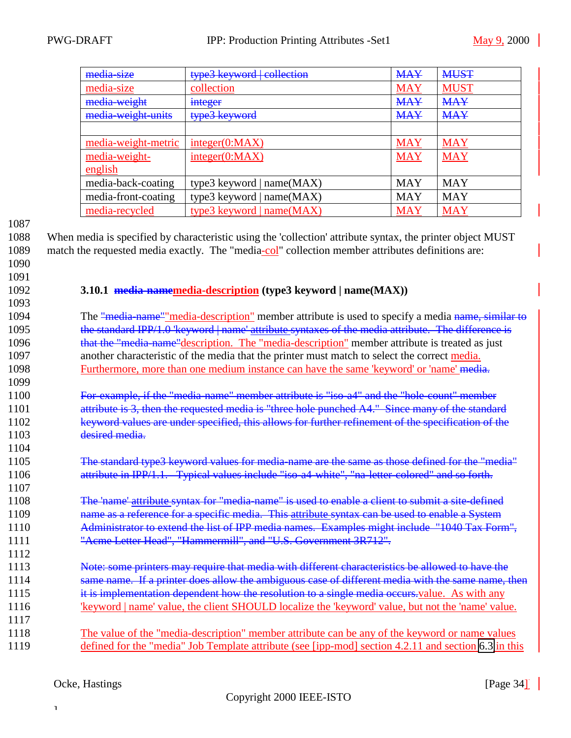| media-size | type3 keyword \| collection | MAY | MUST |
|---|---|---|---|
| media-size | collection | MAY | MUST |
| media-weight | integer | MAY | MAY |
| media-weight-units | type3 keyword | MAY | MAY |
| | | | |
| media-weight-metric | integer(0:MAX) | MAY | MAY |
| media-weight-english | integer(0:MAX) | MAY | MAY |
| media-back-coating | type3 keyword \| name(MAX) | MAY | MAY |
| media-front-coating | type3 keyword \| name(MAX) | MAY | MAY |
| media-recycled | type3 keyword \| name(MAX) | MAY | MAY |

When media is specified by characteristic using the 'collection' attribute syntax, the printer object MUST match the requested media exactly. The "media-col" collection member attributes definitions are:

### 3.10.1 media-namemedia-description (type3 keyword | name(MAX))

The "media-name""media-description" member attribute is used to specify a media name, similar to the standard IPP/1.0 'keyword | name' attribute syntaxes of the media attribute. The difference is that the "media-name"description. The "media-description" member attribute is treated as just another characteristic of the media that the printer must match to select the correct media. Furthermore, more than one medium instance can have the same 'keyword' or 'name' media.

For example, if the "media-name" member attribute is "iso-a4" and the "hole-count" member attribute is 3, then the requested media is "three hole punched A4." Since many of the standard keyword values are under specified, this allows for further refinement of the specification of the desired media.

The standard type3 keyword values for media-name are the same as those defined for the "media" attribute in IPP/1.1. Typical values include "iso-a4-white", "na-letter-colored" and so forth.

The 'name' attribute syntax for "media-name" is used to enable a client to submit a site-defined name as a reference for a specific media. This attribute syntax can be used to enable a System Administrator to extend the list of IPP media names. Examples might include "1040 Tax Form", "Acme Letter Head", "Hammermill", and "U.S. Government 3R712".

Note: some printers may require that media with different characteristics be allowed to have the same name. If a printer does allow the ambiguous case of different media with the same name, then it is implementation dependent how the resolution to a single media occurs.value. As with any 'keyword | name' value, the client SHOULD localize the 'keyword' value, but not the 'name' value.

The value of the "media-description" member attribute can be any of the keyword or name values defined for the "media" Job Template attribute (see [ipp-mod] section 4.2.11 and section 6.3 in this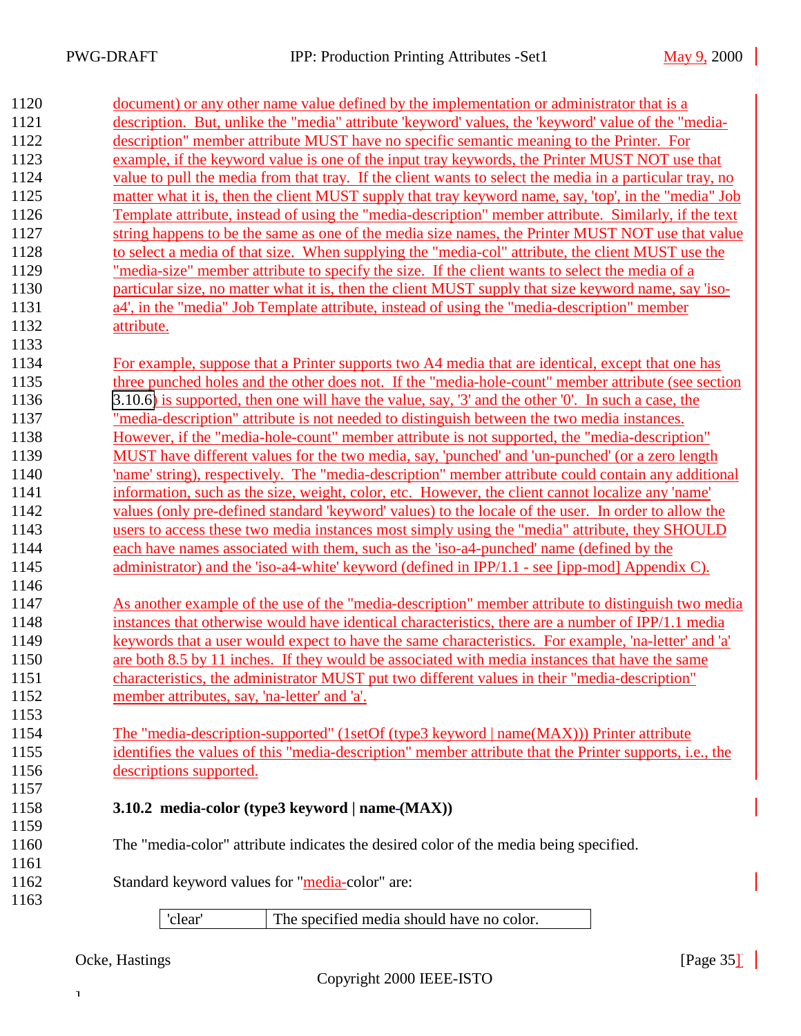document) or any other name value defined by the implementation or administrator that is a description. But, unlike the "media" attribute 'keyword' values, the 'keyword' value of the "media-description" member attribute MUST have no specific semantic meaning to the Printer. For example, if the keyword value is one of the input tray keywords, the Printer MUST NOT use that value to pull the media from that tray. If the client wants to select the media in a particular tray, no matter what it is, then the client MUST supply that tray keyword name, say, 'top', in the "media" Job Template attribute, instead of using the "media-description" member attribute. Similarly, if the text string happens to be the same as one of the media size names, the Printer MUST NOT use that value to select a media of that size. When supplying the "media-col" attribute, the client MUST use the "media-size" member attribute to specify the size. If the client wants to select the media of a particular size, no matter what it is, then the client MUST supply that size keyword name, say 'iso-a4', in the "media" Job Template attribute, instead of using the "media-description" member attribute.

For example, suppose that a Printer supports two A4 media that are identical, except that one has three punched holes and the other does not. If the "media-hole-count" member attribute (see section 3.10.6) is supported, then one will have the value, say, '3' and the other '0'. In such a case, the "media-description" attribute is not needed to distinguish between the two media instances. However, if the "media-hole-count" member attribute is not supported, the "media-description" MUST have different values for the two media, say, 'punched' and 'un-punched' (or a zero length 'name' string), respectively. The "media-description" member attribute could contain any additional information, such as the size, weight, color, etc. However, the client cannot localize any 'name' values (only pre-defined standard 'keyword' values) to the locale of the user. In order to allow the users to access these two media instances most simply using the "media" attribute, they SHOULD each have names associated with them, such as the 'iso-a4-punched' name (defined by the administrator) and the 'iso-a4-white' keyword (defined in IPP/1.1 - see [ipp-mod] Appendix C).

As another example of the use of the "media-description" member attribute to distinguish two media instances that otherwise would have identical characteristics, there are a number of IPP/1.1 media keywords that a user would expect to have the same characteristics. For example, 'na-letter' and 'a' are both 8.5 by 11 inches. If they would be associated with media instances that have the same characteristics, the administrator MUST put two different values in their "media-description" member attributes, say, 'na-letter' and 'a'.

The "media-description-supported" (1setOf (type3 keyword | name(MAX))) Printer attribute identifies the values of this "media-description" member attribute that the Printer supports, i.e., the descriptions supported.

### 3.10.2 media-color (type3 keyword | name(MAX))

The "media-color" attribute indicates the desired color of the media being specified.

Standard keyword values for "media-color" are:

| 'clear' | The specified media should have no color. |
|---|---|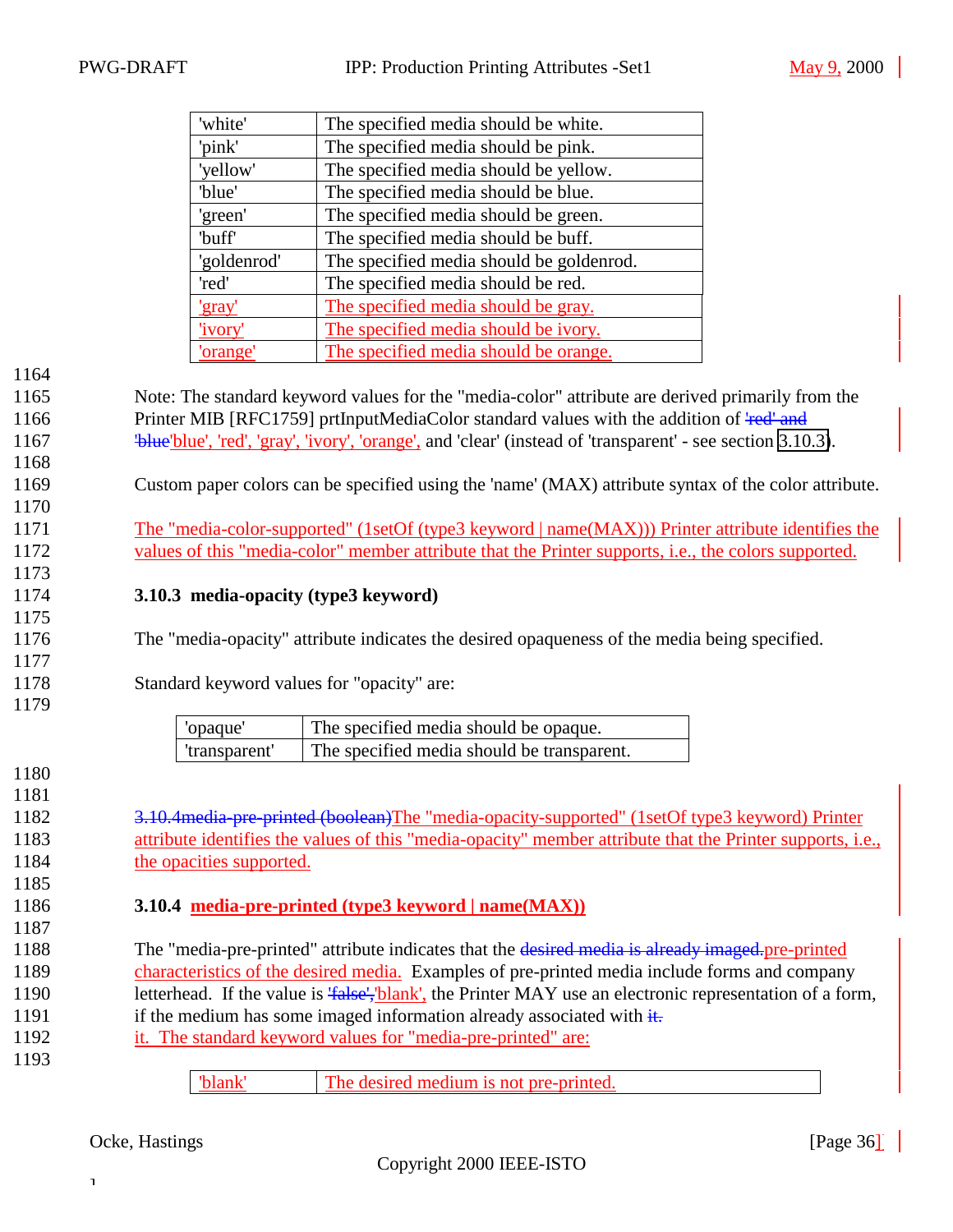| | |
|---|---|
| 'white' | The specified media should be white. |
| 'pink' | The specified media should be pink. |
| 'yellow' | The specified media should be yellow. |
| 'blue' | The specified media should be blue. |
| 'green' | The specified media should be green. |
| 'buff' | The specified media should be buff. |
| 'goldenrod' | The specified media should be goldenrod. |
| 'red' | The specified media should be red. |
| 'gray' | The specified media should be gray. |
| 'ivory' | The specified media should be ivory. |
| 'orange' | The specified media should be orange. |

Note: The standard keyword values for the "media-color" attribute are derived primarily from the Printer MIB [RFC1759] prtInputMediaColor standard values with the addition of ~~'red' and 'blue~~'blue', 'red', 'gray', 'ivory', 'orange', and 'clear' (instead of 'transparent' - see section 3.10.3).

Custom paper colors can be specified using the 'name' (MAX) attribute syntax of the color attribute.

The "media-color-supported" (1setOf (type3 keyword | name(MAX))) Printer attribute identifies the values of this "media-color" member attribute that the Printer supports, i.e., the colors supported.

### 3.10.3 media-opacity (type3 keyword)

The "media-opacity" attribute indicates the desired opaqueness of the media being specified.

Standard keyword values for "opacity" are:

| | |
|---|---|
| 'opaque' | The specified media should be opaque. |
| 'transparent' | The specified media should be transparent. |

~~3.10.4media-pre-printed (boolean)~~The "media-opacity-supported" (1setOf type3 keyword) Printer attribute identifies the values of this "media-opacity" member attribute that the Printer supports, i.e., the opacities supported.

### 3.10.4 media-pre-printed (type3 keyword | name(MAX))

The "media-pre-printed" attribute indicates that the ~~desired media is already imaged.~~pre-printed characteristics of the desired media. Examples of pre-printed media include forms and company letterhead. If the value is ~~'false',~~'blank', the Printer MAY use an electronic representation of a form, if the medium has some imaged information already associated with ~~it.~~ it. The standard keyword values for "media-pre-printed" are:

| | |
|---|---|
| 'blank' | The desired medium is not pre-printed. |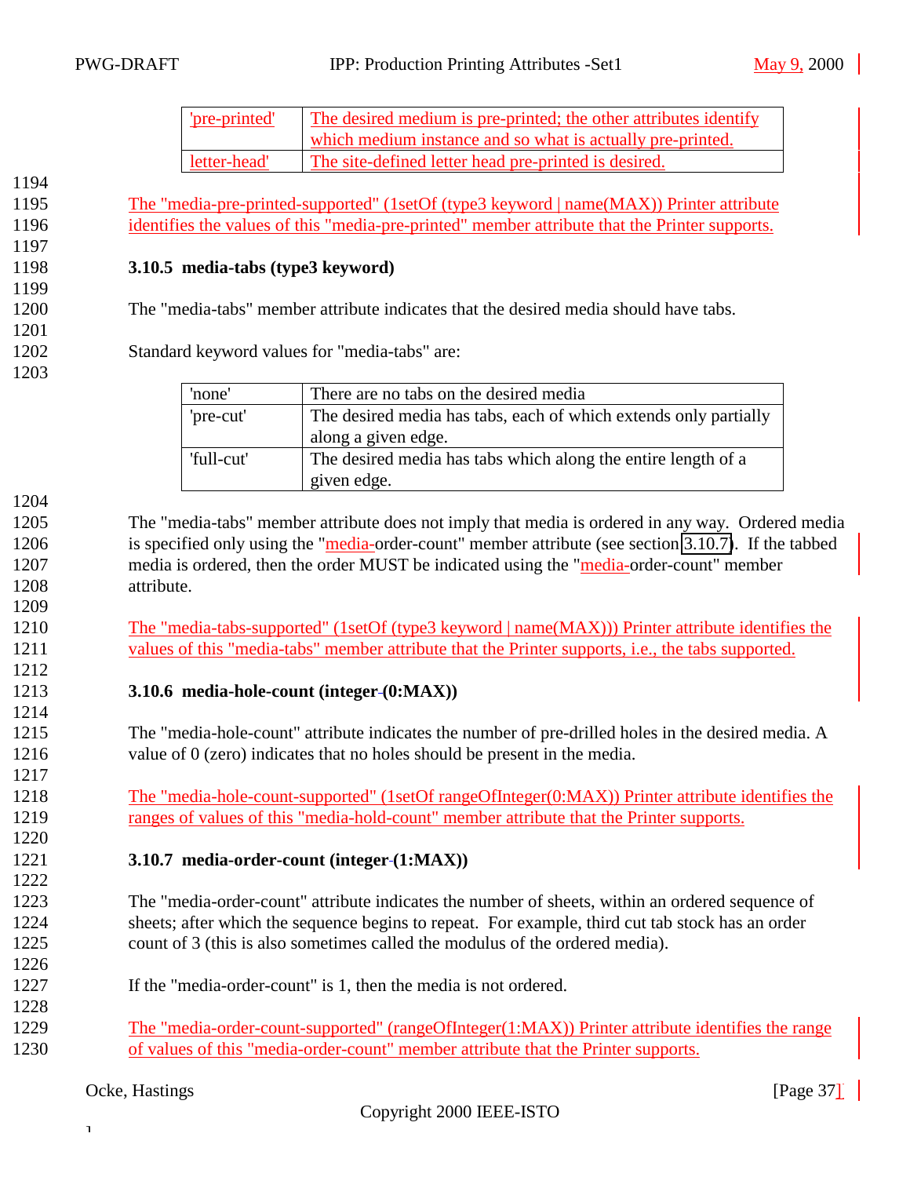| | |
|---|---|
| 'pre-printed' | The desired medium is pre-printed; the other attributes identify which medium instance and so what is actually pre-printed. |
| letter-head' | The site-defined letter head pre-printed is desired. |

The "media-pre-printed-supported" (1setOf (type3 keyword | name(MAX)) Printer attribute identifies the values of this "media-pre-printed" member attribute that the Printer supports.

### 3.10.5 media-tabs (type3 keyword)

The "media-tabs" member attribute indicates that the desired media should have tabs.

Standard keyword values for "media-tabs" are:

| | |
|---|---|
| 'none' | There are no tabs on the desired media |
| 'pre-cut' | The desired media has tabs, each of which extends only partially along a given edge. |
| 'full-cut' | The desired media has tabs which along the entire length of a given edge. |

The "media-tabs" member attribute does not imply that media is ordered in any way. Ordered media is specified only using the "media-order-count" member attribute (see section 3.10.7). If the tabbed media is ordered, then the order MUST be indicated using the "media-order-count" member attribute.

The "media-tabs-supported" (1setOf (type3 keyword | name(MAX))) Printer attribute identifies the values of this "media-tabs" member attribute that the Printer supports, i.e., the tabs supported.

### 3.10.6 media-hole-count (integer (0:MAX))

The "media-hole-count" attribute indicates the number of pre-drilled holes in the desired media. A value of 0 (zero) indicates that no holes should be present in the media.

The "media-hole-count-supported" (1setOf rangeOfInteger(0:MAX)) Printer attribute identifies the ranges of values of this "media-hold-count" member attribute that the Printer supports.

### 3.10.7 media-order-count (integer (1:MAX))

The "media-order-count" attribute indicates the number of sheets, within an ordered sequence of sheets; after which the sequence begins to repeat. For example, third cut tab stock has an order count of 3 (this is also sometimes called the modulus of the ordered media).

If the "media-order-count" is 1, then the media is not ordered.

The "media-order-count-supported" (rangeOfInteger(1:MAX)) Printer attribute identifies the range of values of this "media-order-count" member attribute that the Printer supports.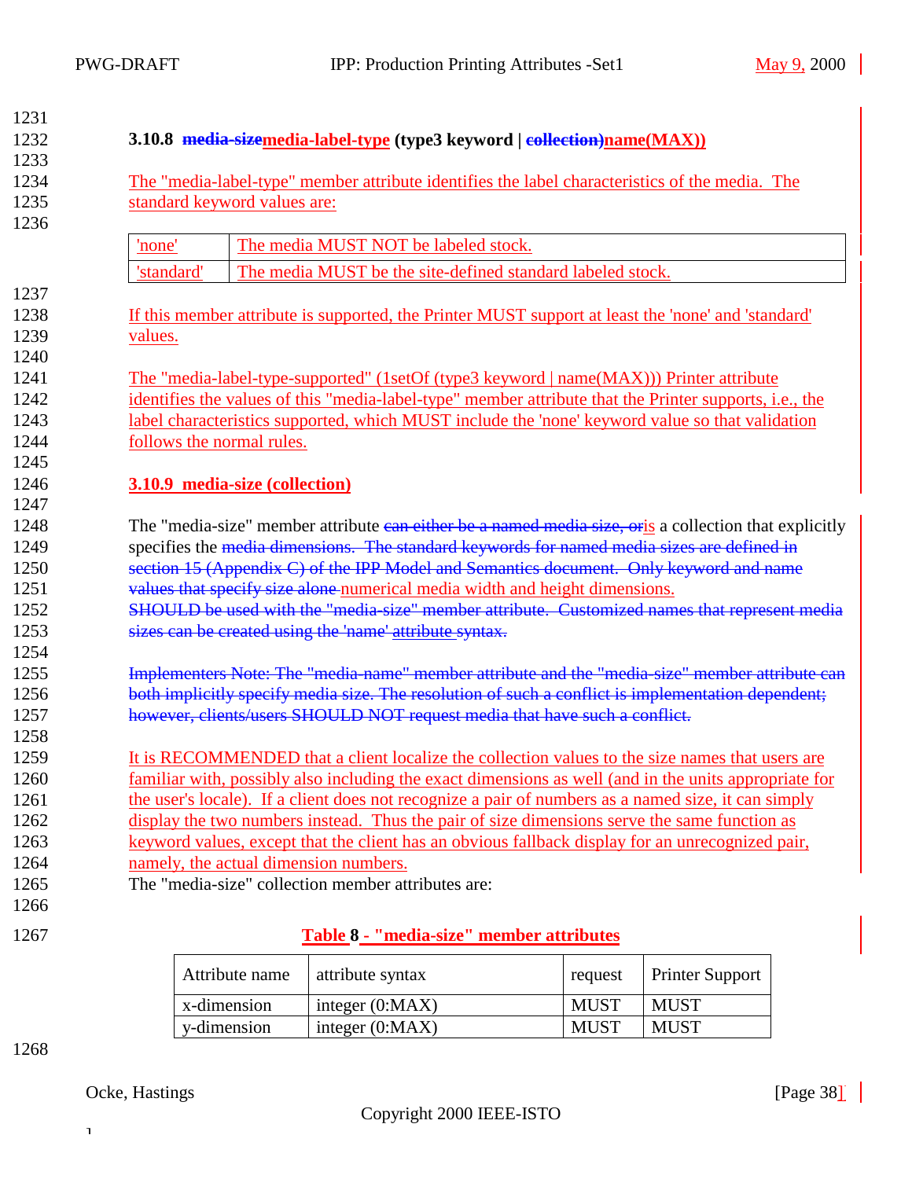### 3.10.8 ~~media-size~~media-label-type (type3 keyword | ~~collection)~~name(MAX))

The "media-label-type" member attribute identifies the label characteristics of the media. The standard keyword values are:

| | |
|---|---|
| 'none' | The media MUST NOT be labeled stock. |
| 'standard' | The media MUST be the site-defined standard labeled stock. |

If this member attribute is supported, the Printer MUST support at least the 'none' and 'standard' values.

The "media-label-type-supported" (1setOf (type3 keyword | name(MAX))) Printer attribute identifies the values of this "media-label-type" member attribute that the Printer supports, i.e., the label characteristics supported, which MUST include the 'none' keyword value so that validation follows the normal rules.

### 3.10.9 media-size (collection)

The "media-size" member attribute ~~can either be a named media size, or~~is a collection that explicitly specifies the ~~media dimensions. The standard keywords for named media sizes are defined in section 15 (Appendix C) of the IPP Model and Semantics document. Only keyword and name values that specify size alone~~ numerical media width and height dimensions. ~~SHOULD be used with the "media-size" member attribute. Customized names that represent media sizes can be created using the 'name'~~ attribute ~~syntax.~~

~~Implementers Note: The "media-name" member attribute and the "media-size" member attribute can both implicitly specify media size. The resolution of such a conflict is implementation dependent; however, clients/users SHOULD NOT request media that have such a conflict.~~

It is RECOMMENDED that a client localize the collection values to the size names that users are familiar with, possibly also including the exact dimensions as well (and in the units appropriate for the user's locale). If a client does not recognize a pair of numbers as a named size, it can simply display the two numbers instead. Thus the pair of size dimensions serve the same function as keyword values, except that the client has an obvious fallback display for an unrecognized pair, namely, the actual dimension numbers.

The "media-size" collection member attributes are:

**Table 8 - "media-size" member attributes**

| Attribute name | attribute syntax | request | Printer Support |
|---|---|---|---|
| x-dimension | integer (0:MAX) | MUST | MUST |
| y-dimension | integer (0:MAX) | MUST | MUST |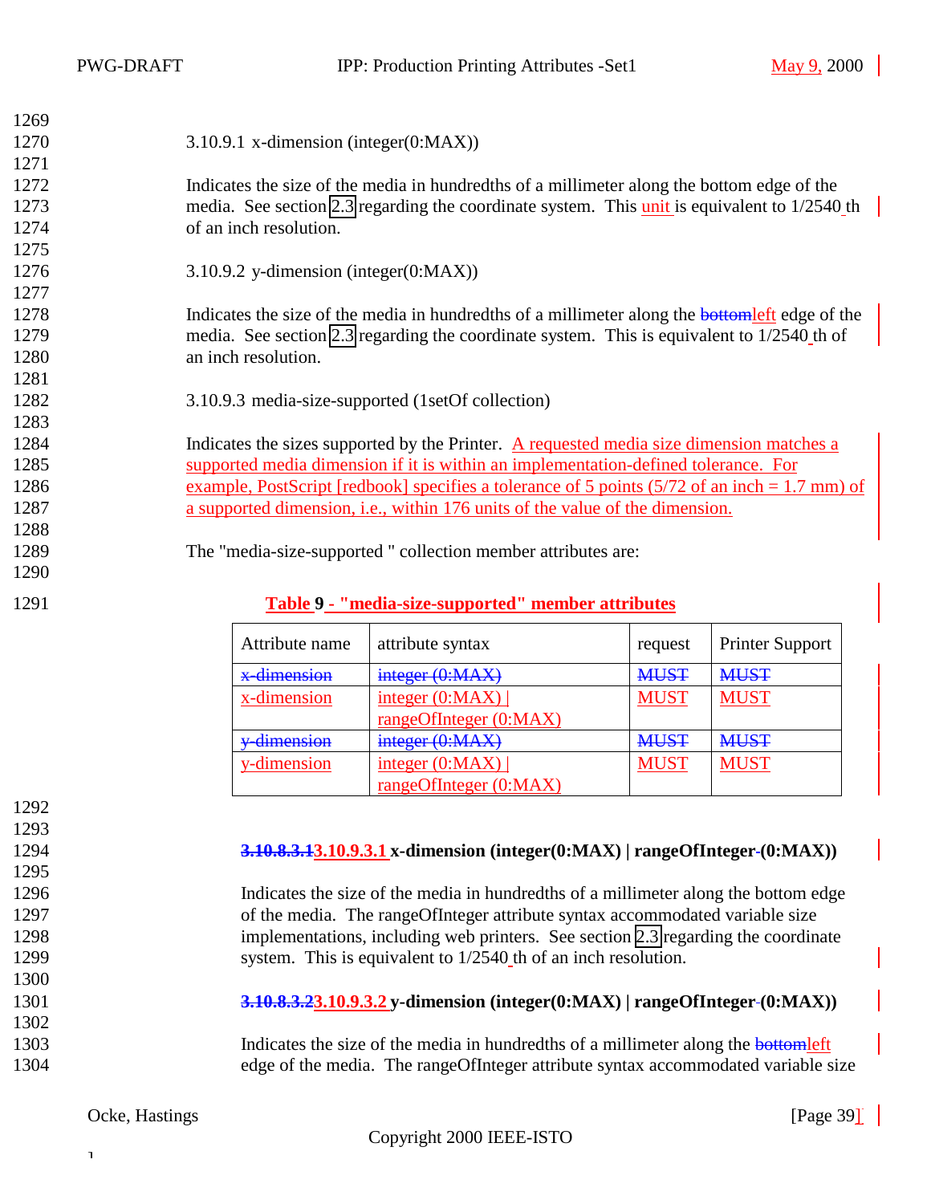#### 3.10.9.1 x-dimension (integer(0:MAX))

Indicates the size of the media in hundredths of a millimeter along the bottom edge of the media. See section 2.3 regarding the coordinate system. This unit is equivalent to 1/2540 th of an inch resolution.

#### 3.10.9.2 y-dimension (integer(0:MAX))

Indicates the size of the media in hundredths of a millimeter along the ~~bottom~~left edge of the media. See section 2.3 regarding the coordinate system. This is equivalent to 1/2540 th of an inch resolution.

#### 3.10.9.3 media-size-supported (1setOf collection)

Indicates the sizes supported by the Printer. A requested media size dimension matches a supported media dimension if it is within an implementation-defined tolerance. For example, PostScript [redbook] specifies a tolerance of 5 points (5/72 of an inch = 1.7 mm) of a supported dimension, i.e., within 176 units of the value of the dimension.

The "media-size-supported " collection member attributes are:

**Table 9 - "media-size-supported" member attributes**

| Attribute name | attribute syntax | request | Printer Support |
|---|---|---|---|
| ~~x-dimension~~ | ~~integer (0:MAX)~~ | ~~MUST~~ | ~~MUST~~ |
| x-dimension | integer (0:MAX) \| rangeOfInteger (0:MAX) | MUST | MUST |
| ~~y-dimension~~ | ~~integer (0:MAX)~~ | ~~MUST~~ | ~~MUST~~ |
| y-dimension | integer (0:MAX) \| rangeOfInteger (0:MAX) | MUST | MUST |

##### ~~3.10.8.3.1~~3.10.9.3.1 x-dimension (integer(0:MAX) | rangeOfInteger (0:MAX))

Indicates the size of the media in hundredths of a millimeter along the bottom edge of the media. The rangeOfInteger attribute syntax accommodated variable size implementations, including web printers. See section 2.3 regarding the coordinate system. This is equivalent to 1/2540 th of an inch resolution.

##### ~~3.10.8.3.2~~3.10.9.3.2 y-dimension (integer(0:MAX) | rangeOfInteger (0:MAX))

Indicates the size of the media in hundredths of a millimeter along the ~~bottom~~left edge of the media. The rangeOfInteger attribute syntax accommodated variable size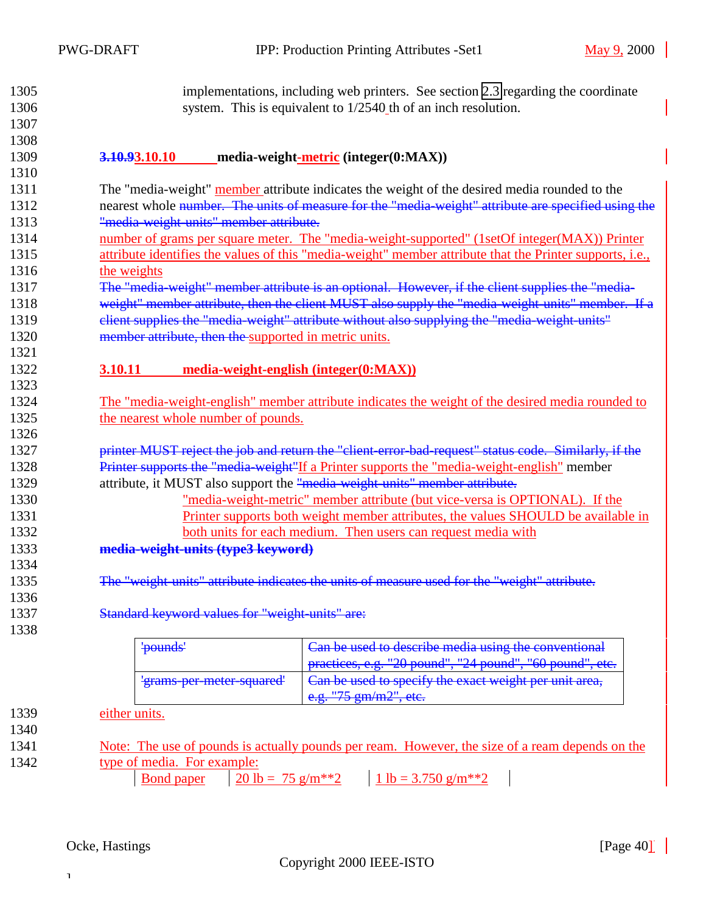implementations, including web printers. See section 2.3 regarding the coordinate system. This is equivalent to 1/2540 th of an inch resolution.

### ~~3.10.9~~3.10.10 media-weight-metric (integer(0:MAX))

The "media-weight" member attribute indicates the weight of the desired media rounded to the nearest whole ~~number. The units of measure for the "media-weight" attribute are specified using the "media-weight-units" member attribute.~~ number of grams per square meter. The "media-weight-supported" (1setOf integer(MAX)) Printer attribute identifies the values of this "media-weight" member attribute that the Printer supports, i.e., the weights ~~The "media-weight" member attribute is an optional. However, if the client supplies the "media-weight" member attribute, then the client MUST also supply the "media-weight-units" member. If a client supplies the "media-weight" attribute without also supplying the "media-weight-units" member attribute, then the~~ supported in metric units.

### 3.10.11 media-weight-english (integer(0:MAX))

The "media-weight-english" member attribute indicates the weight of the desired media rounded to the nearest whole number of pounds.

~~printer MUST reject the job and return the "client-error-bad-request" status code. Similarly, if the Printer supports the "media-weight"~~If a Printer supports the "media-weight-english" member attribute, it MUST also support the ~~"media-weight-units" member attribute.~~ "media-weight-metric" member attribute (but vice-versa is OPTIONAL). If the Printer supports both weight member attributes, the values SHOULD be available in both units for each medium. Then users can request media with

~~**media-weight-units (type3 keyword)**~~

~~The "weight-units" attribute indicates the units of measure used for the "weight" attribute.~~

~~Standard keyword values for "weight-units" are:~~

| ~~'pounds'~~ | ~~Can be used to describe media using the conventional practices, e.g. "20 pound", "24 pound", "60 pound", etc.~~ |
|---|---|
| ~~'grams-per-meter-squared'~~ | ~~Can be used to specify the exact weight per unit area, e.g. "75 gm/m2", etc.~~ |

either units.

Note: The use of pounds is actually pounds per ream. However, the size of a ream depends on the type of media. For example:

| Bond paper | 20 lb = 75 g/m**2 | 1 lb = 3.750 g/m**2 |
|---|---|---|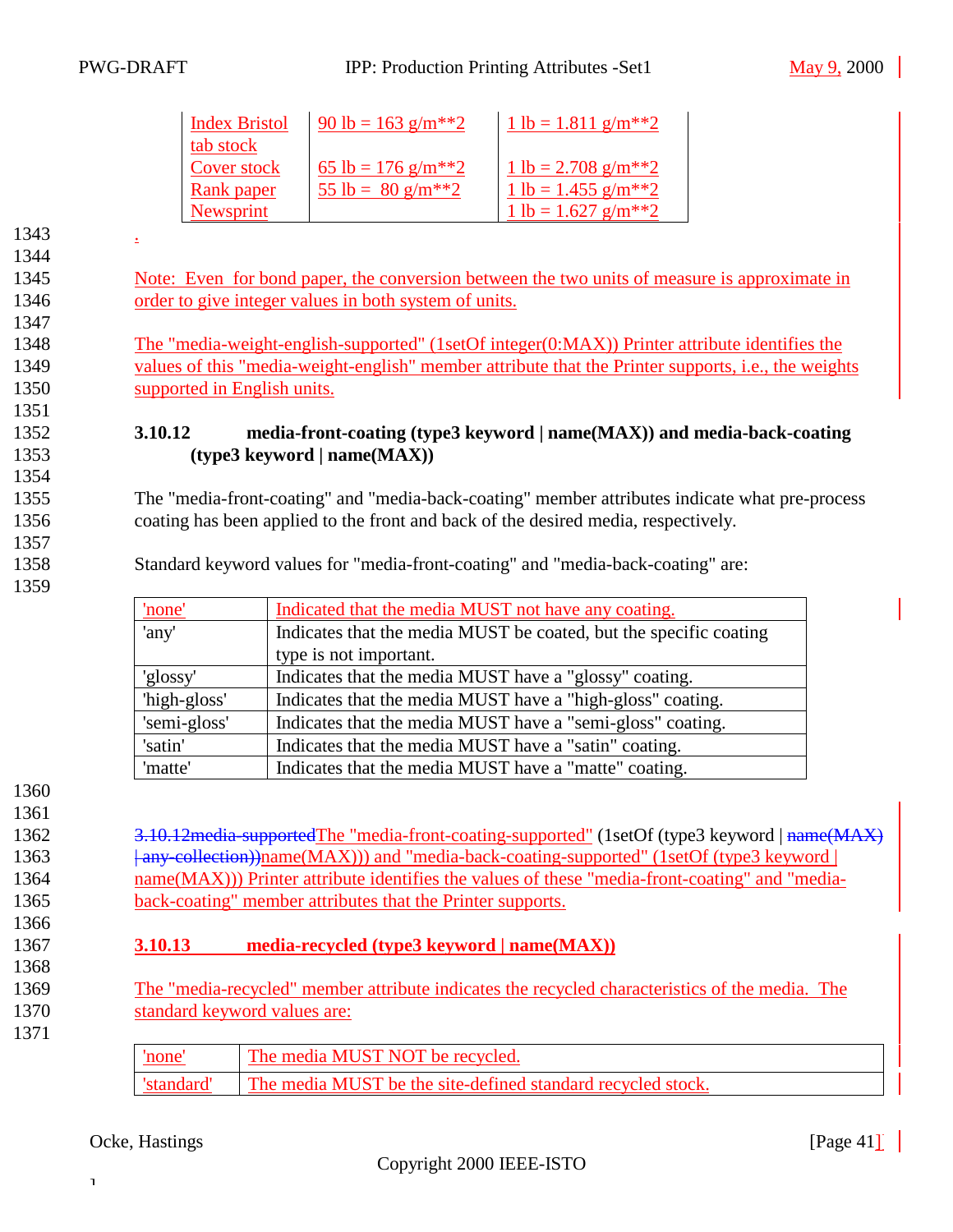| Index Bristol tab stock | 90 lb = 163 g/m**2 | 1 lb = 1.811 g/m**2 |
| --- | --- | --- |
| Cover stock | 65 lb = 176 g/m**2 | 1 lb = 2.708 g/m**2 |
| Rank paper | 55 lb = 80 g/m**2 | 1 lb = 1.455 g/m**2 |
| Newsprint | | 1 lb = 1.627 g/m**2 |

.

Note: Even for bond paper, the conversion between the two units of measure is approximate in order to give integer values in both system of units.

The "media-weight-english-supported" (1setOf integer(0:MAX)) Printer attribute identifies the values of this "media-weight-english" member attribute that the Printer supports, i.e., the weights supported in English units.

### 3.10.12 media-front-coating (type3 keyword | name(MAX)) and media-back-coating (type3 keyword | name(MAX))

The "media-front-coating" and "media-back-coating" member attributes indicate what pre-process coating has been applied to the front and back of the desired media, respectively.

Standard keyword values for "media-front-coating" and "media-back-coating" are:

| 'none' | Indicated that the media MUST not have any coating. |
| --- | --- |
| 'any' | Indicates that the media MUST be coated, but the specific coating type is not important. |
| 'glossy' | Indicates that the media MUST have a "glossy" coating. |
| 'high-gloss' | Indicates that the media MUST have a "high-gloss" coating. |
| 'semi-gloss' | Indicates that the media MUST have a "semi-gloss" coating. |
| 'satin' | Indicates that the media MUST have a "satin" coating. |
| 'matte' | Indicates that the media MUST have a "matte" coating. |

~~3.10.12media-supported~~The "media-front-coating-supported" (1setOf (type3 keyword | ~~name(MAX) | any-collection))~~name(MAX))) and "media-back-coating-supported" (1setOf (type3 keyword | name(MAX))) Printer attribute identifies the values of these "media-front-coating" and "media-back-coating" member attributes that the Printer supports.

### 3.10.13 media-recycled (type3 keyword | name(MAX))

The "media-recycled" member attribute indicates the recycled characteristics of the media. The standard keyword values are:

| 'none' | The media MUST NOT be recycled. |
| --- | --- |
| 'standard' | The media MUST be the site-defined standard recycled stock. |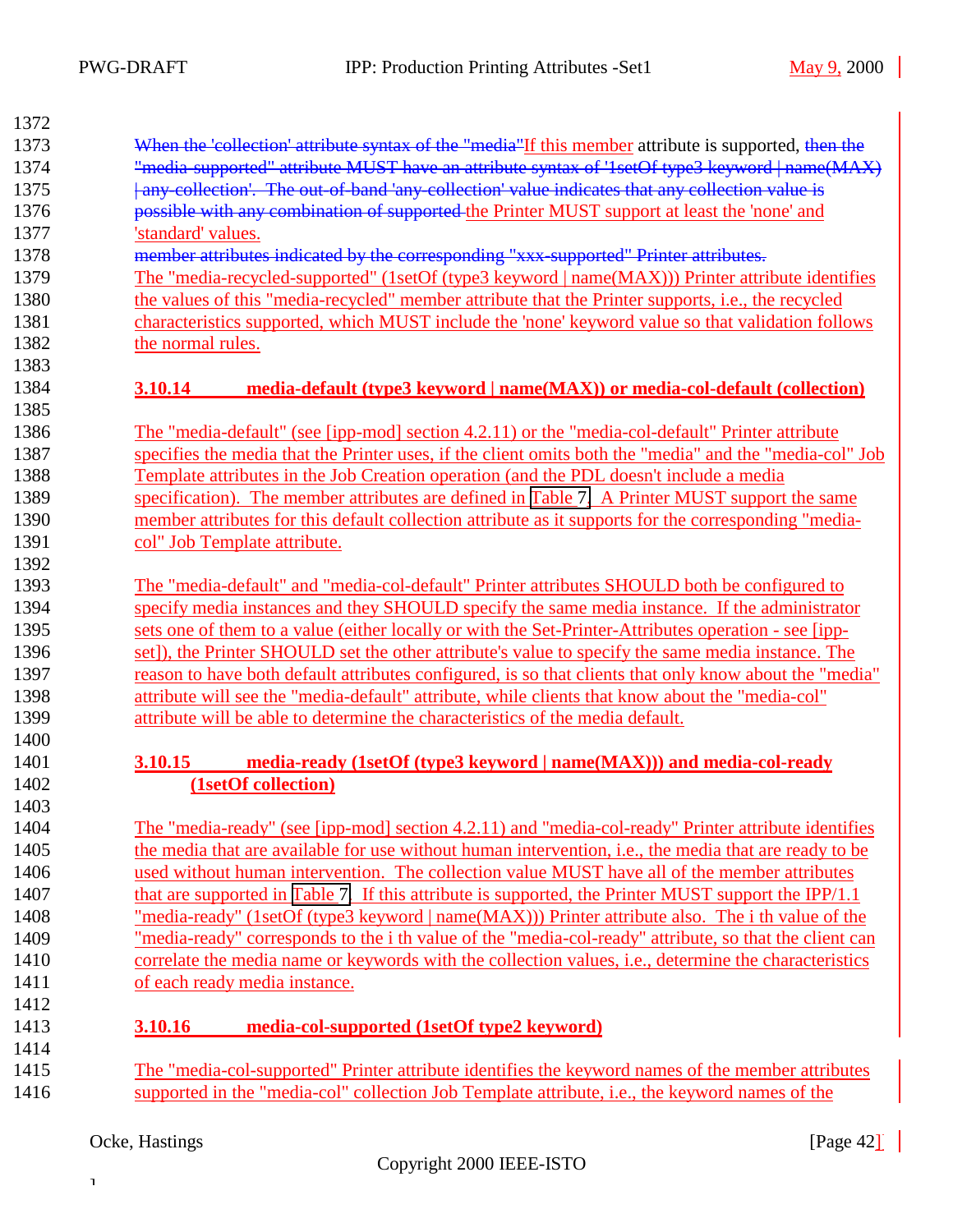~~When the 'collection' attribute syntax of the "media"~~If this member attribute is supported, ~~then the "media-supported" attribute MUST have an attribute syntax of '1setOf type3 keyword | name(MAX) | any-collection'. The out-of-band 'any-collection' value indicates that any collection value is possible with any combination of supported~~ the Printer MUST support at least the 'none' and 'standard' values.
~~member attributes indicated by the corresponding "xxx-supported" Printer attributes.~~
The "media-recycled-supported" (1setOf (type3 keyword | name(MAX))) Printer attribute identifies the values of this "media-recycled" member attribute that the Printer supports, i.e., the recycled characteristics supported, which MUST include the 'none' keyword value so that validation follows the normal rules.

### 3.10.14 media-default (type3 keyword | name(MAX)) or media-col-default (collection)

The "media-default" (see [ipp-mod] section 4.2.11) or the "media-col-default" Printer attribute specifies the media that the Printer uses, if the client omits both the "media" and the "media-col" Job Template attributes in the Job Creation operation (and the PDL doesn't include a media specification). The member attributes are defined in Table 7. A Printer MUST support the same member attributes for this default collection attribute as it supports for the corresponding "media-col" Job Template attribute.

The "media-default" and "media-col-default" Printer attributes SHOULD both be configured to specify media instances and they SHOULD specify the same media instance. If the administrator sets one of them to a value (either locally or with the Set-Printer-Attributes operation - see [ipp-set]), the Printer SHOULD set the other attribute's value to specify the same media instance. The reason to have both default attributes configured, is so that clients that only know about the "media" attribute will see the "media-default" attribute, while clients that know about the "media-col" attribute will be able to determine the characteristics of the media default.

### 3.10.15 media-ready (1setOf (type3 keyword | name(MAX))) and media-col-ready (1setOf collection)

The "media-ready" (see [ipp-mod] section 4.2.11) and "media-col-ready" Printer attribute identifies the media that are available for use without human intervention, i.e., the media that are ready to be used without human intervention. The collection value MUST have all of the member attributes that are supported in Table 7. If this attribute is supported, the Printer MUST support the IPP/1.1 "media-ready" (1setOf (type3 keyword | name(MAX))) Printer attribute also. The i th value of the "media-ready" corresponds to the i th value of the "media-col-ready" attribute, so that the client can correlate the media name or keywords with the collection values, i.e., determine the characteristics of each ready media instance.

### 3.10.16 media-col-supported (1setOf type2 keyword)

The "media-col-supported" Printer attribute identifies the keyword names of the member attributes supported in the "media-col" collection Job Template attribute, i.e., the keyword names of the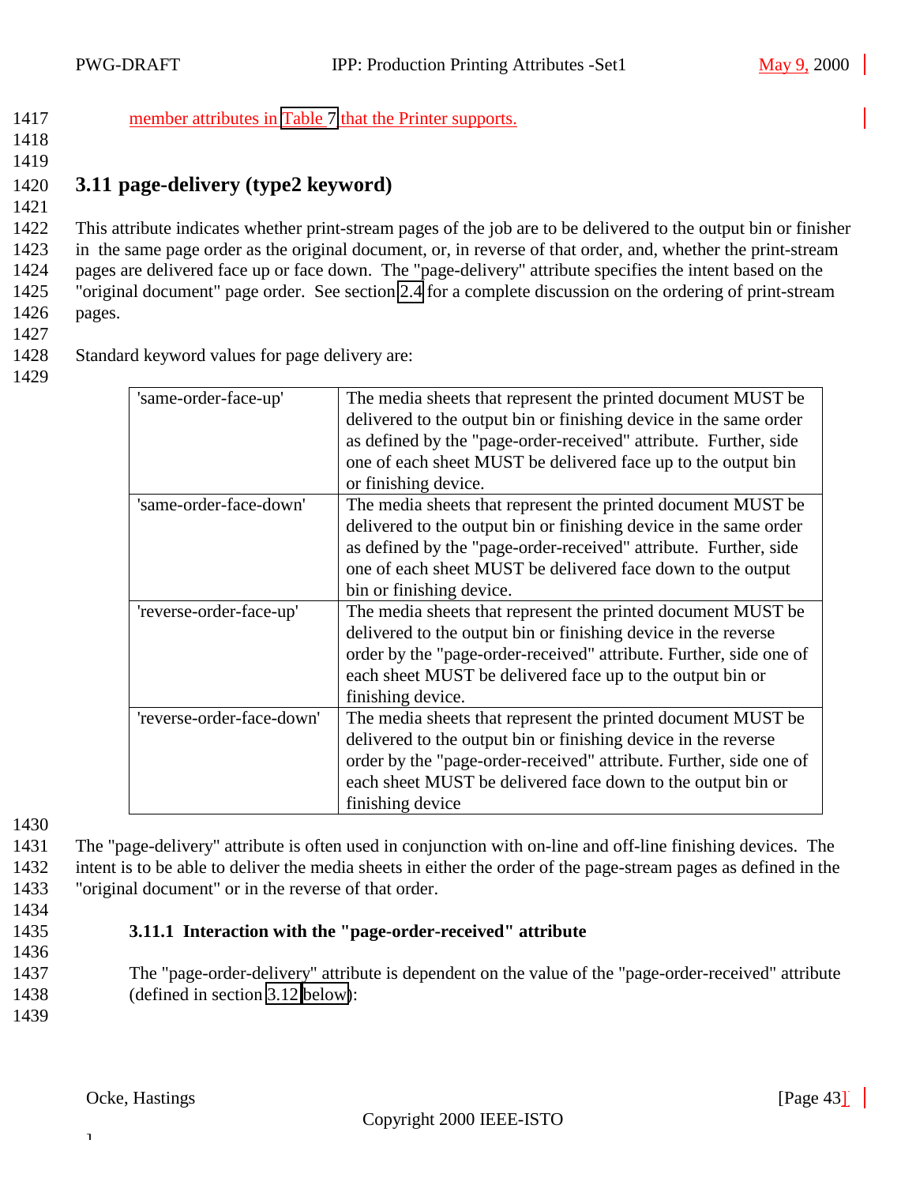member attributes in Table 7 that the Printer supports.

## 3.11 page-delivery (type2 keyword)

This attribute indicates whether print-stream pages of the job are to be delivered to the output bin or finisher in the same page order as the original document, or, in reverse of that order, and, whether the print-stream pages are delivered face up or face down. The "page-delivery" attribute specifies the intent based on the "original document" page order. See section 2.4 for a complete discussion on the ordering of print-stream pages.

Standard keyword values for page delivery are:

| | |
|---|---|
| 'same-order-face-up' | The media sheets that represent the printed document MUST be delivered to the output bin or finishing device in the same order as defined by the "page-order-received" attribute. Further, side one of each sheet MUST be delivered face up to the output bin or finishing device. |
| 'same-order-face-down' | The media sheets that represent the printed document MUST be delivered to the output bin or finishing device in the same order as defined by the "page-order-received" attribute. Further, side one of each sheet MUST be delivered face down to the output bin or finishing device. |
| 'reverse-order-face-up' | The media sheets that represent the printed document MUST be delivered to the output bin or finishing device in the reverse order by the "page-order-received" attribute. Further, side one of each sheet MUST be delivered face up to the output bin or finishing device. |
| 'reverse-order-face-down' | The media sheets that represent the printed document MUST be delivered to the output bin or finishing device in the reverse order by the "page-order-received" attribute. Further, side one of each sheet MUST be delivered face down to the output bin or finishing device |

The "page-delivery" attribute is often used in conjunction with on-line and off-line finishing devices. The intent is to be able to deliver the media sheets in either the order of the page-stream pages as defined in the "original document" or in the reverse of that order.

### 3.11.1 Interaction with the "page-order-received" attribute

The "page-order-delivery" attribute is dependent on the value of the "page-order-received" attribute (defined in section 3.12 below):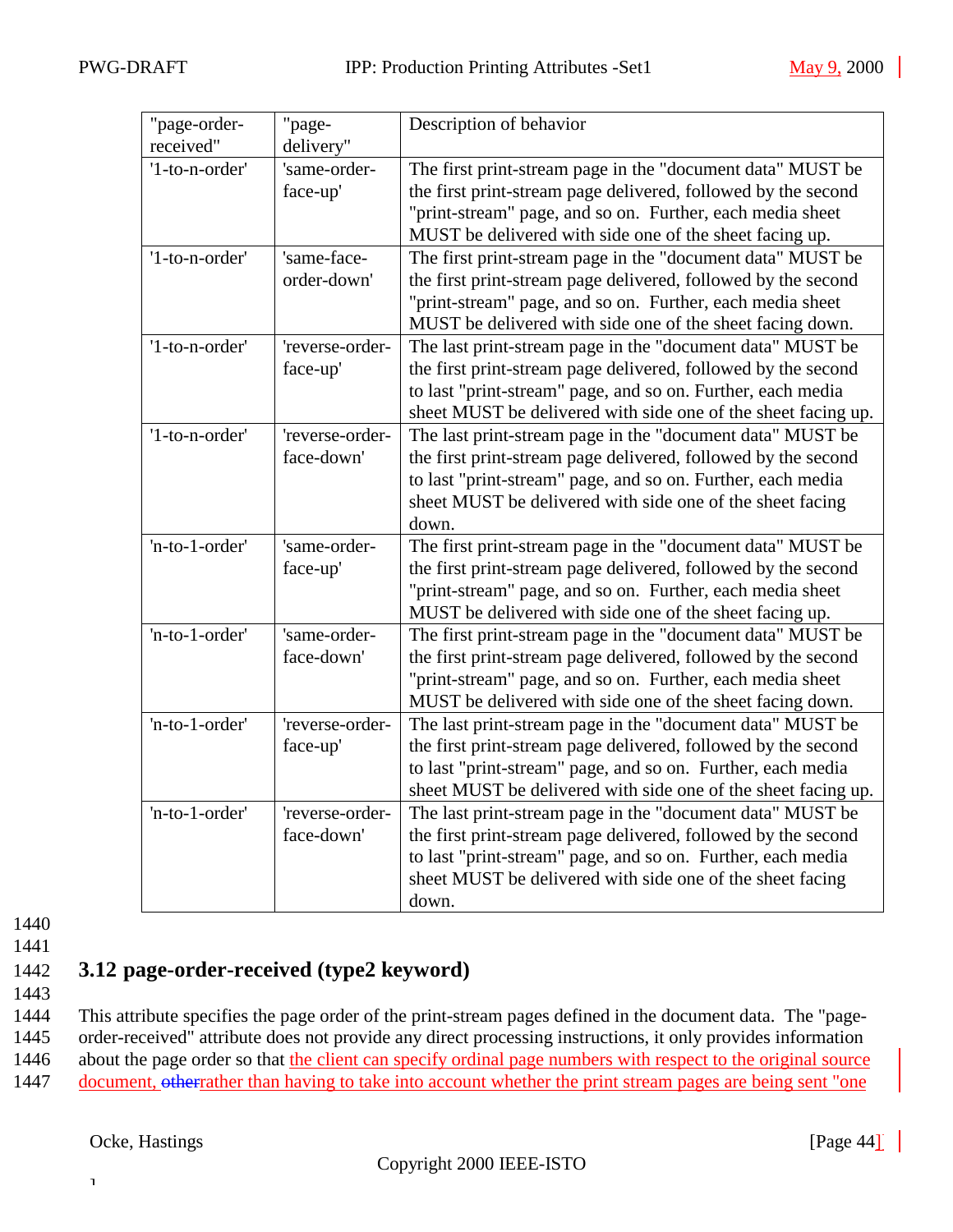| "page-order-received" | "page-delivery" | Description of behavior |
|---|---|---|
| '1-to-n-order' | 'same-order-face-up' | The first print-stream page in the "document data" MUST be the first print-stream page delivered, followed by the second "print-stream" page, and so on. Further, each media sheet MUST be delivered with side one of the sheet facing up. |
| '1-to-n-order' | 'same-face-order-down' | The first print-stream page in the "document data" MUST be the first print-stream page delivered, followed by the second "print-stream" page, and so on. Further, each media sheet MUST be delivered with side one of the sheet facing down. |
| '1-to-n-order' | 'reverse-order-face-up' | The last print-stream page in the "document data" MUST be the first print-stream page delivered, followed by the second to last "print-stream" page, and so on. Further, each media sheet MUST be delivered with side one of the sheet facing up. |
| '1-to-n-order' | 'reverse-order-face-down' | The last print-stream page in the "document data" MUST be the first print-stream page delivered, followed by the second to last "print-stream" page, and so on. Further, each media sheet MUST be delivered with side one of the sheet facing down. |
| 'n-to-1-order' | 'same-order-face-up' | The first print-stream page in the "document data" MUST be the first print-stream page delivered, followed by the second "print-stream" page, and so on. Further, each media sheet MUST be delivered with side one of the sheet facing up. |
| 'n-to-1-order' | 'same-order-face-down' | The first print-stream page in the "document data" MUST be the first print-stream page delivered, followed by the second "print-stream" page, and so on. Further, each media sheet MUST be delivered with side one of the sheet facing down. |
| 'n-to-1-order' | 'reverse-order-face-up' | The last print-stream page in the "document data" MUST be the first print-stream page delivered, followed by the second to last "print-stream" page, and so on. Further, each media sheet MUST be delivered with side one of the sheet facing up. |
| 'n-to-1-order' | 'reverse-order-face-down' | The last print-stream page in the "document data" MUST be the first print-stream page delivered, followed by the second to last "print-stream" page, and so on. Further, each media sheet MUST be delivered with side one of the sheet facing down. |

## 3.12 page-order-received (type2 keyword)

This attribute specifies the page order of the print-stream pages defined in the document data. The "page-order-received" attribute does not provide any direct processing instructions, it only provides information about the page order so that the client can specify ordinal page numbers with respect to the original source document, otherrather than having to take into account whether the print stream pages are being sent "one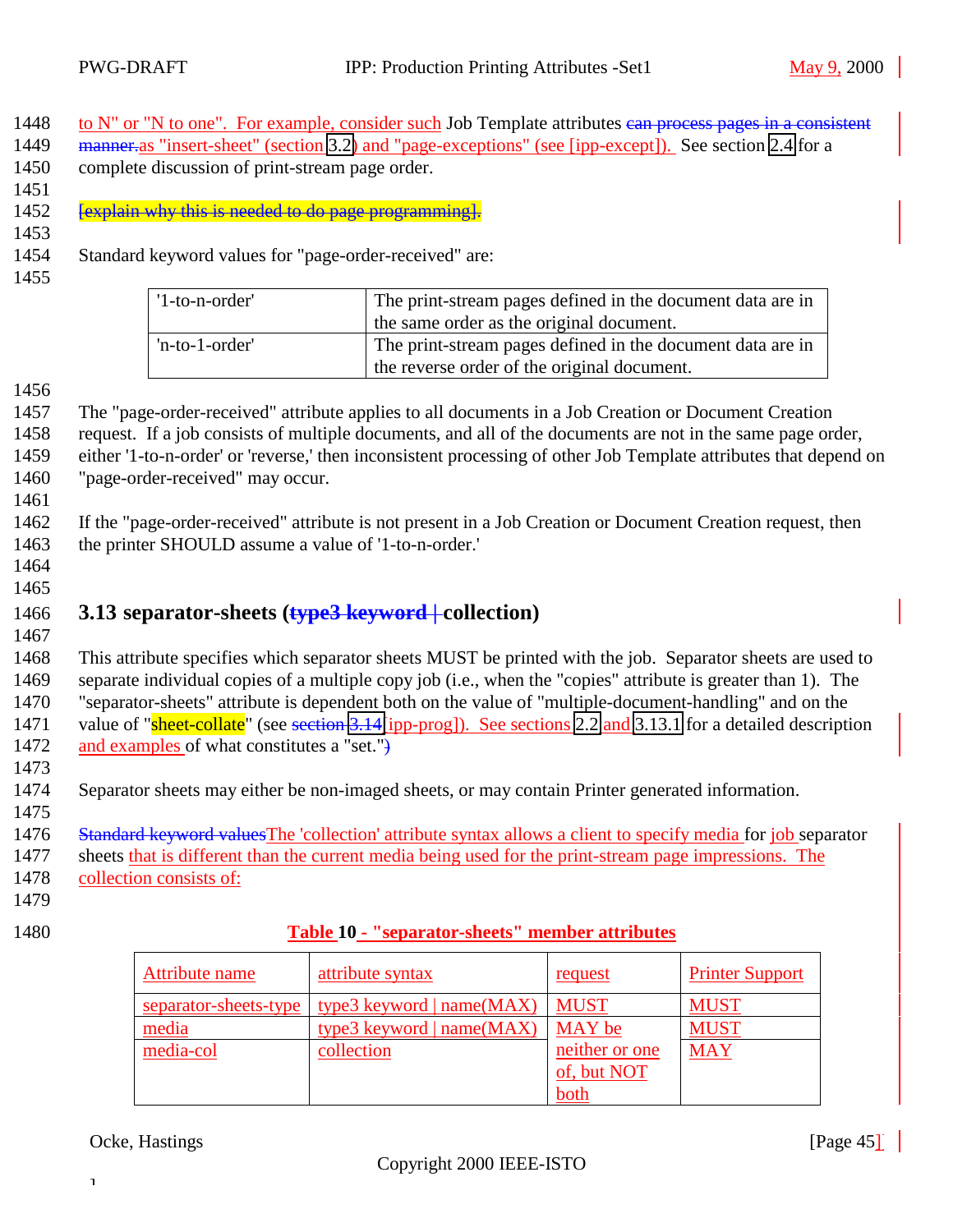to N" or "N to one". For example, consider such Job Template attributes ~~can process pages in a consistent manner.~~as "insert-sheet" (section 3.2) and "page-exceptions" (see [ipp-except]). See section 2.4 for a complete discussion of print-stream page order.

~~[explain why this is needed to do page programming].~~

Standard keyword values for "page-order-received" are:

| | |
|---|---|
| '1-to-n-order' | The print-stream pages defined in the document data are in the same order as the original document. |
| 'n-to-1-order' | The print-stream pages defined in the document data are in the reverse order of the original document. |

The "page-order-received" attribute applies to all documents in a Job Creation or Document Creation request. If a job consists of multiple documents, and all of the documents are not in the same page order, either '1-to-n-order' or 'reverse,' then inconsistent processing of other Job Template attributes that depend on "page-order-received" may occur.

If the "page-order-received" attribute is not present in a Job Creation or Document Creation request, then the printer SHOULD assume a value of '1-to-n-order.'

## 3.13 separator-sheets (~~type3 keyword |~~ collection)

This attribute specifies which separator sheets MUST be printed with the job. Separator sheets are used to separate individual copies of a multiple copy job (i.e., when the "copies" attribute is greater than 1). The "separator-sheets" attribute is dependent both on the value of "multiple-document-handling" and on the value of "sheet-collate" (see ~~section 3.14~~ [ipp-prog]). See sections 2.2 and 3.13.1 for a detailed description and examples of what constitutes a "set."~~)~~

Separator sheets may either be non-imaged sheets, or may contain Printer generated information.

~~Standard keyword values~~The 'collection' attribute syntax allows a client to specify media for job separator sheets that is different than the current media being used for the print-stream page impressions. The collection consists of:

**Table 10 - "separator-sheets" member attributes**

| Attribute name | attribute syntax | request | Printer Support |
|---|---|---|---|
| separator-sheets-type | type3 keyword \| name(MAX) | MUST | MUST |
| media | type3 keyword \| name(MAX) | MAY be neither or one of, but NOT both | MUST |
| media-col | collection | | MAY |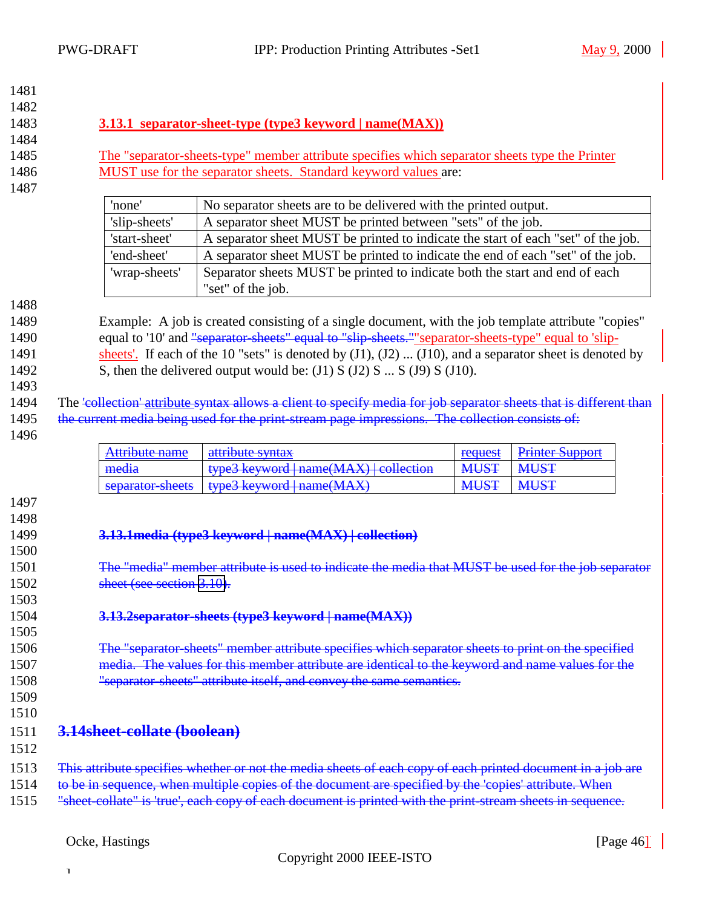#### 3.13.1 separator-sheet-type (type3 keyword | name(MAX))

The "separator-sheets-type" member attribute specifies which separator sheets type the Printer MUST use for the separator sheets. Standard keyword values are:

| 'none' | No separator sheets are to be delivered with the printed output. |
|---|---|
| 'slip-sheets' | A separator sheet MUST be printed between "sets" of the job. |
| 'start-sheet' | A separator sheet MUST be printed to indicate the start of each "set" of the job. |
| 'end-sheet' | A separator sheet MUST be printed to indicate the end of each "set" of the job. |
| 'wrap-sheets' | Separator sheets MUST be printed to indicate both the start and end of each "set" of the job. |

Example: A job is created consisting of a single document, with the job template attribute "copies" equal to '10' and ~~"separator-sheets" equal to "slip-sheets."~~"separator-sheets-type" equal to 'slip-sheets'. If each of the 10 "sets" is denoted by (J1), (J2) ... (J10), and a separator sheet is denoted by S, then the delivered output would be: (J1) S (J2) S ... S (J9) S (J10).

The ~~'collection' attribute syntax allows a client to specify media for job separator sheets that is different than the current media being used for the print-stream page impressions. The collection consists of:~~

| ~~Attribute name~~ | ~~attribute syntax~~ | ~~request~~ | ~~Printer Support~~ |
|---|---|---|---|
| ~~media~~ | ~~type3 keyword \| name(MAX) \| collection~~ | ~~MUST~~ | ~~MUST~~ |
| ~~separator-sheets~~ | ~~type3 keyword \| name(MAX)~~ | ~~MUST~~ | ~~MUST~~ |

#### ~~3.13.1media (type3 keyword | name(MAX) | collection)~~

~~The "media" member attribute is used to indicate the media that MUST be used for the job separator sheet (see section 3.10).~~

#### ~~3.13.2separator-sheets (type3 keyword | name(MAX))~~

~~The "separator-sheets" member attribute specifies which separator sheets to print on the specified media. The values for this member attribute are identical to the keyword and name values for the "separator-sheets" attribute itself, and convey the same semantics.~~

### ~~3.14sheet-collate (boolean)~~

~~This attribute specifies whether or not the media sheets of each copy of each printed document in a job are to be in sequence, when multiple copies of the document are specified by the 'copies' attribute. When "sheet-collate" is 'true', each copy of each document is printed with the print-stream sheets in sequence.~~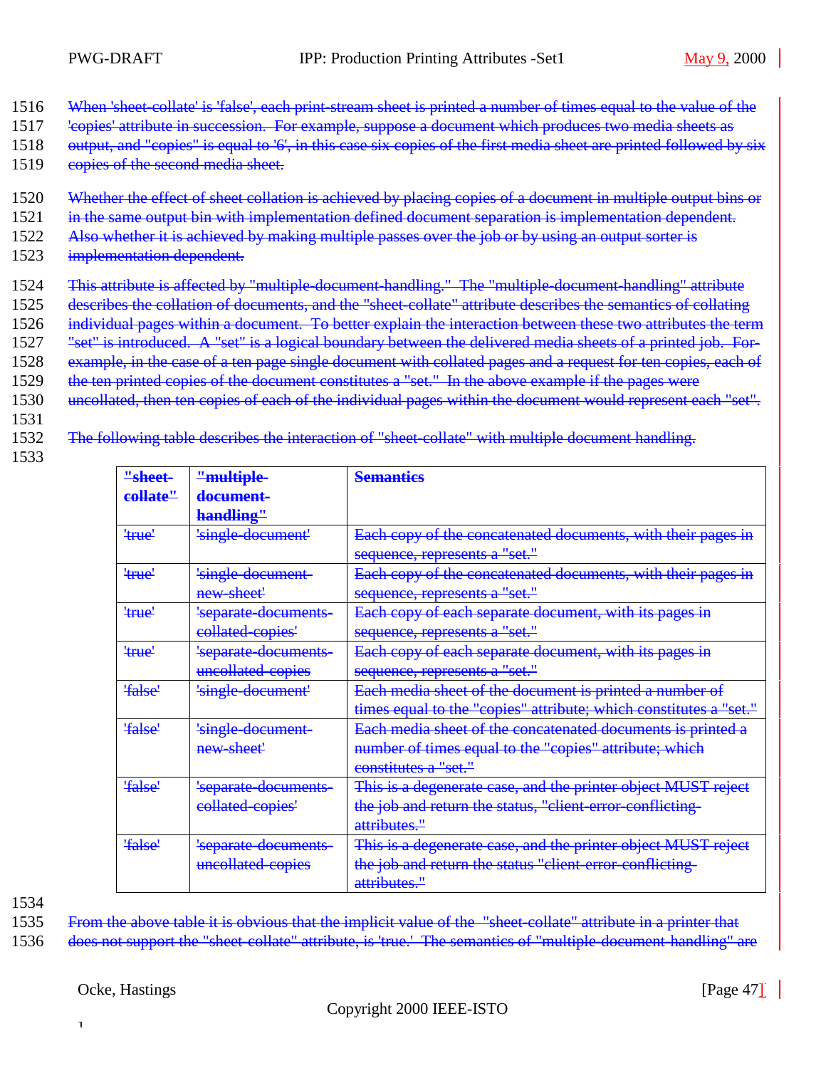When 'sheet-collate' is 'false', each print-stream sheet is printed a number of times equal to the value of the 'copies' attribute in succession. For example, suppose a document which produces two media sheets as output, and "copies" is equal to '6', in this case six copies of the first media sheet are printed followed by six copies of the second media sheet.

Whether the effect of sheet collation is achieved by placing copies of a document in multiple output bins or in the same output bin with implementation defined document separation is implementation dependent. Also whether it is achieved by making multiple passes over the job or by using an output sorter is implementation dependent.

This attribute is affected by "multiple-document-handling." The "multiple-document-handling" attribute describes the collation of documents, and the "sheet-collate" attribute describes the semantics of collating individual pages within a document. To better explain the interaction between these two attributes the term "set" is introduced. A "set" is a logical boundary between the delivered media sheets of a printed job. For example, in the case of a ten page single document with collated pages and a request for ten copies, each of the ten printed copies of the document constitutes a "set." In the above example if the pages were uncollated, then ten copies of each of the individual pages within the document would represent each "set".

The following table describes the interaction of "sheet-collate" with multiple document handling.

| **"sheet-collate"** | **"multiple-document-handling"** | **Semantics** |
|---|---|---|
| 'true' | 'single-document' | Each copy of the concatenated documents, with their pages in sequence, represents a "set." |
| 'true' | 'single-document-new-sheet' | Each copy of the concatenated documents, with their pages in sequence, represents a "set." |
| 'true' | 'separate-documents-collated-copies' | Each copy of each separate document, with its pages in sequence, represents a "set." |
| 'true' | 'separate-documents-uncollated-copies | Each copy of each separate document, with its pages in sequence, represents a "set." |
| 'false' | 'single-document' | Each media sheet of the document is printed a number of times equal to the "copies" attribute; which constitutes a "set." |
| 'false' | 'single-document-new-sheet' | Each media sheet of the concatenated documents is printed a number of times equal to the "copies" attribute; which constitutes a "set." |
| 'false' | 'separate-documents-collated-copies' | This is a degenerate case, and the printer object MUST reject the job and return the status, "client-error-conflicting-attributes." |
| 'false' | 'separate-documents-uncollated-copies | This is a degenerate case, and the printer object MUST reject the job and return the status "client-error-conflicting-attributes." |

From the above table it is obvious that the implicit value of the "sheet-collate" attribute in a printer that does not support the "sheet-collate" attribute, is 'true.' The semantics of "multiple-document-handling" are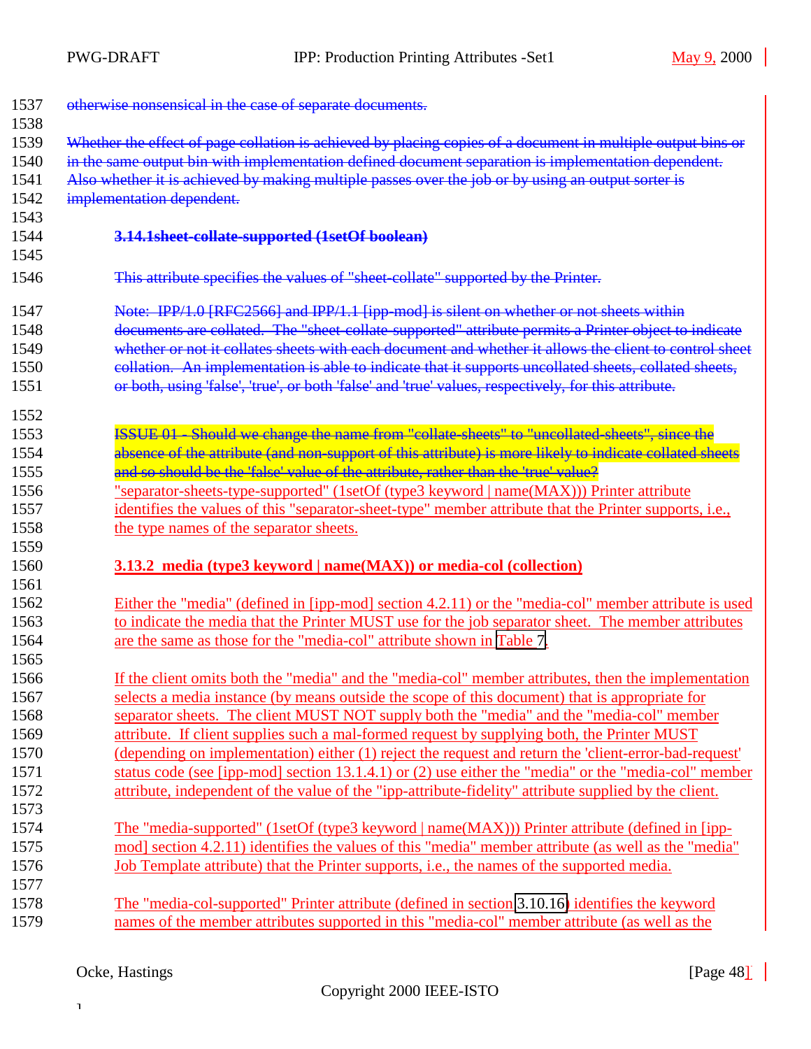otherwise nonsensical in the case of separate documents.

Whether the effect of page collation is achieved by placing copies of a document in multiple output bins or in the same output bin with implementation defined document separation is implementation dependent. Also whether it is achieved by making multiple passes over the job or by using an output sorter is implementation dependent.

#### 3.14.1sheet-collate-supported (1setOf boolean)

This attribute specifies the values of "sheet-collate" supported by the Printer.

Note: IPP/1.0 [RFC2566] and IPP/1.1 [ipp-mod] is silent on whether or not sheets within documents are collated. The "sheet-collate-supported" attribute permits a Printer object to indicate whether or not it collates sheets with each document and whether it allows the client to control sheet collation. An implementation is able to indicate that it supports uncollated sheets, collated sheets, or both, using 'false', 'true', or both 'false' and 'true' values, respectively, for this attribute.

ISSUE 01 - Should we change the name from "collate-sheets" to "uncollated-sheets", since the absence of the attribute (and non-support of this attribute) is more likely to indicate collated sheets and so should be the 'false' value of the attribute, rather than the 'true' value?

"separator-sheets-type-supported" (1setOf (type3 keyword | name(MAX))) Printer attribute identifies the values of this "separator-sheet-type" member attribute that the Printer supports, i.e., the type names of the separator sheets.

#### 3.13.2 media (type3 keyword | name(MAX)) or media-col (collection)

Either the "media" (defined in [ipp-mod] section 4.2.11) or the "media-col" member attribute is used to indicate the media that the Printer MUST use for the job separator sheet. The member attributes are the same as those for the "media-col" attribute shown in Table 7.

If the client omits both the "media" and the "media-col" member attributes, then the implementation selects a media instance (by means outside the scope of this document) that is appropriate for separator sheets. The client MUST NOT supply both the "media" and the "media-col" member attribute. If client supplies such a mal-formed request by supplying both, the Printer MUST (depending on implementation) either (1) reject the request and return the 'client-error-bad-request' status code (see [ipp-mod] section 13.1.4.1) or (2) use either the "media" or the "media-col" member attribute, independent of the value of the "ipp-attribute-fidelity" attribute supplied by the client.

The "media-supported" (1setOf (type3 keyword | name(MAX))) Printer attribute (defined in [ipp-mod] section 4.2.11) identifies the values of this "media" member attribute (as well as the "media" Job Template attribute) that the Printer supports, i.e., the names of the supported media.

The "media-col-supported" Printer attribute (defined in section 3.10.16) identifies the keyword names of the member attributes supported in this "media-col" member attribute (as well as the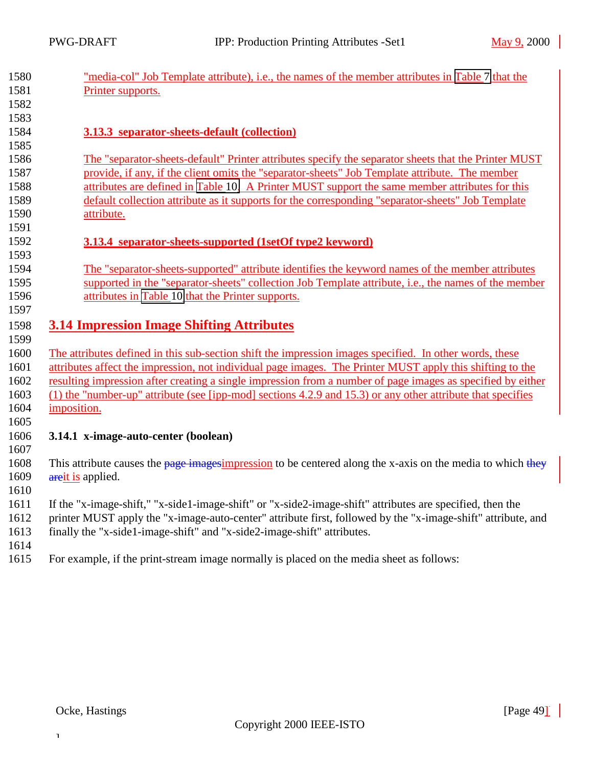"media-col" Job Template attribute), i.e., the names of the member attributes in Table 7 that the Printer supports.

### 3.13.3 separator-sheets-default (collection)

The "separator-sheets-default" Printer attributes specify the separator sheets that the Printer MUST provide, if any, if the client omits the "separator-sheets" Job Template attribute. The member attributes are defined in Table 10. A Printer MUST support the same member attributes for this default collection attribute as it supports for the corresponding "separator-sheets" Job Template attribute.

### 3.13.4 separator-sheets-supported (1setOf type2 keyword)

The "separator-sheets-supported" attribute identifies the keyword names of the member attributes supported in the "separator-sheets" collection Job Template attribute, i.e., the names of the member attributes in Table 10 that the Printer supports.

## 3.14 Impression Image Shifting Attributes

The attributes defined in this sub-section shift the impression images specified. In other words, these attributes affect the impression, not individual page images. The Printer MUST apply this shifting to the resulting impression after creating a single impression from a number of page images as specified by either (1) the "number-up" attribute (see [ipp-mod] sections 4.2.9 and 15.3) or any other attribute that specifies imposition.

### 3.14.1 x-image-auto-center (boolean)

This attribute causes the ~~page images~~impression to be centered along the x-axis on the media to which ~~they are~~it is applied.

If the "x-image-shift," "x-side1-image-shift" or "x-side2-image-shift" attributes are specified, then the printer MUST apply the "x-image-auto-center" attribute first, followed by the "x-image-shift" attribute, and finally the "x-side1-image-shift" and "x-side2-image-shift" attributes.

For example, if the print-stream image normally is placed on the media sheet as follows: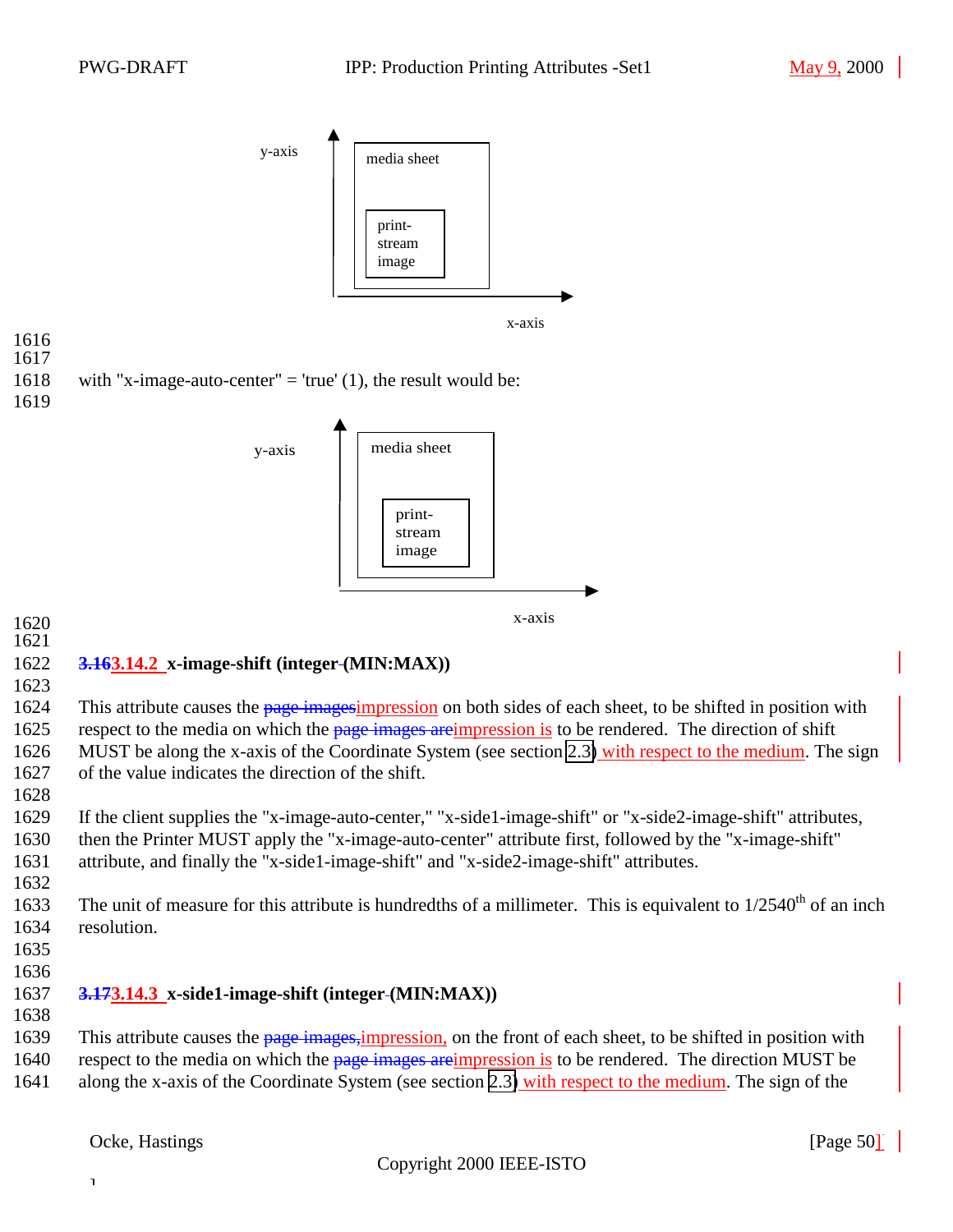y-axis

media sheet

print-stream image

x-axis

with "x-image-auto-center" = 'true' (1), the result would be:

y-axis

media sheet

print-stream image

x-axis

### ~~3.16~~3.14.2 x-image-shift (integer (MIN:MAX))

This attribute causes the ~~page images~~impression on both sides of each sheet, to be shifted in position with respect to the media on which the ~~page images are~~impression is to be rendered. The direction of shift MUST be along the x-axis of the Coordinate System (see section 2.3) with respect to the medium. The sign of the value indicates the direction of the shift.

If the client supplies the "x-image-auto-center," "x-side1-image-shift" or "x-side2-image-shift" attributes, then the Printer MUST apply the "x-image-auto-center" attribute first, followed by the "x-image-shift" attribute, and finally the "x-side1-image-shift" and "x-side2-image-shift" attributes.

The unit of measure for this attribute is hundredths of a millimeter. This is equivalent to 1/2540th of an inch resolution.

### ~~3.17~~3.14.3 x-side1-image-shift (integer (MIN:MAX))

This attribute causes the ~~page images,~~impression, on the front of each sheet, to be shifted in position with respect to the media on which the ~~page images are~~impression is to be rendered. The direction MUST be along the x-axis of the Coordinate System (see section 2.3) with respect to the medium. The sign of the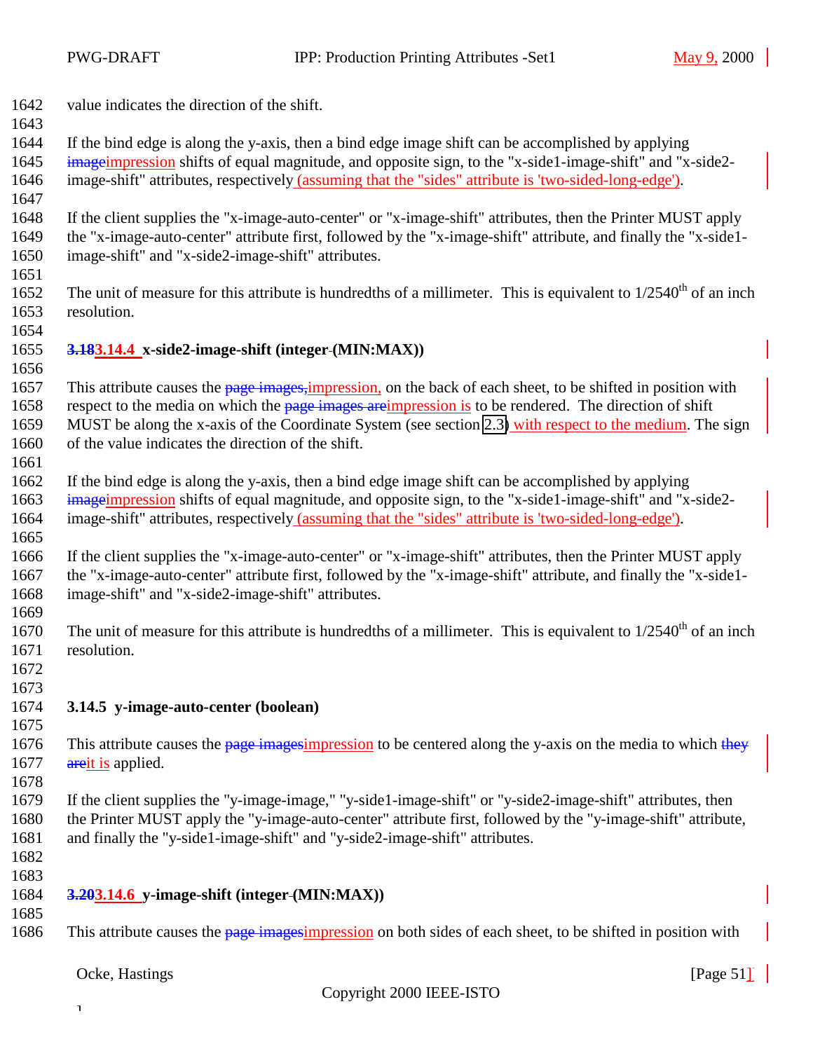value indicates the direction of the shift.

If the bind edge is along the y-axis, then a bind edge image shift can be accomplished by applying impression shifts of equal magnitude, and opposite sign, to the "x-side1-image-shift" and "x-side2-image-shift" attributes, respectively (assuming that the "sides" attribute is 'two-sided-long-edge').

If the client supplies the "x-image-auto-center" or "x-image-shift" attributes, then the Printer MUST apply the "x-image-auto-center" attribute first, followed by the "x-image-shift" attribute, and finally the "x-side1-image-shift" and "x-side2-image-shift" attributes.

The unit of measure for this attribute is hundredths of a millimeter. This is equivalent to 1/2540th of an inch resolution.

### 3.14.4 x-side2-image-shift (integer (MIN:MAX))

This attribute causes the impression, on the back of each sheet, to be shifted in position with respect to the media on which the impression is to be rendered. The direction of shift MUST be along the x-axis of the Coordinate System (see section 2.3) with respect to the medium. The sign of the value indicates the direction of the shift.

If the bind edge is along the y-axis, then a bind edge image shift can be accomplished by applying impression shifts of equal magnitude, and opposite sign, to the "x-side1-image-shift" and "x-side2-image-shift" attributes, respectively (assuming that the "sides" attribute is 'two-sided-long-edge').

If the client supplies the "x-image-auto-center" or "x-image-shift" attributes, then the Printer MUST apply the "x-image-auto-center" attribute first, followed by the "x-image-shift" attribute, and finally the "x-side1-image-shift" and "x-side2-image-shift" attributes.

The unit of measure for this attribute is hundredths of a millimeter. This is equivalent to 1/2540th of an inch resolution.

### 3.14.5 y-image-auto-center (boolean)

This attribute causes the impression to be centered along the y-axis on the media to which it is applied.

If the client supplies the "y-image-image," "y-side1-image-shift" or "y-side2-image-shift" attributes, then the Printer MUST apply the "y-image-auto-center" attribute first, followed by the "y-image-shift" attribute, and finally the "y-side1-image-shift" and "y-side2-image-shift" attributes.

### 3.14.6 y-image-shift (integer (MIN:MAX))

This attribute causes the impression on both sides of each sheet, to be shifted in position with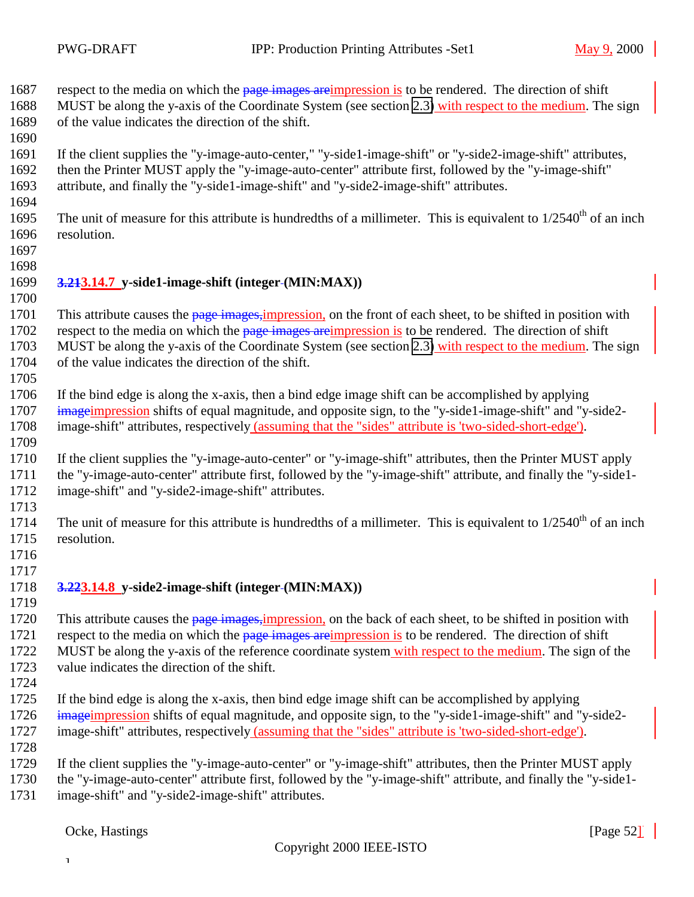respect to the media on which the impression is to be rendered. The direction of shift MUST be along the y-axis of the Coordinate System (see section 2.3) with respect to the medium. The sign of the value indicates the direction of the shift.

If the client supplies the "y-image-auto-center," "y-side1-image-shift" or "y-side2-image-shift" attributes, then the Printer MUST apply the "y-image-auto-center" attribute first, followed by the "y-image-shift" attribute, and finally the "y-side1-image-shift" and "y-side2-image-shift" attributes.

The unit of measure for this attribute is hundredths of a millimeter. This is equivalent to 1/2540th of an inch resolution.

### 3.14.7 y-side1-image-shift (integer (MIN:MAX))

This attribute causes the impression, on the front of each sheet, to be shifted in position with respect to the media on which the impression is to be rendered. The direction of shift MUST be along the y-axis of the Coordinate System (see section 2.3) with respect to the medium. The sign of the value indicates the direction of the shift.

If the bind edge is along the x-axis, then a bind edge image shift can be accomplished by applying impression shifts of equal magnitude, and opposite sign, to the "y-side1-image-shift" and "y-side2-image-shift" attributes, respectively (assuming that the "sides" attribute is 'two-sided-short-edge').

If the client supplies the "y-image-auto-center" or "y-image-shift" attributes, then the Printer MUST apply the "y-image-auto-center" attribute first, followed by the "y-image-shift" attribute, and finally the "y-side1-image-shift" and "y-side2-image-shift" attributes.

The unit of measure for this attribute is hundredths of a millimeter. This is equivalent to 1/2540th of an inch resolution.

### 3.14.8 y-side2-image-shift (integer (MIN:MAX))

This attribute causes the impression, on the back of each sheet, to be shifted in position with respect to the media on which the impression is to be rendered. The direction of shift MUST be along the y-axis of the reference coordinate system with respect to the medium. The sign of the value indicates the direction of the shift.

If the bind edge is along the x-axis, then bind edge image shift can be accomplished by applying impression shifts of equal magnitude, and opposite sign, to the "y-side1-image-shift" and "y-side2-image-shift" attributes, respectively (assuming that the "sides" attribute is 'two-sided-short-edge').

If the client supplies the "y-image-auto-center" or "y-image-shift" attributes, then the Printer MUST apply the "y-image-auto-center" attribute first, followed by the "y-image-shift" attribute, and finally the "y-side1-image-shift" and "y-side2-image-shift" attributes.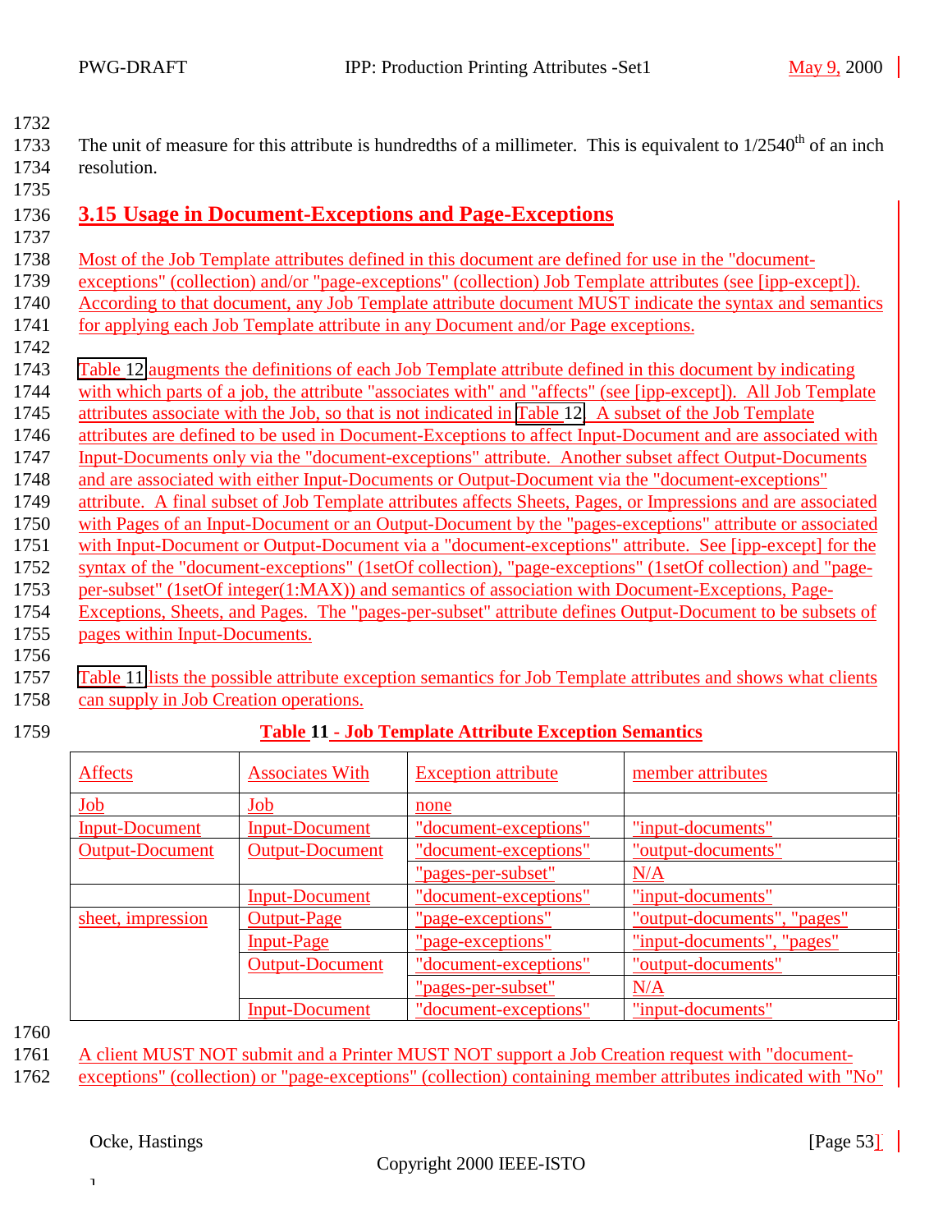The unit of measure for this attribute is hundredths of a millimeter. This is equivalent to 1/2540th of an inch resolution.

## 3.15 Usage in Document-Exceptions and Page-Exceptions

Most of the Job Template attributes defined in this document are defined for use in the "document-exceptions" (collection) and/or "page-exceptions" (collection) Job Template attributes (see [ipp-except]). According to that document, any Job Template attribute document MUST indicate the syntax and semantics for applying each Job Template attribute in any Document and/or Page exceptions.

Table 12 augments the definitions of each Job Template attribute defined in this document by indicating with which parts of a job, the attribute "associates with" and "affects" (see [ipp-except]). All Job Template attributes associate with the Job, so that is not indicated in Table 12. A subset of the Job Template attributes are defined to be used in Document-Exceptions to affect Input-Document and are associated with Input-Documents only via the "document-exceptions" attribute. Another subset affect Output-Documents and are associated with either Input-Documents or Output-Document via the "document-exceptions" attribute. A final subset of Job Template attributes affects Sheets, Pages, or Impressions and are associated with Pages of an Input-Document or an Output-Document by the "pages-exceptions" attribute or associated with Input-Document or Output-Document via a "document-exceptions" attribute. See [ipp-except] for the syntax of the "document-exceptions" (1setOf collection), "page-exceptions" (1setOf collection) and "page-per-subset" (1setOf integer(1:MAX)) and semantics of association with Document-Exceptions, Page-Exceptions, Sheets, and Pages. The "pages-per-subset" attribute defines Output-Document to be subsets of pages within Input-Documents.

Table 11 lists the possible attribute exception semantics for Job Template attributes and shows what clients can supply in Job Creation operations.

**Table 11 - Job Template Attribute Exception Semantics**

| Affects | Associates With | Exception attribute | member attributes |
|---|---|---|---|
| Job | Job | none | |
| Input-Document | Input-Document | "document-exceptions" | "input-documents" |
| Output-Document | Output-Document | "document-exceptions" | "output-documents" |
| | | "pages-per-subset" | N/A |
| | Input-Document | "document-exceptions" | "input-documents" |
| sheet, impression | Output-Page | "page-exceptions" | "output-documents", "pages" |
| | Input-Page | "page-exceptions" | "input-documents", "pages" |
| | Output-Document | "document-exceptions" | "output-documents" |
| | | "pages-per-subset" | N/A |
| | Input-Document | "document-exceptions" | "input-documents" |

A client MUST NOT submit and a Printer MUST NOT support a Job Creation request with "document-exceptions" (collection) or "page-exceptions" (collection) containing member attributes indicated with "No"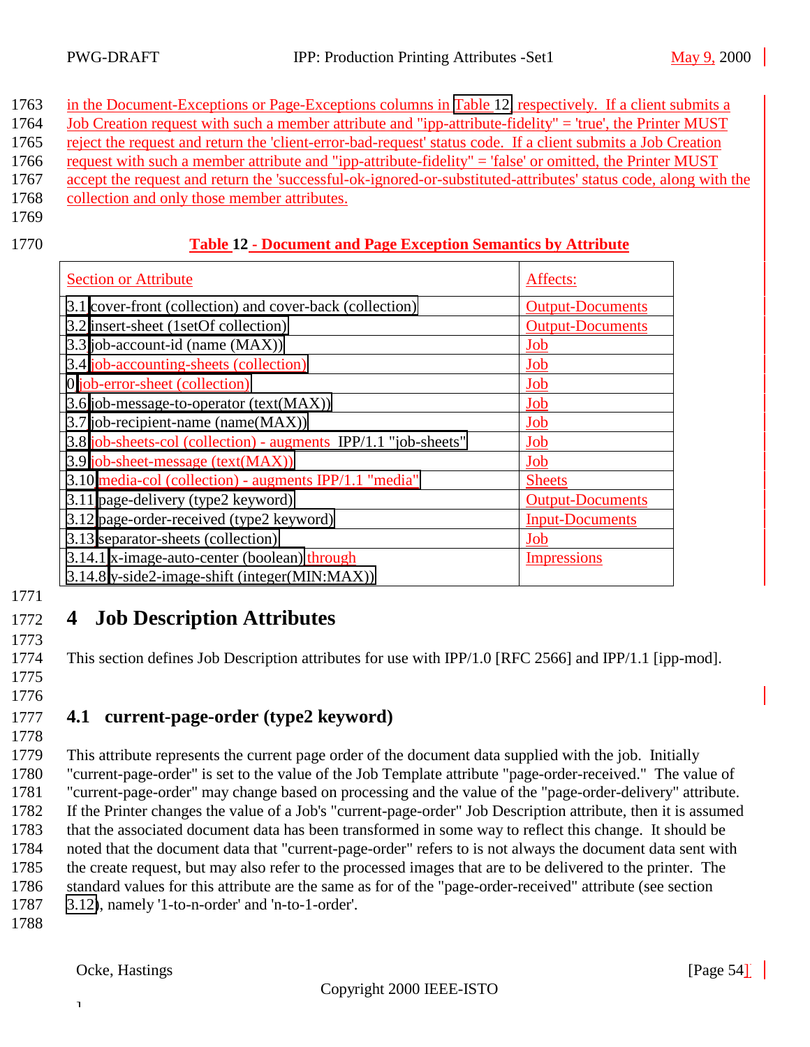in the Document-Exceptions or Page-Exceptions columns in Table 12, respectively. If a client submits a Job Creation request with such a member attribute and "ipp-attribute-fidelity" = 'true', the Printer MUST reject the request and return the 'client-error-bad-request' status code. If a client submits a Job Creation request with such a member attribute and "ipp-attribute-fidelity" = 'false' or omitted, the Printer MUST accept the request and return the 'successful-ok-ignored-or-substituted-attributes' status code, along with the collection and only those member attributes.

**Table 12 - Document and Page Exception Semantics by Attribute**

| Section or Attribute | Affects: |
|---|---|
| 3.1 cover-front (collection) and cover-back (collection) | Output-Documents |
| 3.2 insert-sheet (1setOf collection) | Output-Documents |
| 3.3 job-account-id (name (MAX)) | Job |
| 3.4 job-accounting-sheets (collection) | Job |
| 0 job-error-sheet (collection) | Job |
| 3.6 job-message-to-operator (text(MAX)) | Job |
| 3.7 job-recipient-name (name(MAX)) | Job |
| 3.8 job-sheets-col (collection) - augments IPP/1.1 "job-sheets" | Job |
| 3.9 job-sheet-message (text(MAX)) | Job |
| 3.10 media-col (collection) - augments IPP/1.1 "media" | Sheets |
| 3.11 page-delivery (type2 keyword) | Output-Documents |
| 3.12 page-order-received (type2 keyword) | Input-Documents |
| 3.13 separator-sheets (collection) | Job |
| 3.14.1 x-image-auto-center (boolean) through 3.14.8 y-side2-image-shift (integer(MIN:MAX)) | Impressions |

# 4 Job Description Attributes

This section defines Job Description attributes for use with IPP/1.0 [RFC 2566] and IPP/1.1 [ipp-mod].

## 4.1 current-page-order (type2 keyword)

This attribute represents the current page order of the document data supplied with the job. Initially "current-page-order" is set to the value of the Job Template attribute "page-order-received." The value of "current-page-order" may change based on processing and the value of the "page-order-delivery" attribute. If the Printer changes the value of a Job's "current-page-order" Job Description attribute, then it is assumed that the associated document data has been transformed in some way to reflect this change. It should be noted that the document data that "current-page-order" refers to is not always the document data sent with the create request, but may also refer to the processed images that are to be delivered to the printer. The standard values for this attribute are the same as for of the "page-order-received" attribute (see section 3.12), namely '1-to-n-order' and 'n-to-1-order'.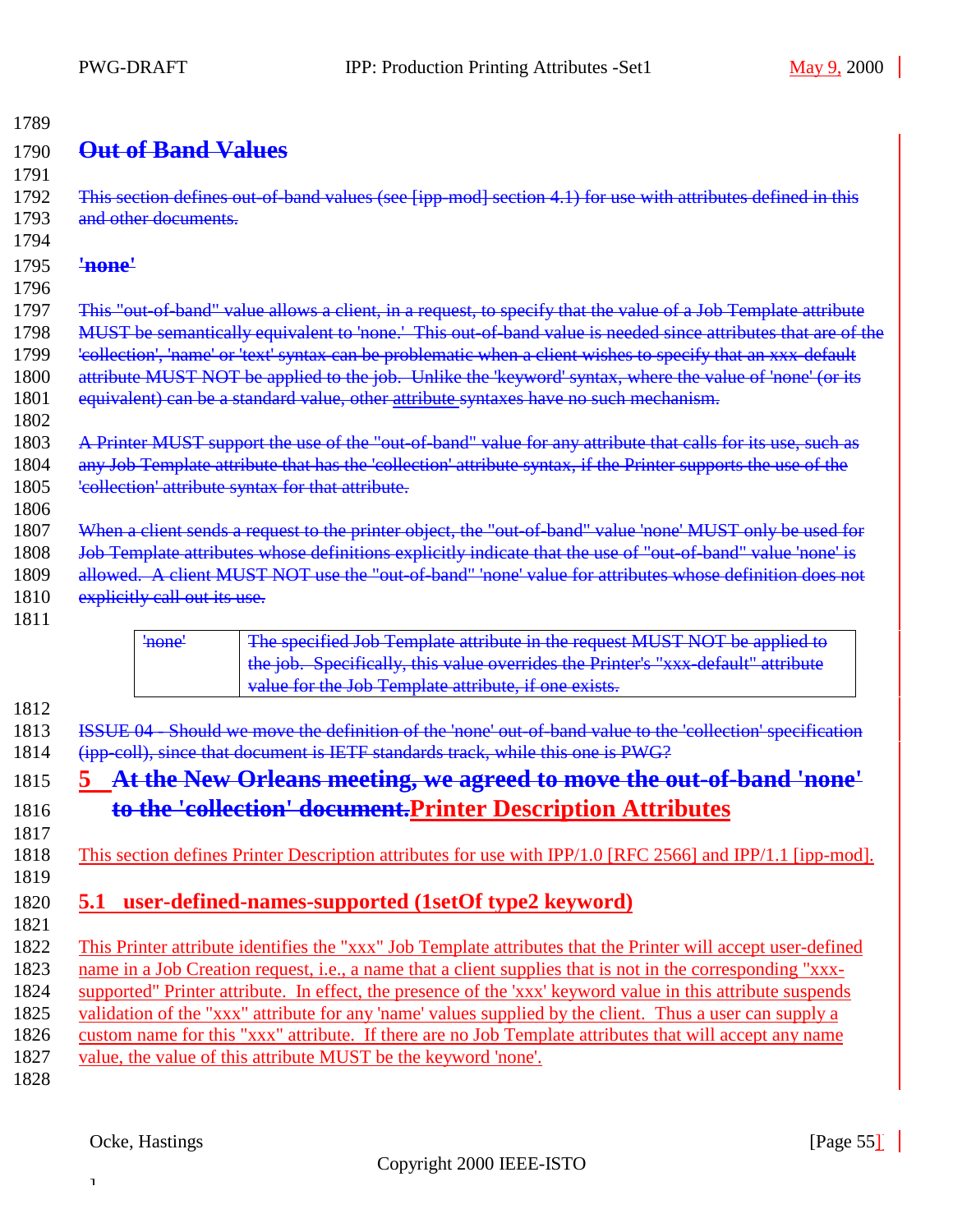## Out of Band Values

This section defines out-of-band values (see [ipp-mod] section 4.1) for use with attributes defined in this and other documents.

### 'none'

This "out-of-band" value allows a client, in a request, to specify that the value of a Job Template attribute MUST be semantically equivalent to 'none.' This out-of-band value is needed since attributes that are of the 'collection', 'name' or 'text' syntax can be problematic when a client wishes to specify that an xxx-default attribute MUST NOT be applied to the job. Unlike the 'keyword' syntax, where the value of 'none' (or its equivalent) can be a standard value, other attribute syntaxes have no such mechanism.

A Printer MUST support the use of the "out-of-band" value for any attribute that calls for its use, such as any Job Template attribute that has the 'collection' attribute syntax, if the Printer supports the use of the 'collection' attribute syntax for that attribute.

When a client sends a request to the printer object, the "out-of-band" value 'none' MUST only be used for Job Template attributes whose definitions explicitly indicate that the use of "out-of-band" value 'none' is allowed. A client MUST NOT use the "out-of-band" 'none' value for attributes whose definition does not explicitly call out its use.

| | |
|---|---|
| 'none' | The specified Job Template attribute in the request MUST NOT be applied to the job. Specifically, this value overrides the Printer's "xxx-default" attribute value for the Job Template attribute, if one exists. |

ISSUE 04 - Should we move the definition of the 'none' out-of-band value to the 'collection' specification (ipp-coll), since that document is IETF standards track, while this one is PWG?

# 5 At the New Orleans meeting, we agreed to move the out-of-band 'none' to the 'collection' document.Printer Description Attributes

This section defines Printer Description attributes for use with IPP/1.0 [RFC 2566] and IPP/1.1 [ipp-mod].

## 5.1 user-defined-names-supported (1setOf type2 keyword)

This Printer attribute identifies the "xxx" Job Template attributes that the Printer will accept user-defined name in a Job Creation request, i.e., a name that a client supplies that is not in the corresponding "xxx-supported" Printer attribute. In effect, the presence of the 'xxx' keyword value in this attribute suspends validation of the "xxx" attribute for any 'name' values supplied by the client. Thus a user can supply a custom name for this "xxx" attribute. If there are no Job Template attributes that will accept any name value, the value of this attribute MUST be the keyword 'none'.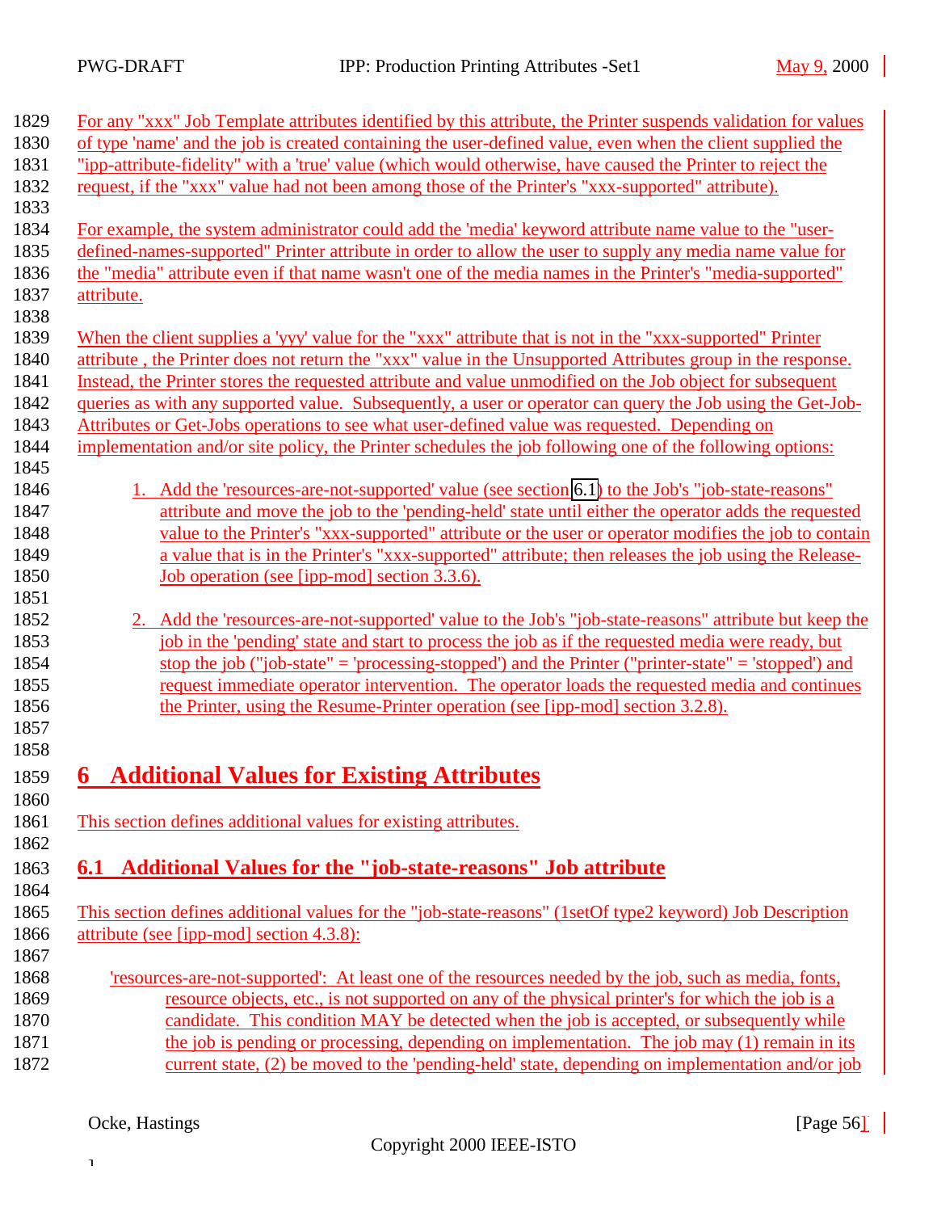For any "xxx" Job Template attributes identified by this attribute, the Printer suspends validation for values of type 'name' and the job is created containing the user-defined value, even when the client supplied the "ipp-attribute-fidelity" with a 'true' value (which would otherwise, have caused the Printer to reject the request, if the "xxx" value had not been among those of the Printer's "xxx-supported" attribute).

For example, the system administrator could add the 'media' keyword attribute name value to the "user-defined-names-supported" Printer attribute in order to allow the user to supply any media name value for the "media" attribute even if that name wasn't one of the media names in the Printer's "media-supported" attribute.

When the client supplies a 'yyy' value for the "xxx" attribute that is not in the "xxx-supported" Printer attribute , the Printer does not return the "xxx" value in the Unsupported Attributes group in the response. Instead, the Printer stores the requested attribute and value unmodified on the Job object for subsequent queries as with any supported value. Subsequently, a user or operator can query the Job using the Get-Job-Attributes or Get-Jobs operations to see what user-defined value was requested. Depending on implementation and/or site policy, the Printer schedules the job following one of the following options:

1. Add the 'resources-are-not-supported' value (see section 6.1) to the Job's "job-state-reasons" attribute and move the job to the 'pending-held' state until either the operator adds the requested value to the Printer's "xxx-supported" attribute or the user or operator modifies the job to contain a value that is in the Printer's "xxx-supported" attribute; then releases the job using the Release-Job operation (see [ipp-mod] section 3.3.6).

2. Add the 'resources-are-not-supported' value to the Job's "job-state-reasons" attribute but keep the job in the 'pending' state and start to process the job as if the requested media were ready, but stop the job ("job-state" = 'processing-stopped') and the Printer ("printer-state" = 'stopped') and request immediate operator intervention. The operator loads the requested media and continues the Printer, using the Resume-Printer operation (see [ipp-mod] section 3.2.8).

# 6 Additional Values for Existing Attributes

This section defines additional values for existing attributes.

## 6.1 Additional Values for the "job-state-reasons" Job attribute

This section defines additional values for the "job-state-reasons" (1setOf type2 keyword) Job Description attribute (see [ipp-mod] section 4.3.8):

'resources-are-not-supported': At least one of the resources needed by the job, such as media, fonts, resource objects, etc., is not supported on any of the physical printer's for which the job is a candidate. This condition MAY be detected when the job is accepted, or subsequently while the job is pending or processing, depending on implementation. The job may (1) remain in its current state, (2) be moved to the 'pending-held' state, depending on implementation and/or job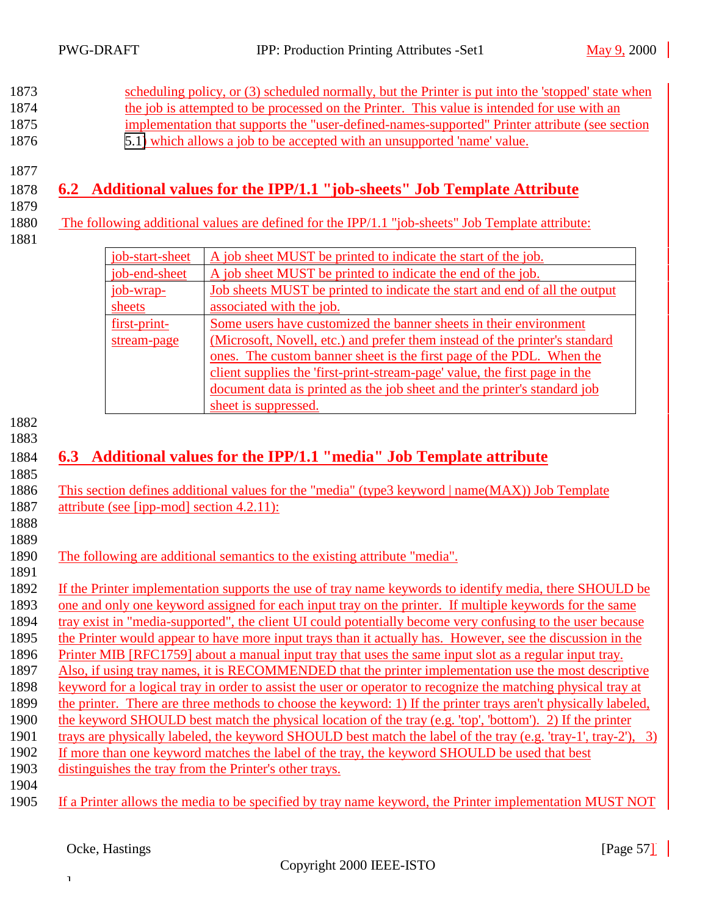scheduling policy, or (3) scheduled normally, but the Printer is put into the 'stopped' state when the job is attempted to be processed on the Printer. This value is intended for use with an implementation that supports the "user-defined-names-supported" Printer attribute (see section 5.1) which allows a job to be accepted with an unsupported 'name' value.

## 6.2 Additional values for the IPP/1.1 "job-sheets" Job Template Attribute

The following additional values are defined for the IPP/1.1 "job-sheets" Job Template attribute:

| | |
|---|---|
| job-start-sheet | A job sheet MUST be printed to indicate the start of the job. |
| job-end-sheet | A job sheet MUST be printed to indicate the end of the job. |
| job-wrap-sheets | Job sheets MUST be printed to indicate the start and end of all the output associated with the job. |
| first-print-stream-page | Some users have customized the banner sheets in their environment (Microsoft, Novell, etc.) and prefer them instead of the printer's standard ones. The custom banner sheet is the first page of the PDL. When the client supplies the 'first-print-stream-page' value, the first page in the document data is printed as the job sheet and the printer's standard job sheet is suppressed. |

## 6.3 Additional values for the IPP/1.1 "media" Job Template attribute

This section defines additional values for the "media" (type3 keyword | name(MAX)) Job Template attribute (see [ipp-mod] section 4.2.11):

The following are additional semantics to the existing attribute "media".

If the Printer implementation supports the use of tray name keywords to identify media, there SHOULD be one and only one keyword assigned for each input tray on the printer. If multiple keywords for the same tray exist in "media-supported", the client UI could potentially become very confusing to the user because the Printer would appear to have more input trays than it actually has. However, see the discussion in the Printer MIB [RFC1759] about a manual input tray that uses the same input slot as a regular input tray. Also, if using tray names, it is RECOMMENDED that the printer implementation use the most descriptive keyword for a logical tray in order to assist the user or operator to recognize the matching physical tray at the printer. There are three methods to choose the keyword: 1) If the printer trays aren't physically labeled, the keyword SHOULD best match the physical location of the tray (e.g. 'top', 'bottom'). 2) If the printer trays are physically labeled, the keyword SHOULD best match the label of the tray (e.g. 'tray-1', tray-2'), 3) If more than one keyword matches the label of the tray, the keyword SHOULD be used that best distinguishes the tray from the Printer's other trays.

If a Printer allows the media to be specified by tray name keyword, the Printer implementation MUST NOT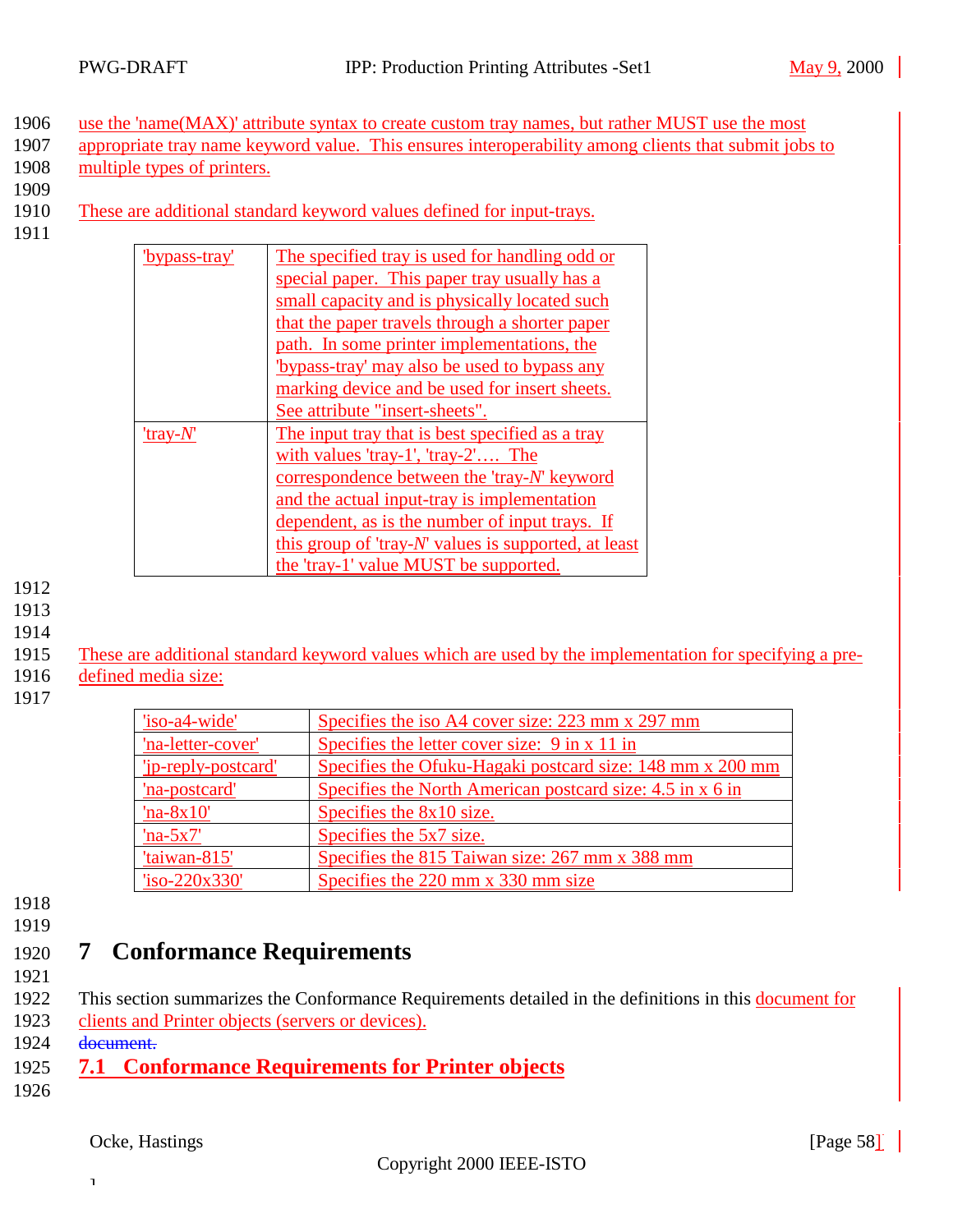use the 'name(MAX)' attribute syntax to create custom tray names, but rather MUST use the most appropriate tray name keyword value. This ensures interoperability among clients that submit jobs to multiple types of printers.

These are additional standard keyword values defined for input-trays.

| | |
|---|---|
| 'bypass-tray' | The specified tray is used for handling odd or special paper. This paper tray usually has a small capacity and is physically located such that the paper travels through a shorter paper path. In some printer implementations, the 'bypass-tray' may also be used to bypass any marking device and be used for insert sheets. See attribute "insert-sheets". |
| 'tray-*N*' | The input tray that is best specified as a tray with values 'tray-1', 'tray-2'…. The correspondence between the 'tray-*N*' keyword and the actual input-tray is implementation dependent, as is the number of input trays. If this group of 'tray-*N*' values is supported, at least the 'tray-1' value MUST be supported. |

These are additional standard keyword values which are used by the implementation for specifying a pre-defined media size:

| | |
|---|---|
| 'iso-a4-wide' | Specifies the iso A4 cover size: 223 mm x 297 mm |
| 'na-letter-cover' | Specifies the letter cover size: 9 in x 11 in |
| 'jp-reply-postcard' | Specifies the Ofuku-Hagaki postcard size: 148 mm x 200 mm |
| 'na-postcard' | Specifies the North American postcard size: 4.5 in x 6 in |
| 'na-8x10' | Specifies the 8x10 size. |
| 'na-5x7' | Specifies the 5x7 size. |
| 'taiwan-815' | Specifies the 815 Taiwan size: 267 mm x 388 mm |
| 'iso-220x330' | Specifies the 220 mm x 330 mm size |

# 7 Conformance Requirements

This section summarizes the Conformance Requirements detailed in the definitions in this document for clients and Printer objects (servers or devices). ~~document.~~

## 7.1 Conformance Requirements for Printer objects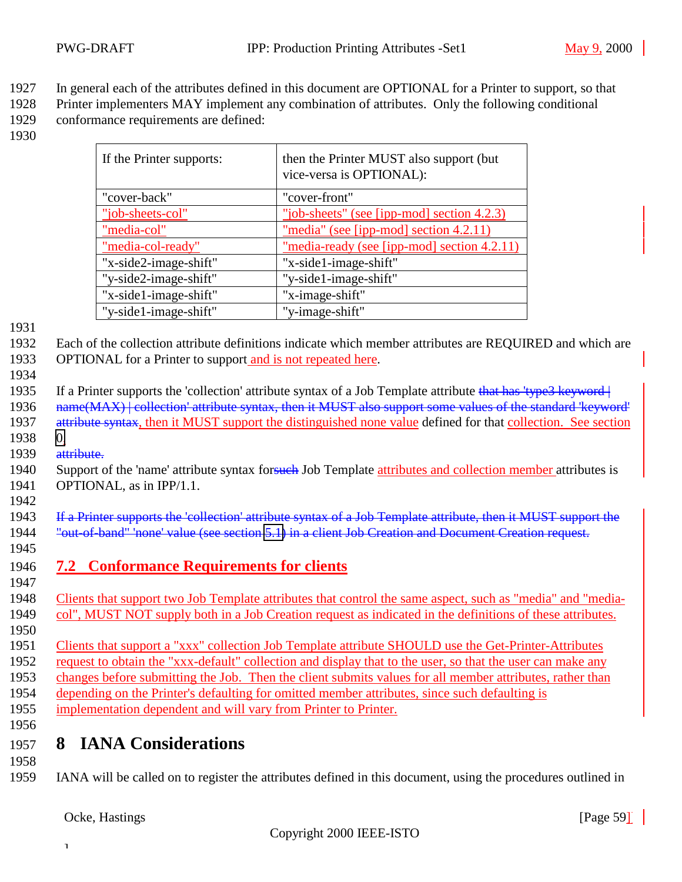In general each of the attributes defined in this document are OPTIONAL for a Printer to support, so that Printer implementers MAY implement any combination of attributes. Only the following conditional conformance requirements are defined:

| If the Printer supports: | then the Printer MUST also support (but vice-versa is OPTIONAL): |
|---|---|
| "cover-back" | "cover-front" |
| "job-sheets-col" | "job-sheets" (see [ipp-mod] section 4.2.3) |
| "media-col" | "media" (see [ipp-mod] section 4.2.11) |
| "media-col-ready" | "media-ready (see [ipp-mod] section 4.2.11) |
| "x-side2-image-shift" | "x-side1-image-shift" |
| "y-side2-image-shift" | "y-side1-image-shift" |
| "x-side1-image-shift" | "x-image-shift" |
| "y-side1-image-shift" | "y-image-shift" |

Each of the collection attribute definitions indicate which member attributes are REQUIRED and which are OPTIONAL for a Printer to support and is not repeated here.

If a Printer supports the 'collection' attribute syntax of a Job Template attribute ~~that has 'type3 keyword | name(MAX) | collection' attribute syntax, then it MUST also support some values of the standard 'keyword' attribute syntax~~, then it MUST support the distinguished none value defined for that collection. See section 0

~~attribute.~~

Support of the 'name' attribute syntax for~~such~~ Job Template attributes and collection member attributes is OPTIONAL, as in IPP/1.1.

~~If a Printer supports the 'collection' attribute syntax of a Job Template attribute, then it MUST support the "out-of-band" 'none' value (see section 5.1) in a client Job Creation and Document Creation request.~~

## 7.2 Conformance Requirements for clients

Clients that support two Job Template attributes that control the same aspect, such as "media" and "media-col", MUST NOT supply both in a Job Creation request as indicated in the definitions of these attributes.

Clients that support a "xxx" collection Job Template attribute SHOULD use the Get-Printer-Attributes request to obtain the "xxx-default" collection and display that to the user, so that the user can make any changes before submitting the Job. Then the client submits values for all member attributes, rather than depending on the Printer's defaulting for omitted member attributes, since such defaulting is implementation dependent and will vary from Printer to Printer.

# 8 IANA Considerations

IANA will be called on to register the attributes defined in this document, using the procedures outlined in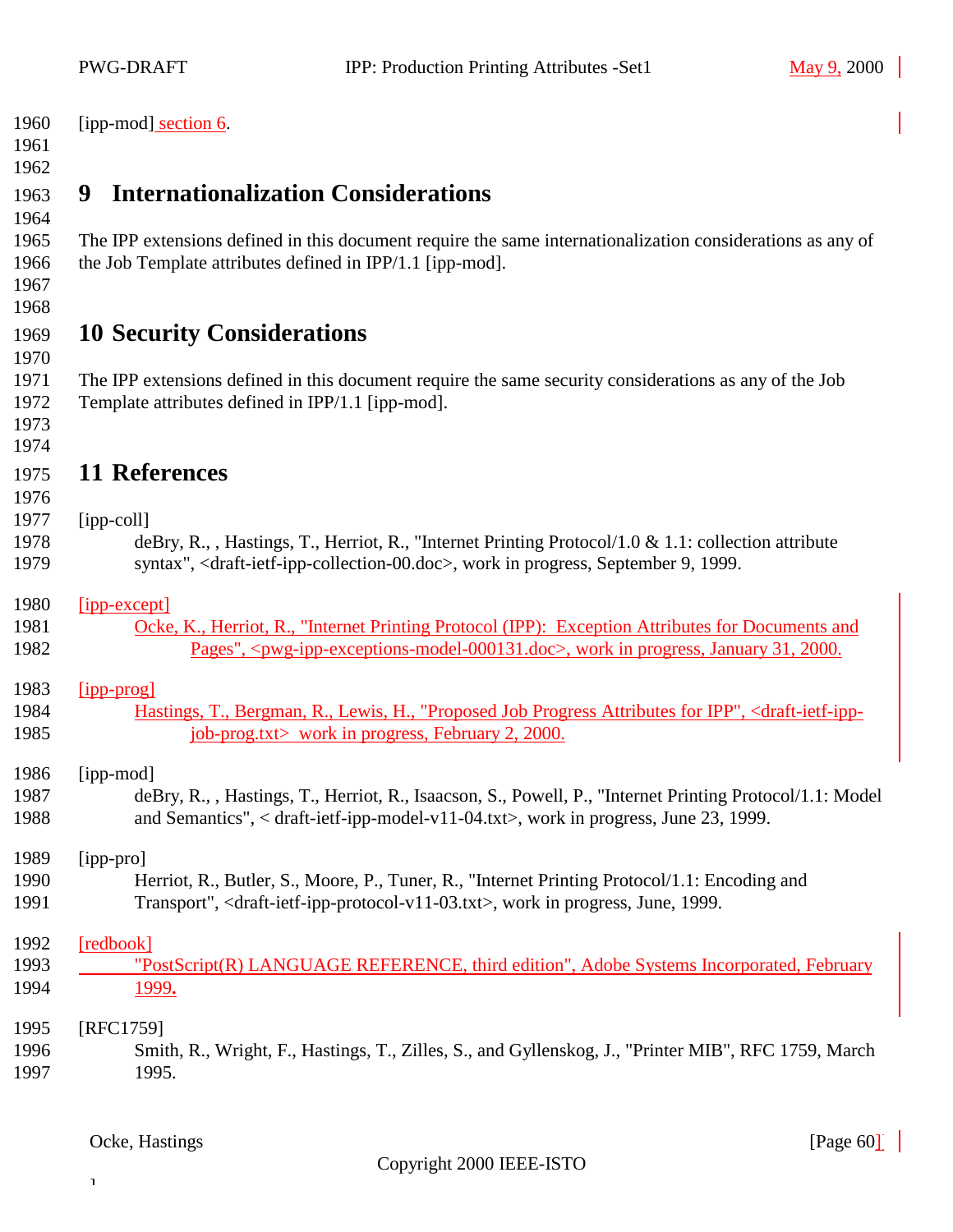[ipp-mod] section 6.

# 9 Internationalization Considerations

The IPP extensions defined in this document require the same internationalization considerations as any of the Job Template attributes defined in IPP/1.1 [ipp-mod].

# 10 Security Considerations

The IPP extensions defined in this document require the same security considerations as any of the Job Template attributes defined in IPP/1.1 [ipp-mod].

# 11 References

[ipp-coll]
deBry, R., , Hastings, T., Herriot, R., "Internet Printing Protocol/1.0 & 1.1: collection attribute syntax", <draft-ietf-ipp-collection-00.doc>, work in progress, September 9, 1999.

[ipp-except]
Ocke, K., Herriot, R., "Internet Printing Protocol (IPP): Exception Attributes for Documents and Pages", <pwg-ipp-exceptions-model-000131.doc>, work in progress, January 31, 2000.

[ipp-prog]
Hastings, T., Bergman, R., Lewis, H., "Proposed Job Progress Attributes for IPP", <draft-ietf-ipp-job-prog.txt> work in progress, February 2, 2000.

[ipp-mod]
deBry, R., , Hastings, T., Herriot, R., Isaacson, S., Powell, P., "Internet Printing Protocol/1.1: Model and Semantics", < draft-ietf-ipp-model-v11-04.txt>, work in progress, June 23, 1999.

[ipp-pro]
Herriot, R., Butler, S., Moore, P., Tuner, R., "Internet Printing Protocol/1.1: Encoding and Transport", <draft-ietf-ipp-protocol-v11-03.txt>, work in progress, June, 1999.

[redbook]
"PostScript(R) LANGUAGE REFERENCE, third edition", Adobe Systems Incorporated, February 1999.

[RFC1759]
Smith, R., Wright, F., Hastings, T., Zilles, S., and Gyllenskog, J., "Printer MIB", RFC 1759, March 1995.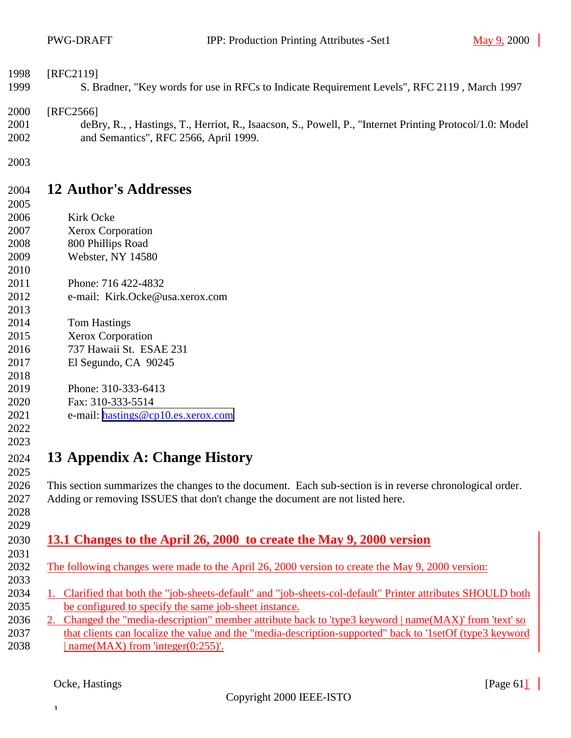[RFC2119]

S. Bradner, "Key words for use in RFCs to Indicate Requirement Levels", RFC 2119 , March 1997

[RFC2566]

deBry, R., , Hastings, T., Herriot, R., Isaacson, S., Powell, P., "Internet Printing Protocol/1.0: Model and Semantics", RFC 2566, April 1999.

# 12 Author's Addresses

Kirk Ocke
Xerox Corporation
800 Phillips Road
Webster, NY 14580

Phone: 716 422-4832
e-mail: Kirk.Ocke@usa.xerox.com

Tom Hastings
Xerox Corporation
737 Hawaii St. ESAE 231
El Segundo, CA 90245

Phone: 310-333-6413
Fax: 310-333-5514
e-mail: hastings@cp10.es.xerox.com

# 13 Appendix A: Change History

This section summarizes the changes to the document. Each sub-section is in reverse chronological order. Adding or removing ISSUES that don't change the document are not listed here.

## 13.1 Changes to the April 26, 2000 to create the May 9, 2000 version

The following changes were made to the April 26, 2000 version to create the May 9, 2000 version:

1. Clarified that both the "job-sheets-default" and "job-sheets-col-default" Printer attributes SHOULD both be configured to specify the same job-sheet instance.
2. Changed the "media-description" member attribute back to 'type3 keyword | name(MAX)' from 'text' so that clients can localize the value and the "media-description-supported" back to '1setOf (type3 keyword | name(MAX) from 'integer(0:255)'.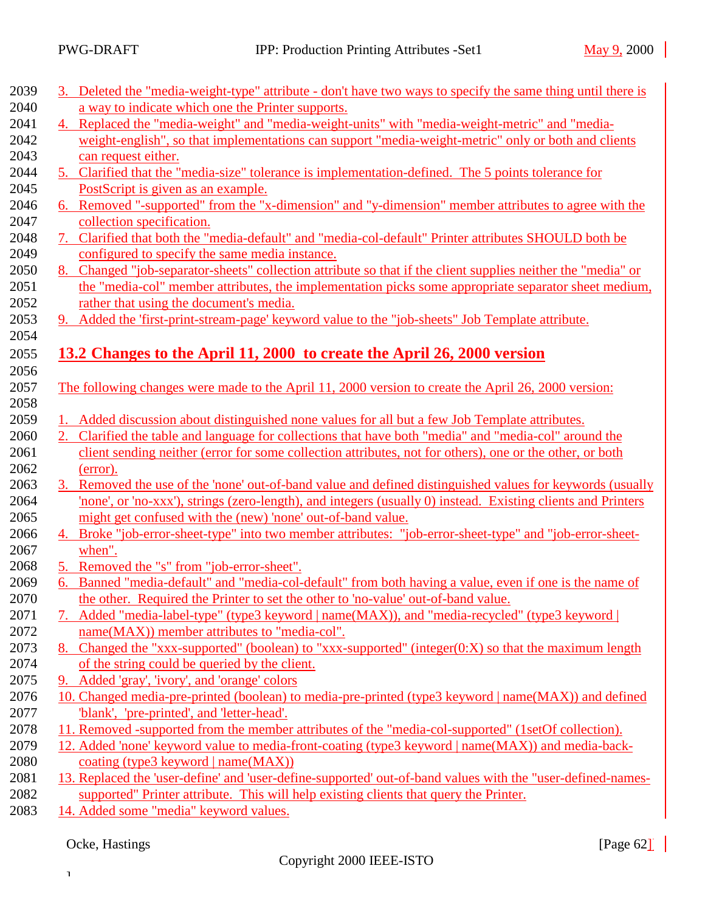3. Deleted the "media-weight-type" attribute - don't have two ways to specify the same thing until there is a way to indicate which one the Printer supports.
4. Replaced the "media-weight" and "media-weight-units" with "media-weight-metric" and "media-weight-english", so that implementations can support "media-weight-metric" only or both and clients can request either.
5. Clarified that the "media-size" tolerance is implementation-defined. The 5 points tolerance for PostScript is given as an example.
6. Removed "-supported" from the "x-dimension" and "y-dimension" member attributes to agree with the collection specification.
7. Clarified that both the "media-default" and "media-col-default" Printer attributes SHOULD both be configured to specify the same media instance.
8. Changed "job-separator-sheets" collection attribute so that if the client supplies neither the "media" or the "media-col" member attributes, the implementation picks some appropriate separator sheet medium, rather that using the document's media.
9. Added the 'first-print-stream-page' keyword value to the "job-sheets" Job Template attribute.

## 13.2 Changes to the April 11, 2000 to create the April 26, 2000 version

The following changes were made to the April 11, 2000 version to create the April 26, 2000 version:

1. Added discussion about distinguished none values for all but a few Job Template attributes.
2. Clarified the table and language for collections that have both "media" and "media-col" around the client sending neither (error for some collection attributes, not for others), one or the other, or both (error).
3. Removed the use of the 'none' out-of-band value and defined distinguished values for keywords (usually 'none', or 'no-xxx'), strings (zero-length), and integers (usually 0) instead. Existing clients and Printers might get confused with the (new) 'none' out-of-band value.
4. Broke "job-error-sheet-type" into two member attributes: "job-error-sheet-type" and "job-error-sheet-when".
5. Removed the "s" from "job-error-sheet".
6. Banned "media-default" and "media-col-default" from both having a value, even if one is the name of the other. Required the Printer to set the other to 'no-value' out-of-band value.
7. Added "media-label-type" (type3 keyword | name(MAX)), and "media-recycled" (type3 keyword | name(MAX)) member attributes to "media-col".
8. Changed the "xxx-supported" (boolean) to "xxx-supported" (integer(0:X) so that the maximum length of the string could be queried by the client.
9. Added 'gray', 'ivory', and 'orange' colors
10. Changed media-pre-printed (boolean) to media-pre-printed (type3 keyword | name(MAX)) and defined 'blank', 'pre-printed', and 'letter-head'.
11. Removed -supported from the member attributes of the "media-col-supported" (1setOf collection).
12. Added 'none' keyword value to media-front-coating (type3 keyword | name(MAX)) and media-back-coating (type3 keyword | name(MAX))
13. Replaced the 'user-define' and 'user-define-supported' out-of-band values with the "user-defined-names-supported" Printer attribute. This will help existing clients that query the Printer.
14. Added some "media" keyword values.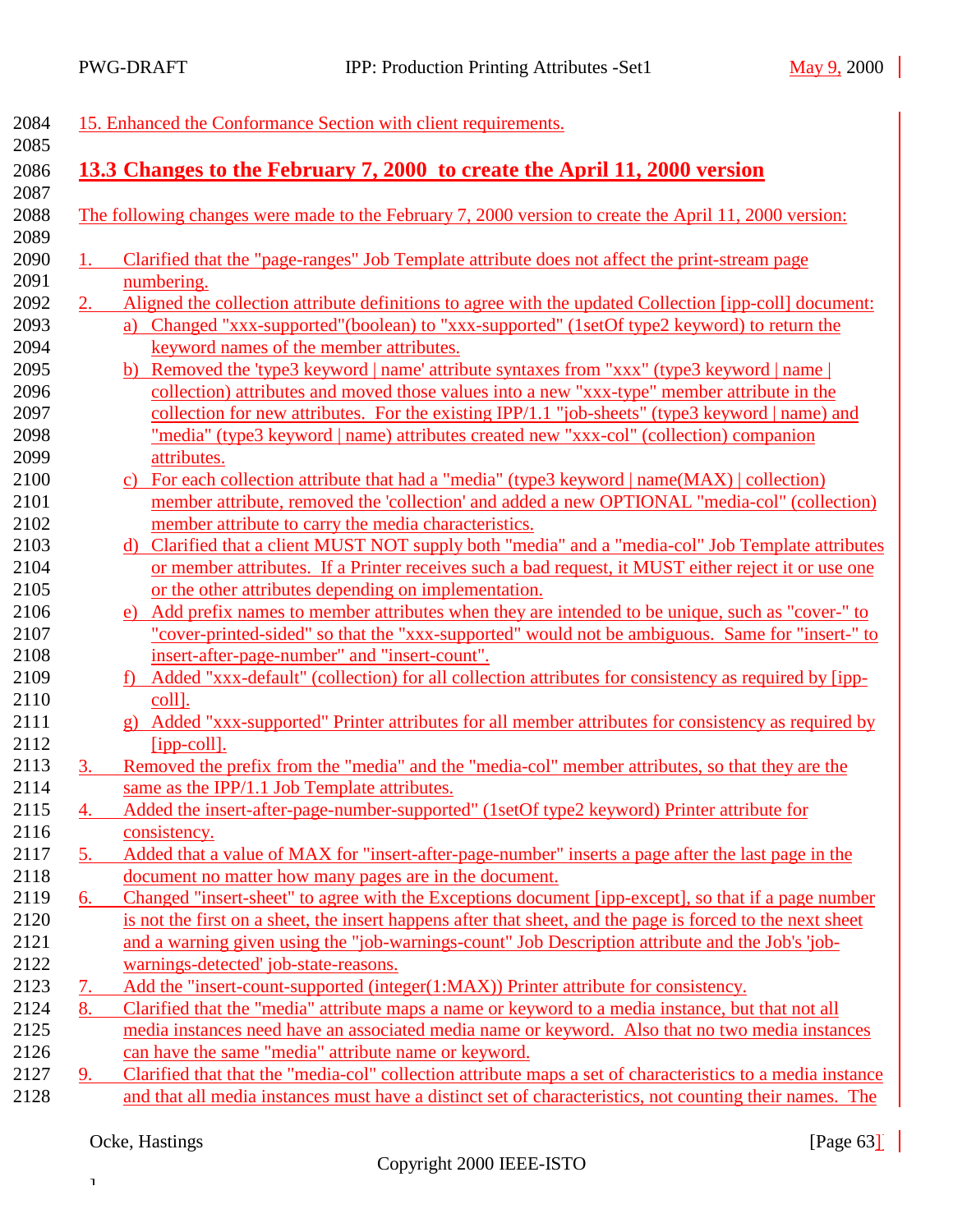15. Enhanced the Conformance Section with client requirements.

## 13.3 Changes to the February 7, 2000 to create the April 11, 2000 version

The following changes were made to the February 7, 2000 version to create the April 11, 2000 version:

1. Clarified that the "page-ranges" Job Template attribute does not affect the print-stream page numbering.
2. Aligned the collection attribute definitions to agree with the updated Collection [ipp-coll] document:
   a) Changed "xxx-supported"(boolean) to "xxx-supported" (1setOf type2 keyword) to return the keyword names of the member attributes.
   b) Removed the 'type3 keyword | name' attribute syntaxes from "xxx" (type3 keyword | name | collection) attributes and moved those values into a new "xxx-type" member attribute in the collection for new attributes. For the existing IPP/1.1 "job-sheets" (type3 keyword | name) and "media" (type3 keyword | name) attributes created new "xxx-col" (collection) companion attributes.
   c) For each collection attribute that had a "media" (type3 keyword | name(MAX) | collection) member attribute, removed the 'collection' and added a new OPTIONAL "media-col" (collection) member attribute to carry the media characteristics.
   d) Clarified that a client MUST NOT supply both "media" and a "media-col" Job Template attributes or member attributes. If a Printer receives such a bad request, it MUST either reject it or use one or the other attributes depending on implementation.
   e) Add prefix names to member attributes when they are intended to be unique, such as "cover-" to "cover-printed-sided" so that the "xxx-supported" would not be ambiguous. Same for "insert-" to insert-after-page-number" and "insert-count".
   f) Added "xxx-default" (collection) for all collection attributes for consistency as required by [ipp-coll].
   g) Added "xxx-supported" Printer attributes for all member attributes for consistency as required by [ipp-coll].
3. Removed the prefix from the "media" and the "media-col" member attributes, so that they are the same as the IPP/1.1 Job Template attributes.
4. Added the insert-after-page-number-supported" (1setOf type2 keyword) Printer attribute for consistency.
5. Added that a value of MAX for "insert-after-page-number" inserts a page after the last page in the document no matter how many pages are in the document.
6. Changed "insert-sheet" to agree with the Exceptions document [ipp-except], so that if a page number is not the first on a sheet, the insert happens after that sheet, and the page is forced to the next sheet and a warning given using the "job-warnings-count" Job Description attribute and the Job's 'job-warnings-detected' job-state-reasons.
7. Add the "insert-count-supported (integer(1:MAX)) Printer attribute for consistency.
8. Clarified that the "media" attribute maps a name or keyword to a media instance, but that not all media instances need have an associated media name or keyword. Also that no two media instances can have the same "media" attribute name or keyword.
9. Clarified that that the "media-col" collection attribute maps a set of characteristics to a media instance and that all media instances must have a distinct set of characteristics, not counting their names. The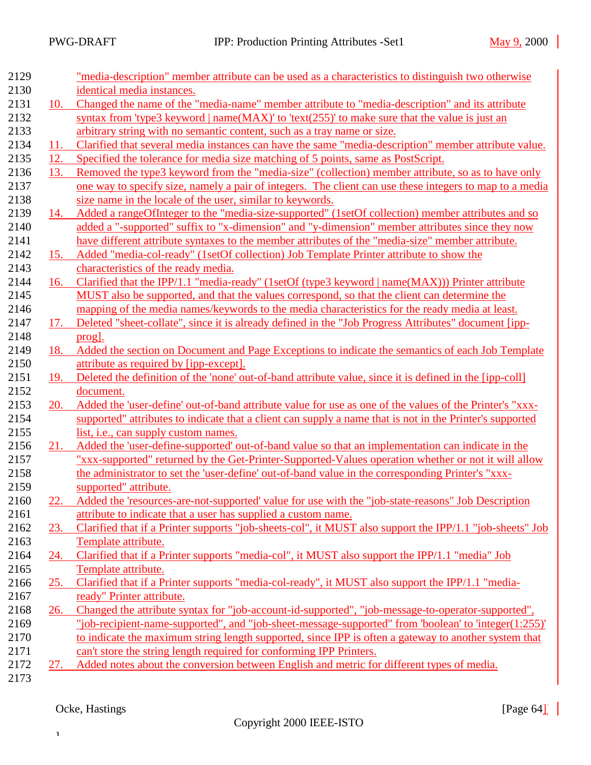"media-description" member attribute can be used as a characteristics to distinguish two otherwise identical media instances.

10. Changed the name of the "media-name" member attribute to "media-description" and its attribute syntax from 'type3 keyword | name(MAX)' to 'text(255)' to make sure that the value is just an arbitrary string with no semantic content, such as a tray name or size.
11. Clarified that several media instances can have the same "media-description" member attribute value.
12. Specified the tolerance for media size matching of 5 points, same as PostScript.
13. Removed the type3 keyword from the "media-size" (collection) member attribute, so as to have only one way to specify size, namely a pair of integers. The client can use these integers to map to a media size name in the locale of the user, similar to keywords.
14. Added a rangeOfInteger to the "media-size-supported" (1setOf collection) member attributes and so added a "-supported" suffix to "x-dimension" and "y-dimension" member attributes since they now have different attribute syntaxes to the member attributes of the "media-size" member attribute.
15. Added "media-col-ready" (1setOf collection) Job Template Printer attribute to show the characteristics of the ready media.
16. Clarified that the IPP/1.1 "media-ready" (1setOf (type3 keyword | name(MAX))) Printer attribute MUST also be supported, and that the values correspond, so that the client can determine the mapping of the media names/keywords to the media characteristics for the ready media at least.
17. Deleted "sheet-collate", since it is already defined in the "Job Progress Attributes" document [ipp-prog].
18. Added the section on Document and Page Exceptions to indicate the semantics of each Job Template attribute as required by [ipp-except].
19. Deleted the definition of the 'none' out-of-band attribute value, since it is defined in the [ipp-coll] document.
20. Added the 'user-define' out-of-band attribute value for use as one of the values of the Printer's "xxx-supported" attributes to indicate that a client can supply a name that is not in the Printer's supported list, i.e., can supply custom names.
21. Added the 'user-define-supported' out-of-band value so that an implementation can indicate in the "xxx-supported" returned by the Get-Printer-Supported-Values operation whether or not it will allow the administrator to set the 'user-define' out-of-band value in the corresponding Printer's "xxx-supported" attribute.
22. Added the 'resources-are-not-supported' value for use with the "job-state-reasons" Job Description attribute to indicate that a user has supplied a custom name.
23. Clarified that if a Printer supports "job-sheets-col", it MUST also support the IPP/1.1 "job-sheets" Job Template attribute.
24. Clarified that if a Printer supports "media-col", it MUST also support the IPP/1.1 "media" Job Template attribute.
25. Clarified that if a Printer supports "media-col-ready", it MUST also support the IPP/1.1 "media-ready" Printer attribute.
26. Changed the attribute syntax for "job-account-id-supported", "job-message-to-operator-supported", "job-recipient-name-supported", and "job-sheet-message-supported" from 'boolean' to 'integer(1:255)' to indicate the maximum string length supported, since IPP is often a gateway to another system that can't store the string length required for conforming IPP Printers.
27. Added notes about the conversion between English and metric for different types of media.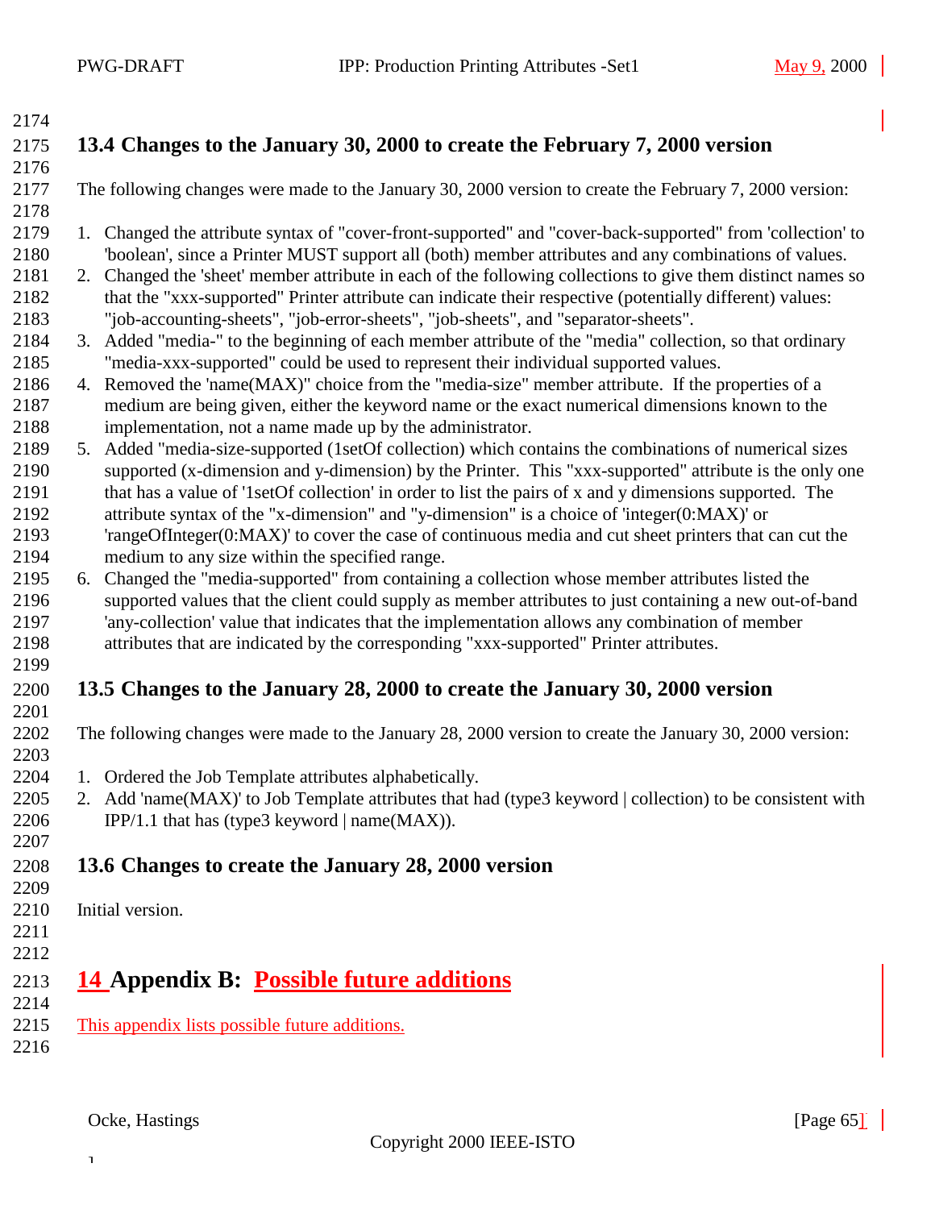## 13.4 Changes to the January 30, 2000 to create the February 7, 2000 version

The following changes were made to the January 30, 2000 version to create the February 7, 2000 version:

1. Changed the attribute syntax of "cover-front-supported" and "cover-back-supported" from 'collection' to 'boolean', since a Printer MUST support all (both) member attributes and any combinations of values.
2. Changed the 'sheet' member attribute in each of the following collections to give them distinct names so that the "xxx-supported" Printer attribute can indicate their respective (potentially different) values: "job-accounting-sheets", "job-error-sheets", "job-sheets", and "separator-sheets".
3. Added "media-" to the beginning of each member attribute of the "media" collection, so that ordinary "media-xxx-supported" could be used to represent their individual supported values.
4. Removed the 'name(MAX)" choice from the "media-size" member attribute. If the properties of a medium are being given, either the keyword name or the exact numerical dimensions known to the implementation, not a name made up by the administrator.
5. Added "media-size-supported (1setOf collection) which contains the combinations of numerical sizes supported (x-dimension and y-dimension) by the Printer. This "xxx-supported" attribute is the only one that has a value of '1setOf collection' in order to list the pairs of x and y dimensions supported. The attribute syntax of the "x-dimension" and "y-dimension" is a choice of 'integer(0:MAX)' or 'rangeOfInteger(0:MAX)' to cover the case of continuous media and cut sheet printers that can cut the medium to any size within the specified range.
6. Changed the "media-supported" from containing a collection whose member attributes listed the supported values that the client could supply as member attributes to just containing a new out-of-band 'any-collection' value that indicates that the implementation allows any combination of member attributes that are indicated by the corresponding "xxx-supported" Printer attributes.

## 13.5 Changes to the January 28, 2000 to create the January 30, 2000 version

The following changes were made to the January 28, 2000 version to create the January 30, 2000 version:

1. Ordered the Job Template attributes alphabetically.
2. Add 'name(MAX)' to Job Template attributes that had (type3 keyword | collection) to be consistent with IPP/1.1 that has (type3 keyword | name(MAX)).

## 13.6 Changes to create the January 28, 2000 version

Initial version.

# 14 Appendix B: Possible future additions

This appendix lists possible future additions.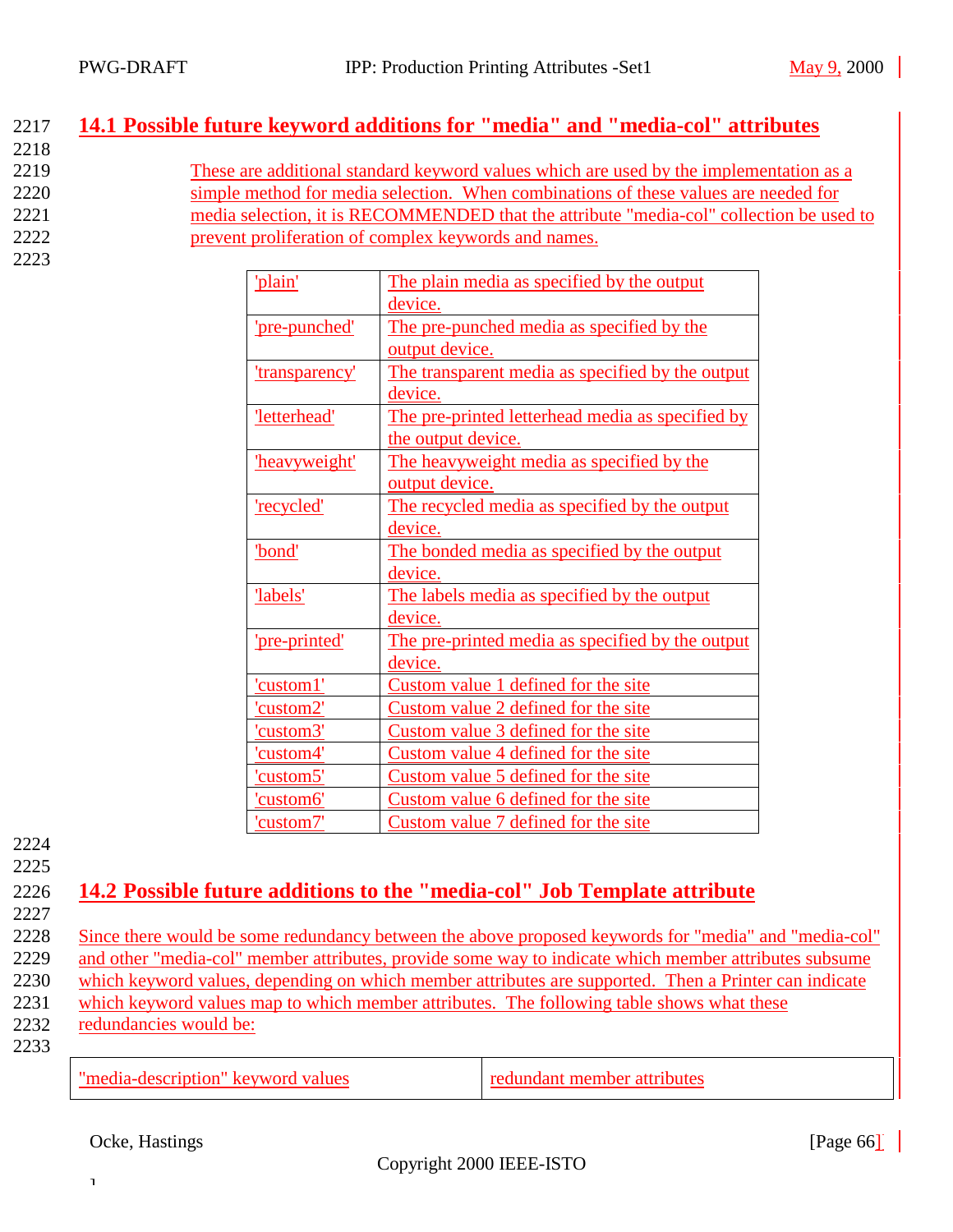## 14.1 Possible future keyword additions for "media" and "media-col" attributes

These are additional standard keyword values which are used by the implementation as a simple method for media selection. When combinations of these values are needed for media selection, it is RECOMMENDED that the attribute "media-col" collection be used to prevent proliferation of complex keywords and names.

| | |
|---|---|
| 'plain' | The plain media as specified by the output device. |
| 'pre-punched' | The pre-punched media as specified by the output device. |
| 'transparency' | The transparent media as specified by the output device. |
| 'letterhead' | The pre-printed letterhead media as specified by the output device. |
| 'heavyweight' | The heavyweight media as specified by the output device. |
| 'recycled' | The recycled media as specified by the output device. |
| 'bond' | The bonded media as specified by the output device. |
| 'labels' | The labels media as specified by the output device. |
| 'pre-printed' | The pre-printed media as specified by the output device. |
| 'custom1' | Custom value 1 defined for the site |
| 'custom2' | Custom value 2 defined for the site |
| 'custom3' | Custom value 3 defined for the site |
| 'custom4' | Custom value 4 defined for the site |
| 'custom5' | Custom value 5 defined for the site |
| 'custom6' | Custom value 6 defined for the site |
| 'custom7' | Custom value 7 defined for the site |

## 14.2 Possible future additions to the "media-col" Job Template attribute

Since there would be some redundancy between the above proposed keywords for "media" and "media-col" and other "media-col" member attributes, provide some way to indicate which member attributes subsume which keyword values, depending on which member attributes are supported. Then a Printer can indicate which keyword values map to which member attributes. The following table shows what these redundancies would be:

| "media-description" keyword values | redundant member attributes |
|---|---|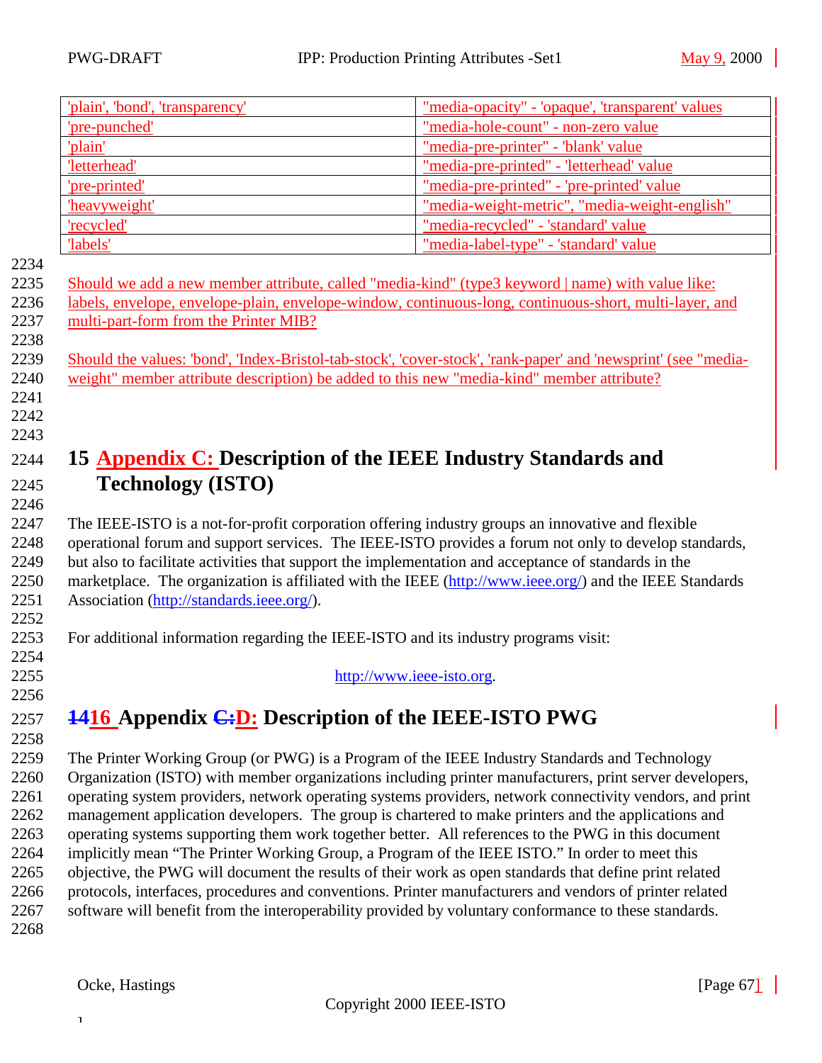| 'plain', 'bond', 'transparency' | "media-opacity" - 'opaque', 'transparent' values |
|---|---|
| 'pre-punched' | "media-hole-count" - non-zero value |
| 'plain' | "media-pre-printer" - 'blank' value |
| 'letterhead' | "media-pre-printed" - 'letterhead' value |
| 'pre-printed' | "media-pre-printed" - 'pre-printed' value |
| 'heavyweight' | "media-weight-metric", "media-weight-english" |
| 'recycled' | "media-recycled" - 'standard' value |
| 'labels' | "media-label-type" - 'standard' value |

Should we add a new member attribute, called "media-kind" (type3 keyword | name) with value like: labels, envelope, envelope-plain, envelope-window, continuous-long, continuous-short, multi-layer, and multi-part-form from the Printer MIB?

Should the values: 'bond', 'Index-Bristol-tab-stock', 'cover-stock', 'rank-paper' and 'newsprint' (see "media-weight" member attribute description) be added to this new "media-kind" member attribute?

# 15 Appendix C: Description of the IEEE Industry Standards and Technology (ISTO)

The IEEE-ISTO is a not-for-profit corporation offering industry groups an innovative and flexible operational forum and support services. The IEEE-ISTO provides a forum not only to develop standards, but also to facilitate activities that support the implementation and acceptance of standards in the marketplace. The organization is affiliated with the IEEE (http://www.ieee.org/) and the IEEE Standards Association (http://standards.ieee.org/).

For additional information regarding the IEEE-ISTO and its industry programs visit:

http://www.ieee-isto.org.

# ~~14~~16 Appendix ~~C:~~D: Description of the IEEE-ISTO PWG

The Printer Working Group (or PWG) is a Program of the IEEE Industry Standards and Technology Organization (ISTO) with member organizations including printer manufacturers, print server developers, operating system providers, network operating systems providers, network connectivity vendors, and print management application developers. The group is chartered to make printers and the applications and operating systems supporting them work together better. All references to the PWG in this document implicitly mean “The Printer Working Group, a Program of the IEEE ISTO.” In order to meet this objective, the PWG will document the results of their work as open standards that define print related protocols, interfaces, procedures and conventions. Printer manufacturers and vendors of printer related software will benefit from the interoperability provided by voluntary conformance to these standards.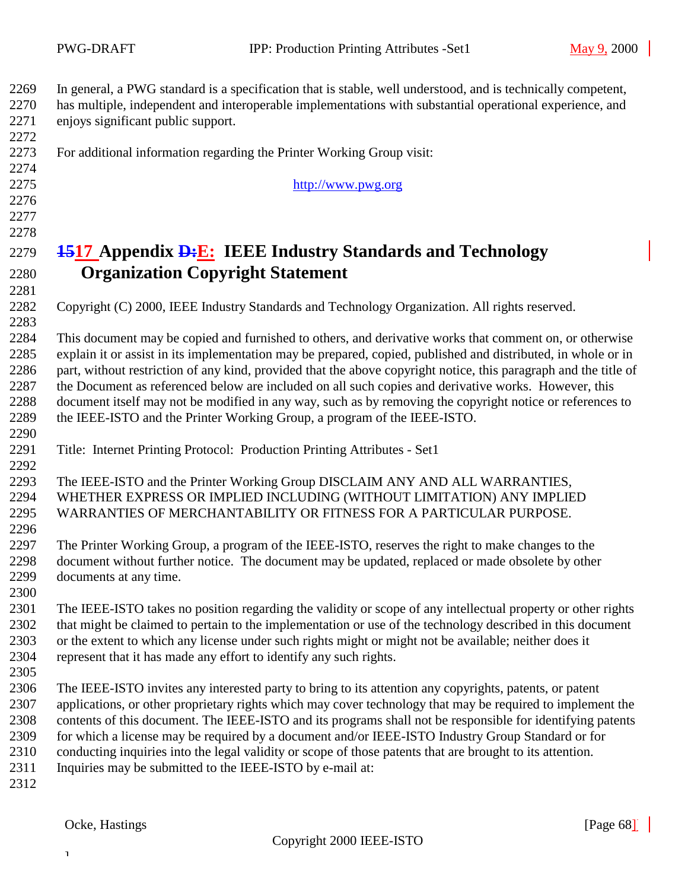In general, a PWG standard is a specification that is stable, well understood, and is technically competent, has multiple, independent and interoperable implementations with substantial operational experience, and enjoys significant public support.

For additional information regarding the Printer Working Group visit:

http://www.pwg.org

# ~~15~~17 Appendix ~~D:~~E: IEEE Industry Standards and Technology Organization Copyright Statement

Copyright (C) 2000, IEEE Industry Standards and Technology Organization. All rights reserved.

This document may be copied and furnished to others, and derivative works that comment on, or otherwise explain it or assist in its implementation may be prepared, copied, published and distributed, in whole or in part, without restriction of any kind, provided that the above copyright notice, this paragraph and the title of the Document as referenced below are included on all such copies and derivative works. However, this document itself may not be modified in any way, such as by removing the copyright notice or references to the IEEE-ISTO and the Printer Working Group, a program of the IEEE-ISTO.

Title: Internet Printing Protocol: Production Printing Attributes - Set1

The IEEE-ISTO and the Printer Working Group DISCLAIM ANY AND ALL WARRANTIES, WHETHER EXPRESS OR IMPLIED INCLUDING (WITHOUT LIMITATION) ANY IMPLIED WARRANTIES OF MERCHANTABILITY OR FITNESS FOR A PARTICULAR PURPOSE.

The Printer Working Group, a program of the IEEE-ISTO, reserves the right to make changes to the document without further notice. The document may be updated, replaced or made obsolete by other documents at any time.

The IEEE-ISTO takes no position regarding the validity or scope of any intellectual property or other rights that might be claimed to pertain to the implementation or use of the technology described in this document or the extent to which any license under such rights might or might not be available; neither does it represent that it has made any effort to identify any such rights.

The IEEE-ISTO invites any interested party to bring to its attention any copyrights, patents, or patent applications, or other proprietary rights which may cover technology that may be required to implement the contents of this document. The IEEE-ISTO and its programs shall not be responsible for identifying patents for which a license may be required by a document and/or IEEE-ISTO Industry Group Standard or for conducting inquiries into the legal validity or scope of those patents that are brought to its attention. Inquiries may be submitted to the IEEE-ISTO by e-mail at: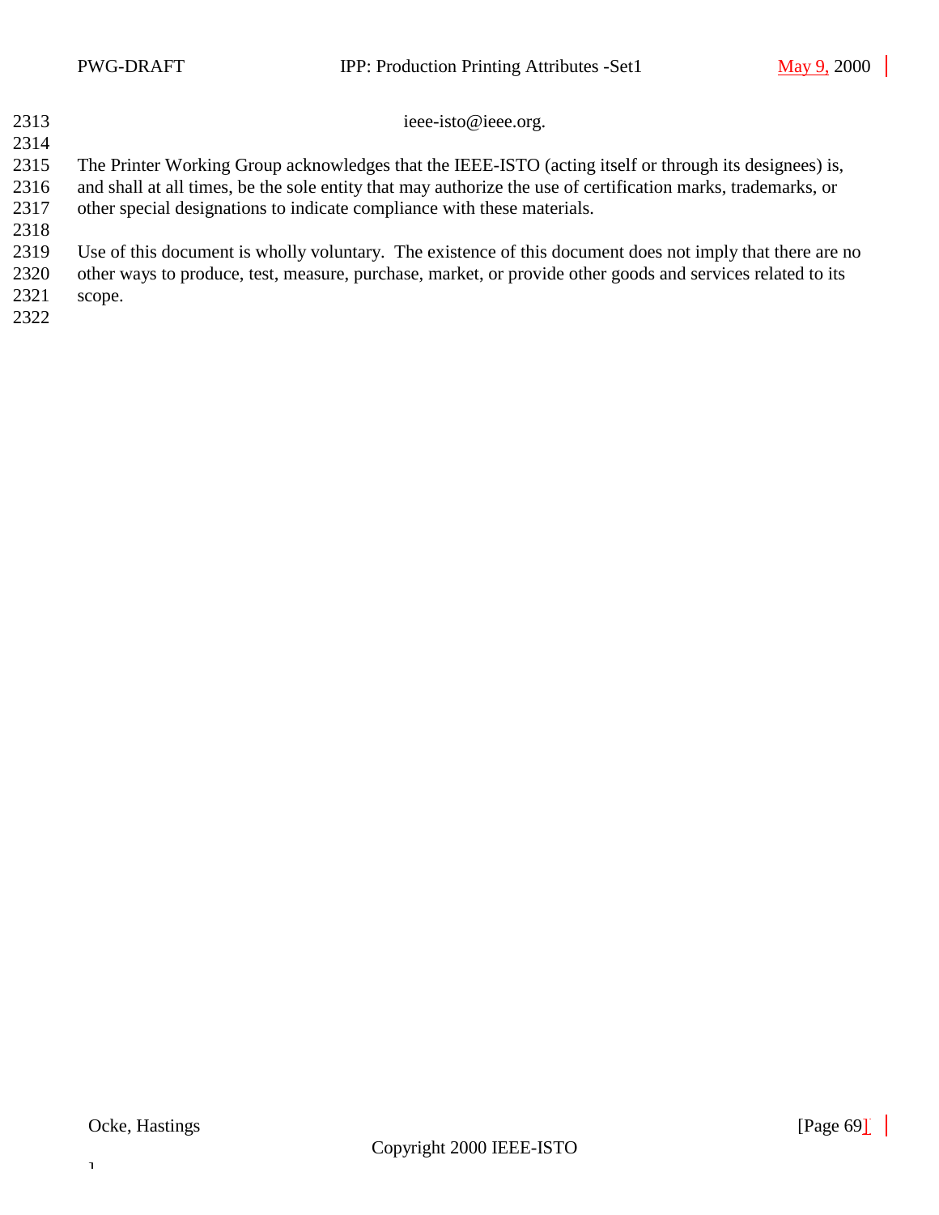ieee-isto@ieee.org.

The Printer Working Group acknowledges that the IEEE-ISTO (acting itself or through its designees) is, and shall at all times, be the sole entity that may authorize the use of certification marks, trademarks, or other special designations to indicate compliance with these materials.

Use of this document is wholly voluntary. The existence of this document does not imply that there are no other ways to produce, test, measure, purchase, market, or provide other goods and services related to its scope.